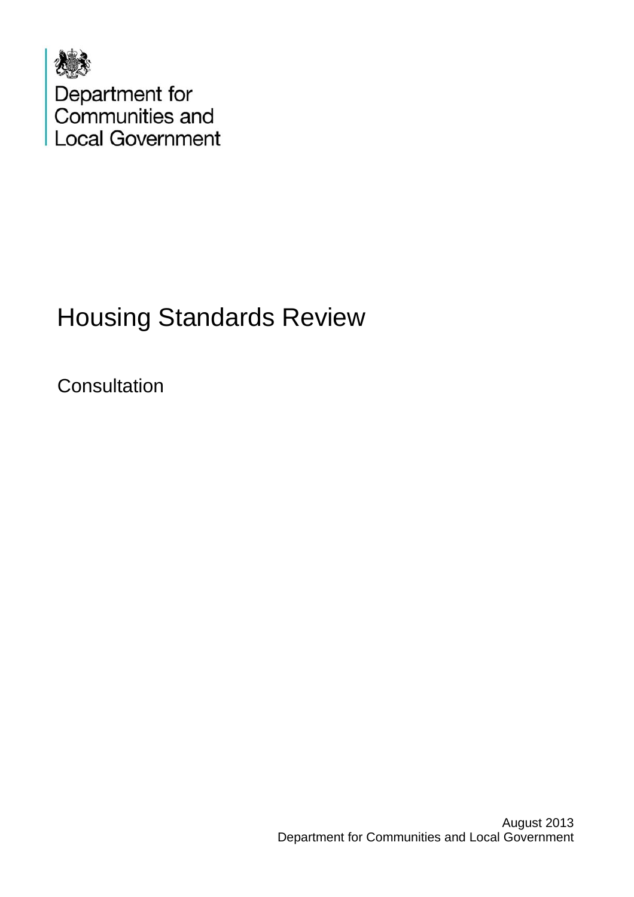Department for Communities and Local Government

# Housing Standards Review

Consultation

August 2013
Department for Communities and Local Government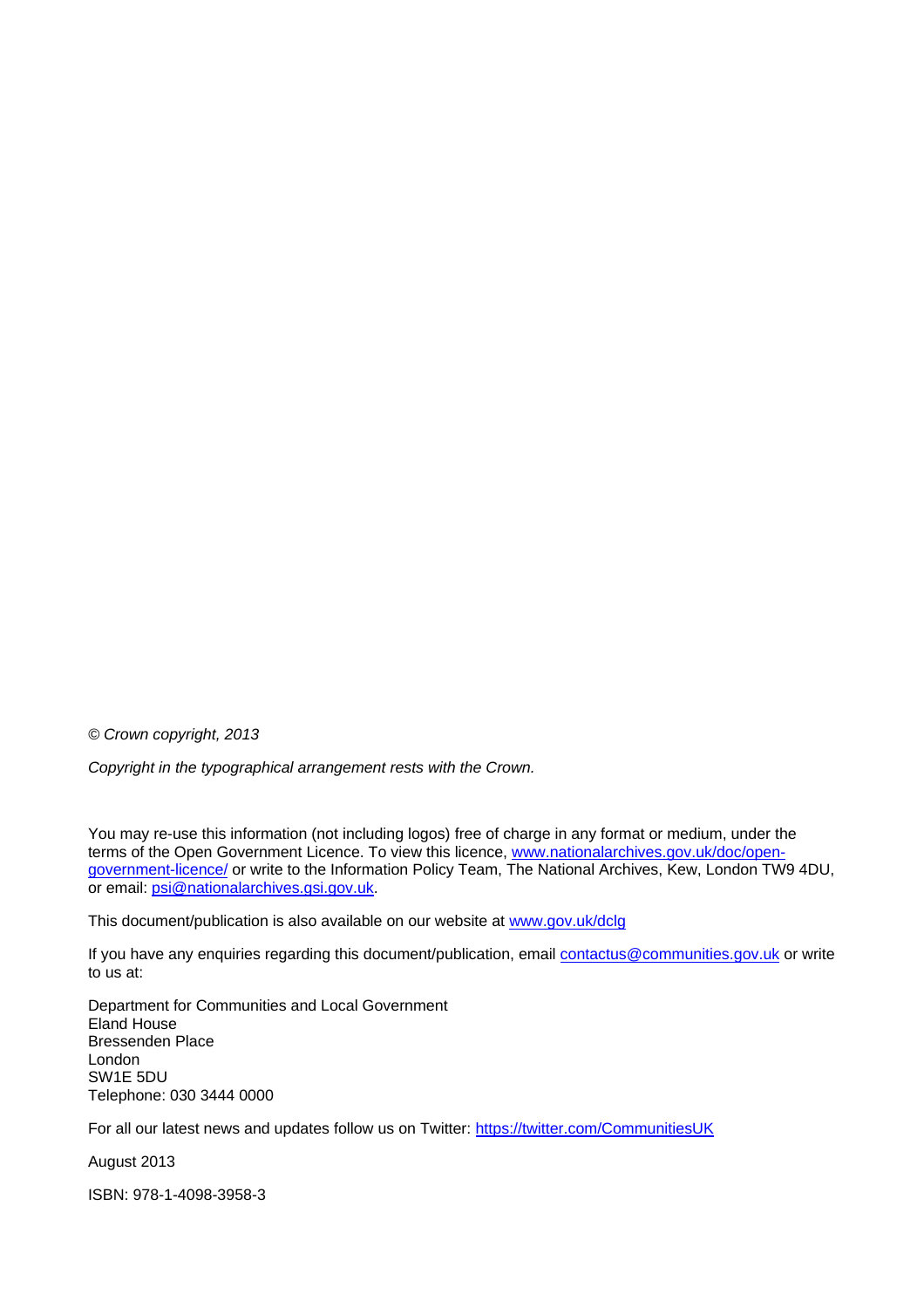© *Crown copyright, 2013*

*Copyright in the typographical arrangement rests with the Crown.*

You may re-use this information (not including logos) free of charge in any format or medium, under the terms of the Open Government Licence. To view this licence, [www.nationalarchives.gov.uk/doc/open-government-licence/](http://www.nationalarchives.gov.uk/doc/open-government-licence/) or write to the Information Policy Team, The National Archives, Kew, London TW9 4DU, or email: [psi@nationalarchives.gsi.gov.uk](mailto:psi@nationalarchives.gsi.gov.uk).

This document/publication is also available on our website at [www.gov.uk/dclg](http://www.gov.uk/dclg)

If you have any enquiries regarding this document/publication, email [contactus@communities.gov.uk](mailto:contactus@communities.gov.uk) or write to us at:

Department for Communities and Local Government
Eland House
Bressenden Place
London
SW1E 5DU
Telephone: 030 3444 0000

For all our latest news and updates follow us on Twitter: [https://twitter.com/CommunitiesUK](https://twitter.com/CommunitiesUK)

August 2013

ISBN: 978-1-4098-3958-3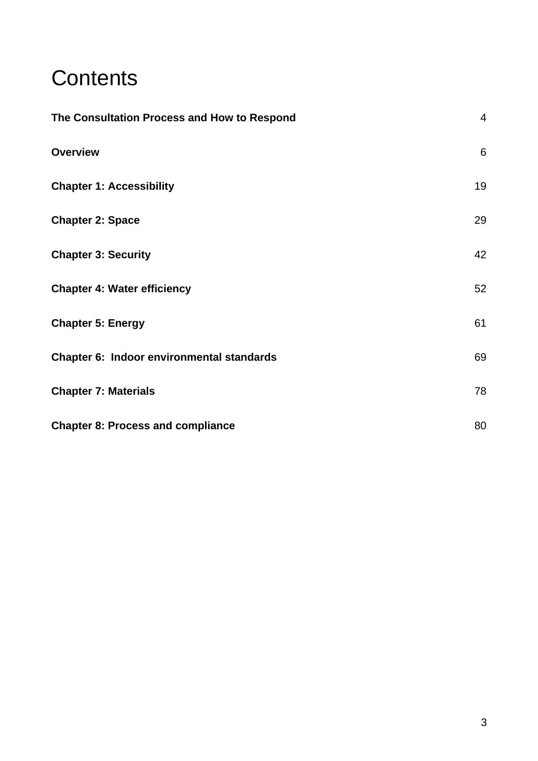# Contents

| | |
|---|---|
| **The Consultation Process and How to Respond** | 4 |
| **Overview** | 6 |
| **Chapter 1: Accessibility** | 19 |
| **Chapter 2: Space** | 29 |
| **Chapter 3: Security** | 42 |
| **Chapter 4: Water efficiency** | 52 |
| **Chapter 5: Energy** | 61 |
| **Chapter 6: Indoor environmental standards** | 69 |
| **Chapter 7: Materials** | 78 |
| **Chapter 8: Process and compliance** | 80 |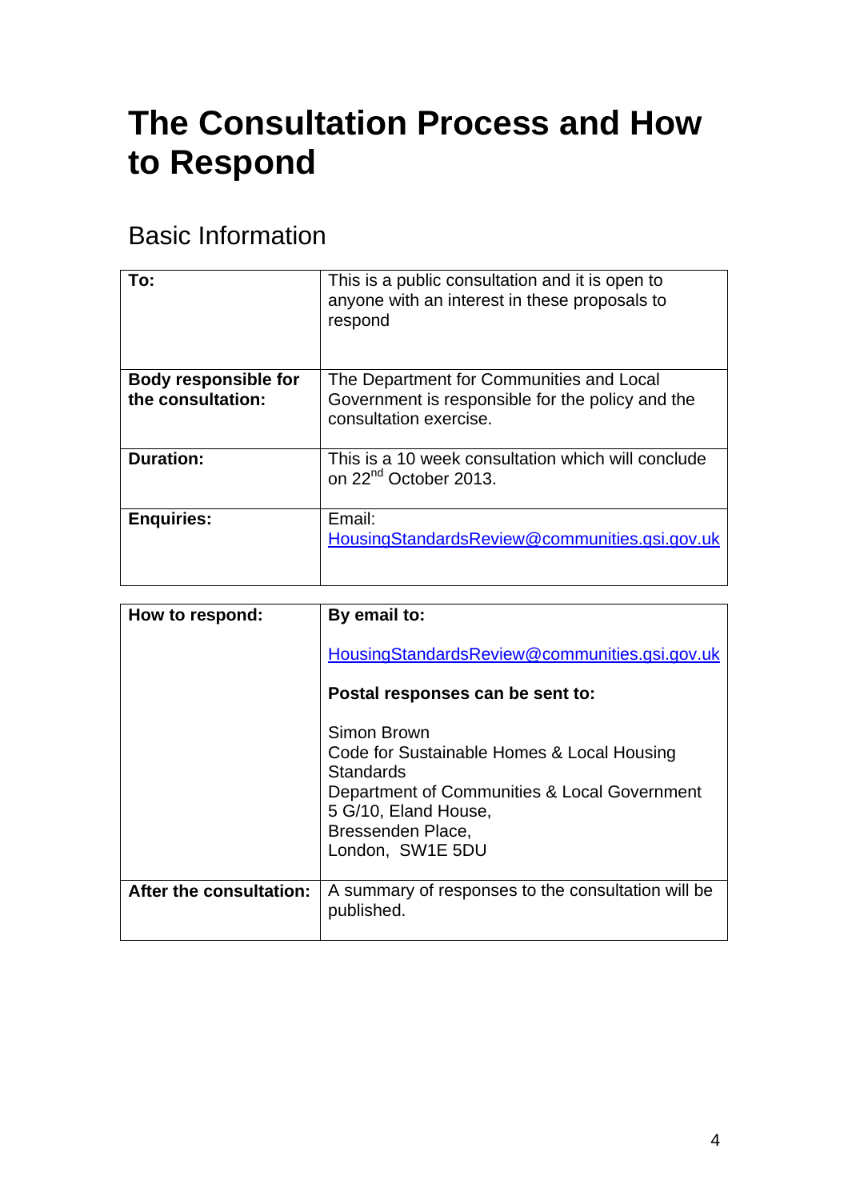# The Consultation Process and How to Respond

## Basic Information

| | |
|---|---|
| **To:** | This is a public consultation and it is open to anyone with an interest in these proposals to respond |
| **Body responsible for the consultation:** | The Department for Communities and Local Government is responsible for the policy and the consultation exercise. |
| **Duration:** | This is a 10 week consultation which will conclude on 22nd October 2013. |
| **Enquiries:** | Email: HousingStandardsReview@communities.gsi.gov.uk |

| | |
|---|---|
| **How to respond:** | **By email to:**<br><br>HousingStandardsReview@communities.gsi.gov.uk<br><br>**Postal responses can be sent to:**<br><br>Simon Brown<br>Code for Sustainable Homes & Local Housing Standards<br>Department of Communities & Local Government<br>5 G/10, Eland House,<br>Bressenden Place,<br>London, SW1E 5DU |
| **After the consultation:** | A summary of responses to the consultation will be published. |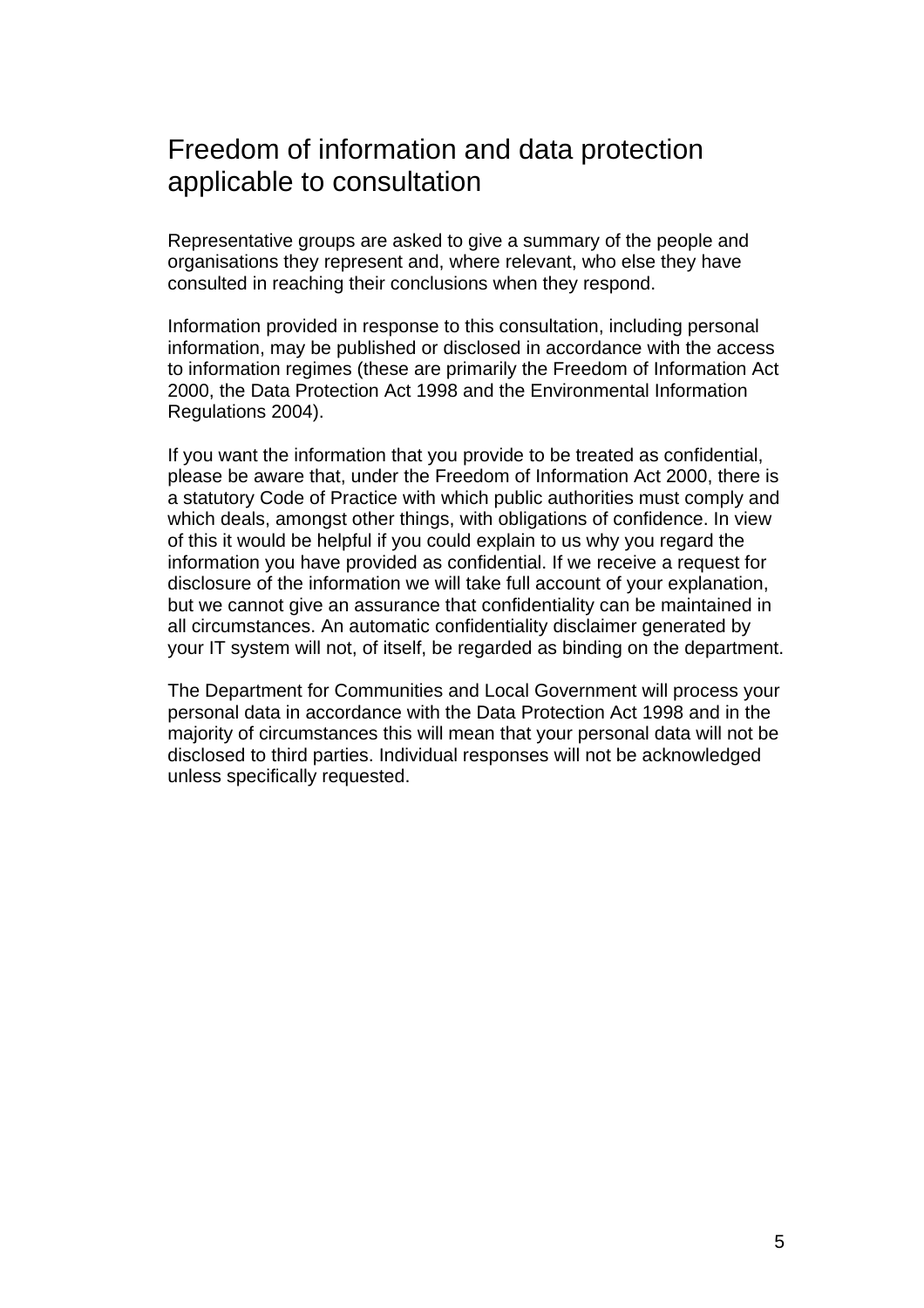# Freedom of information and data protection applicable to consultation

Representative groups are asked to give a summary of the people and organisations they represent and, where relevant, who else they have consulted in reaching their conclusions when they respond.

Information provided in response to this consultation, including personal information, may be published or disclosed in accordance with the access to information regimes (these are primarily the Freedom of Information Act 2000, the Data Protection Act 1998 and the Environmental Information Regulations 2004).

If you want the information that you provide to be treated as confidential, please be aware that, under the Freedom of Information Act 2000, there is a statutory Code of Practice with which public authorities must comply and which deals, amongst other things, with obligations of confidence. In view of this it would be helpful if you could explain to us why you regard the information you have provided as confidential. If we receive a request for disclosure of the information we will take full account of your explanation, but we cannot give an assurance that confidentiality can be maintained in all circumstances. An automatic confidentiality disclaimer generated by your IT system will not, of itself, be regarded as binding on the department.

The Department for Communities and Local Government will process your personal data in accordance with the Data Protection Act 1998 and in the majority of circumstances this will mean that your personal data will not be disclosed to third parties. Individual responses will not be acknowledged unless specifically requested.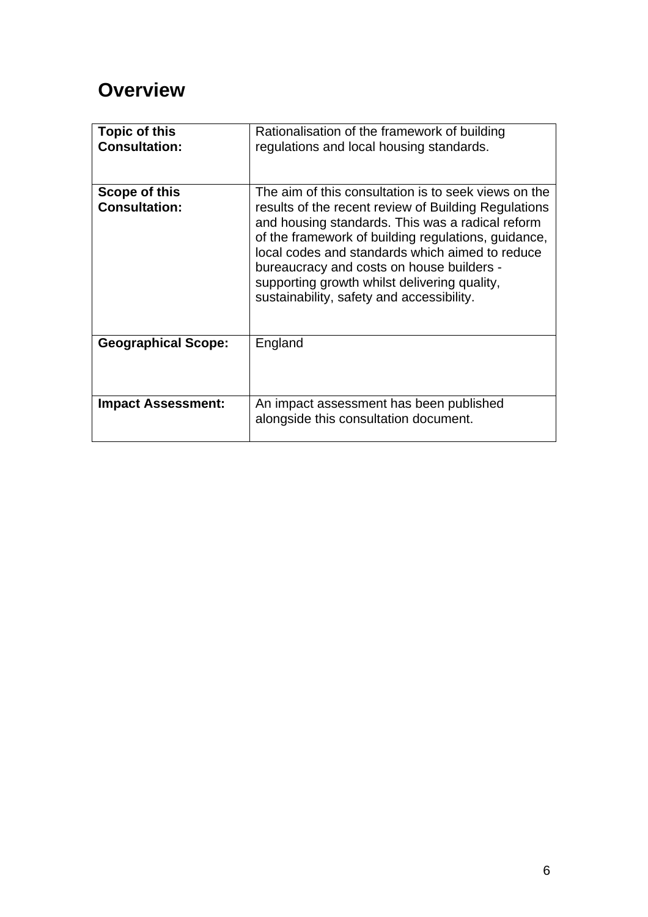# Overview

| **Topic of this Consultation:** | Rationalisation of the framework of building regulations and local housing standards. |
|---|---|
| **Scope of this Consultation:** | The aim of this consultation is to seek views on the results of the recent review of Building Regulations and housing standards. This was a radical reform of the framework of building regulations, guidance, local codes and standards which aimed to reduce bureaucracy and costs on house builders - supporting growth whilst delivering quality, sustainability, safety and accessibility. |
| **Geographical Scope:** | England |
| **Impact Assessment:** | An impact assessment has been published alongside this consultation document. |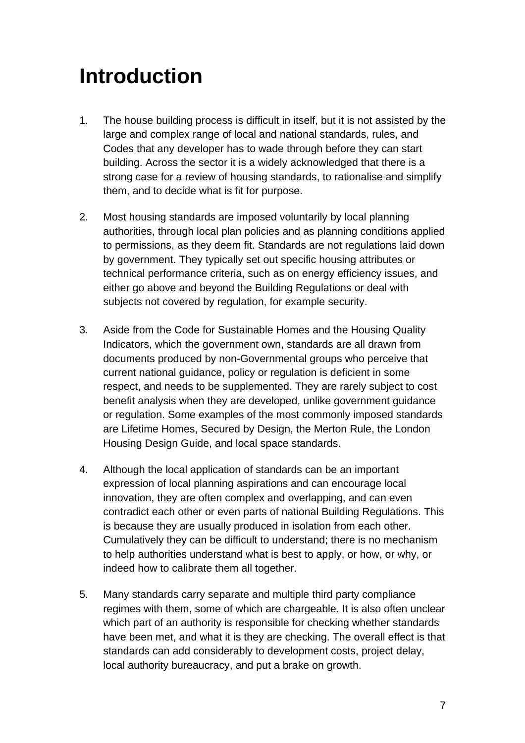# Introduction

1. The house building process is difficult in itself, but it is not assisted by the large and complex range of local and national standards, rules, and Codes that any developer has to wade through before they can start building. Across the sector it is a widely acknowledged that there is a strong case for a review of housing standards, to rationalise and simplify them, and to decide what is fit for purpose.

2. Most housing standards are imposed voluntarily by local planning authorities, through local plan policies and as planning conditions applied to permissions, as they deem fit. Standards are not regulations laid down by government. They typically set out specific housing attributes or technical performance criteria, such as on energy efficiency issues, and either go above and beyond the Building Regulations or deal with subjects not covered by regulation, for example security.

3. Aside from the Code for Sustainable Homes and the Housing Quality Indicators, which the government own, standards are all drawn from documents produced by non-Governmental groups who perceive that current national guidance, policy or regulation is deficient in some respect, and needs to be supplemented. They are rarely subject to cost benefit analysis when they are developed, unlike government guidance or regulation. Some examples of the most commonly imposed standards are Lifetime Homes, Secured by Design, the Merton Rule, the London Housing Design Guide, and local space standards.

4. Although the local application of standards can be an important expression of local planning aspirations and can encourage local innovation, they are often complex and overlapping, and can even contradict each other or even parts of national Building Regulations. This is because they are usually produced in isolation from each other. Cumulatively they can be difficult to understand; there is no mechanism to help authorities understand what is best to apply, or how, or why, or indeed how to calibrate them all together.

5. Many standards carry separate and multiple third party compliance regimes with them, some of which are chargeable. It is also often unclear which part of an authority is responsible for checking whether standards have been met, and what it is they are checking. The overall effect is that standards can add considerably to development costs, project delay, local authority bureaucracy, and put a brake on growth.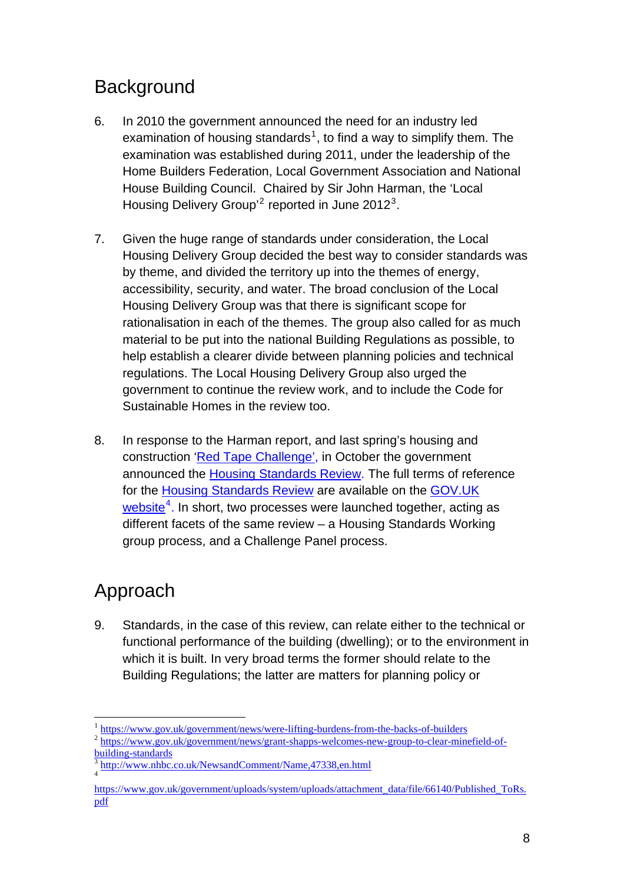## Background

6. In 2010 the government announced the need for an industry led examination of housing standards[1], to find a way to simplify them. The examination was established during 2011, under the leadership of the Home Builders Federation, Local Government Association and National House Building Council. Chaired by Sir John Harman, the 'Local Housing Delivery Group'[2] reported in June 2012[3].

7. Given the huge range of standards under consideration, the Local Housing Delivery Group decided the best way to consider standards was by theme, and divided the territory up into the themes of energy, accessibility, security, and water. The broad conclusion of the Local Housing Delivery Group was that there is significant scope for rationalisation in each of the themes. The group also called for as much material to be put into the national Building Regulations as possible, to help establish a clearer divide between planning policies and technical regulations. The Local Housing Delivery Group also urged the government to continue the review work, and to include the Code for Sustainable Homes in the review too.

8. In response to the Harman report, and last spring's housing and construction 'Red Tape Challenge', in October the government announced the Housing Standards Review. The full terms of reference for the Housing Standards Review are available on the GOV.UK website[4]. In short, two processes were launched together, acting as different facets of the same review – a Housing Standards Working group process, and a Challenge Panel process.

## Approach

9. Standards, in the case of this review, can relate either to the technical or functional performance of the building (dwelling); or to the environment in which it is built. In very broad terms the former should relate to the Building Regulations; the latter are matters for planning policy or

---

[1] https://www.gov.uk/government/news/were-lifting-burdens-from-the-backs-of-builders

[2] https://www.gov.uk/government/news/grant-shapps-welcomes-new-group-to-clear-minefield-of-building-standards

[3] http://www.nhbc.co.uk/NewsandComment/Name,47338,en.html

[4] https://www.gov.uk/government/uploads/system/uploads/attachment_data/file/66140/Published_ToRs.pdf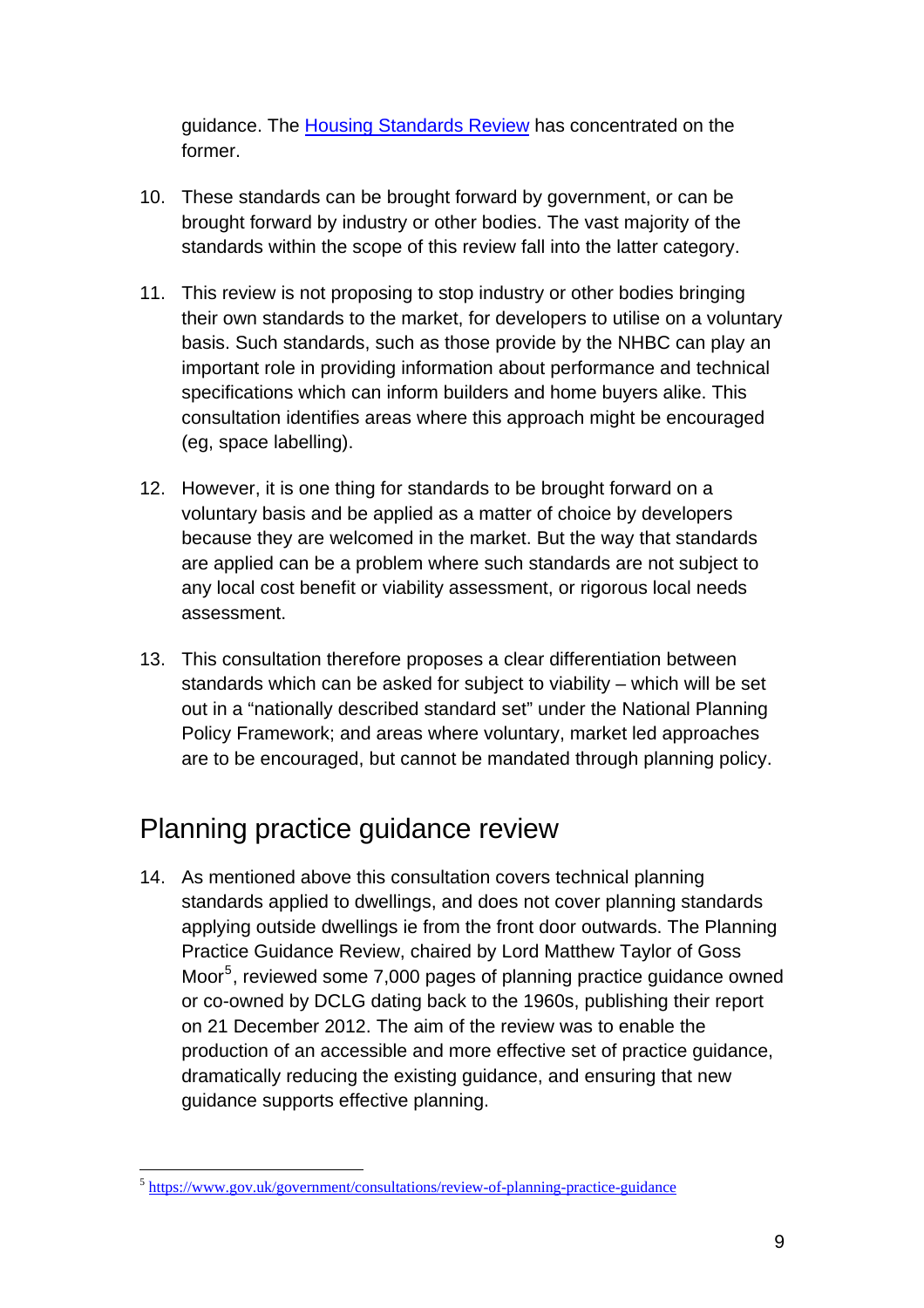guidance. The Housing Standards Review has concentrated on the former.

10. These standards can be brought forward by government, or can be brought forward by industry or other bodies. The vast majority of the standards within the scope of this review fall into the latter category.

11. This review is not proposing to stop industry or other bodies bringing their own standards to the market, for developers to utilise on a voluntary basis. Such standards, such as those provide by the NHBC can play an important role in providing information about performance and technical specifications which can inform builders and home buyers alike. This consultation identifies areas where this approach might be encouraged (eg, space labelling).

12. However, it is one thing for standards to be brought forward on a voluntary basis and be applied as a matter of choice by developers because they are welcomed in the market. But the way that standards are applied can be a problem where such standards are not subject to any local cost benefit or viability assessment, or rigorous local needs assessment.

13. This consultation therefore proposes a clear differentiation between standards which can be asked for subject to viability – which will be set out in a "nationally described standard set" under the National Planning Policy Framework; and areas where voluntary, market led approaches are to be encouraged, but cannot be mandated through planning policy.

## Planning practice guidance review

14. As mentioned above this consultation covers technical planning standards applied to dwellings, and does not cover planning standards applying outside dwellings ie from the front door outwards. The Planning Practice Guidance Review, chaired by Lord Matthew Taylor of Goss Moor[5], reviewed some 7,000 pages of planning practice guidance owned or co-owned by DCLG dating back to the 1960s, publishing their report on 21 December 2012. The aim of the review was to enable the production of an accessible and more effective set of practice guidance, dramatically reducing the existing guidance, and ensuring that new guidance supports effective planning.

[5] https://www.gov.uk/government/consultations/review-of-planning-practice-guidance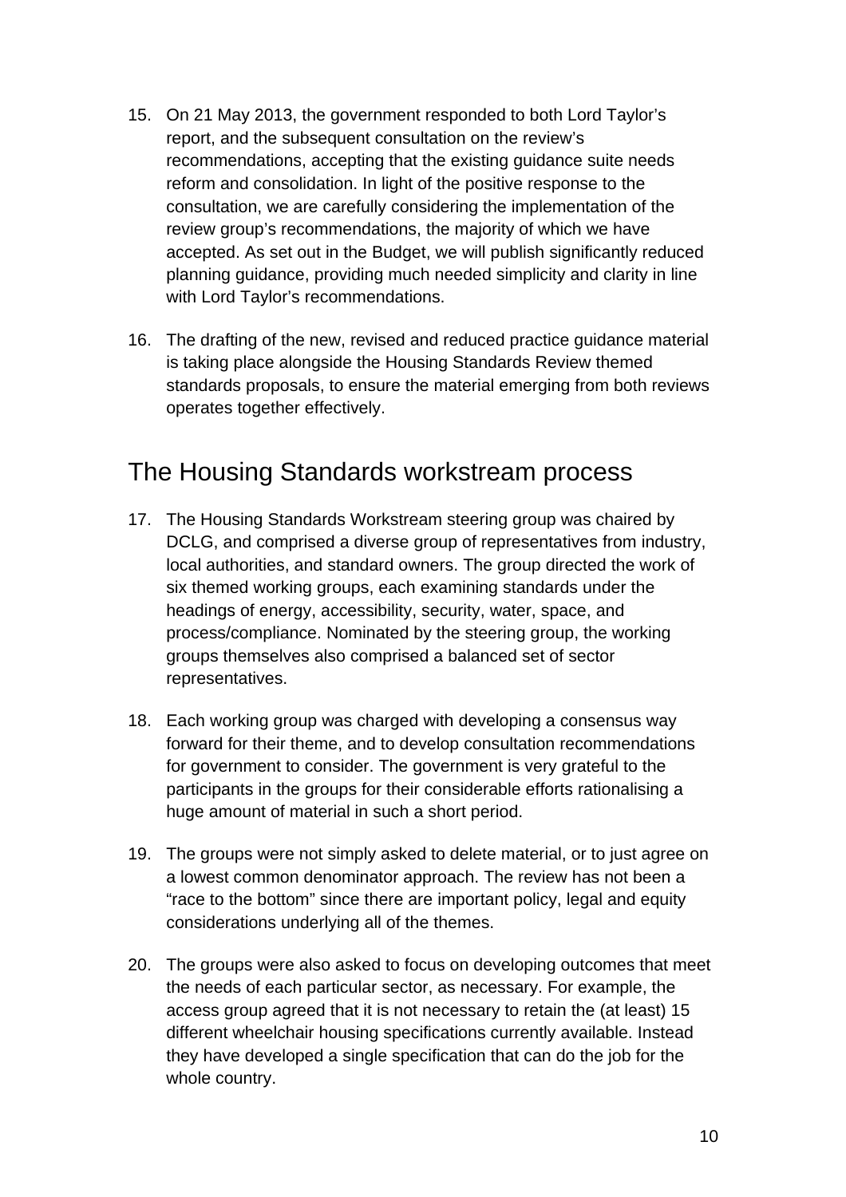15. On 21 May 2013, the government responded to both Lord Taylor's report, and the subsequent consultation on the review's recommendations, accepting that the existing guidance suite needs reform and consolidation. In light of the positive response to the consultation, we are carefully considering the implementation of the review group's recommendations, the majority of which we have accepted. As set out in the Budget, we will publish significantly reduced planning guidance, providing much needed simplicity and clarity in line with Lord Taylor's recommendations.

16. The drafting of the new, revised and reduced practice guidance material is taking place alongside the Housing Standards Review themed standards proposals, to ensure the material emerging from both reviews operates together effectively.

## The Housing Standards workstream process

17. The Housing Standards Workstream steering group was chaired by DCLG, and comprised a diverse group of representatives from industry, local authorities, and standard owners. The group directed the work of six themed working groups, each examining standards under the headings of energy, accessibility, security, water, space, and process/compliance. Nominated by the steering group, the working groups themselves also comprised a balanced set of sector representatives.

18. Each working group was charged with developing a consensus way forward for their theme, and to develop consultation recommendations for government to consider. The government is very grateful to the participants in the groups for their considerable efforts rationalising a huge amount of material in such a short period.

19. The groups were not simply asked to delete material, or to just agree on a lowest common denominator approach. The review has not been a "race to the bottom" since there are important policy, legal and equity considerations underlying all of the themes.

20. The groups were also asked to focus on developing outcomes that meet the needs of each particular sector, as necessary. For example, the access group agreed that it is not necessary to retain the (at least) 15 different wheelchair housing specifications currently available. Instead they have developed a single specification that can do the job for the whole country.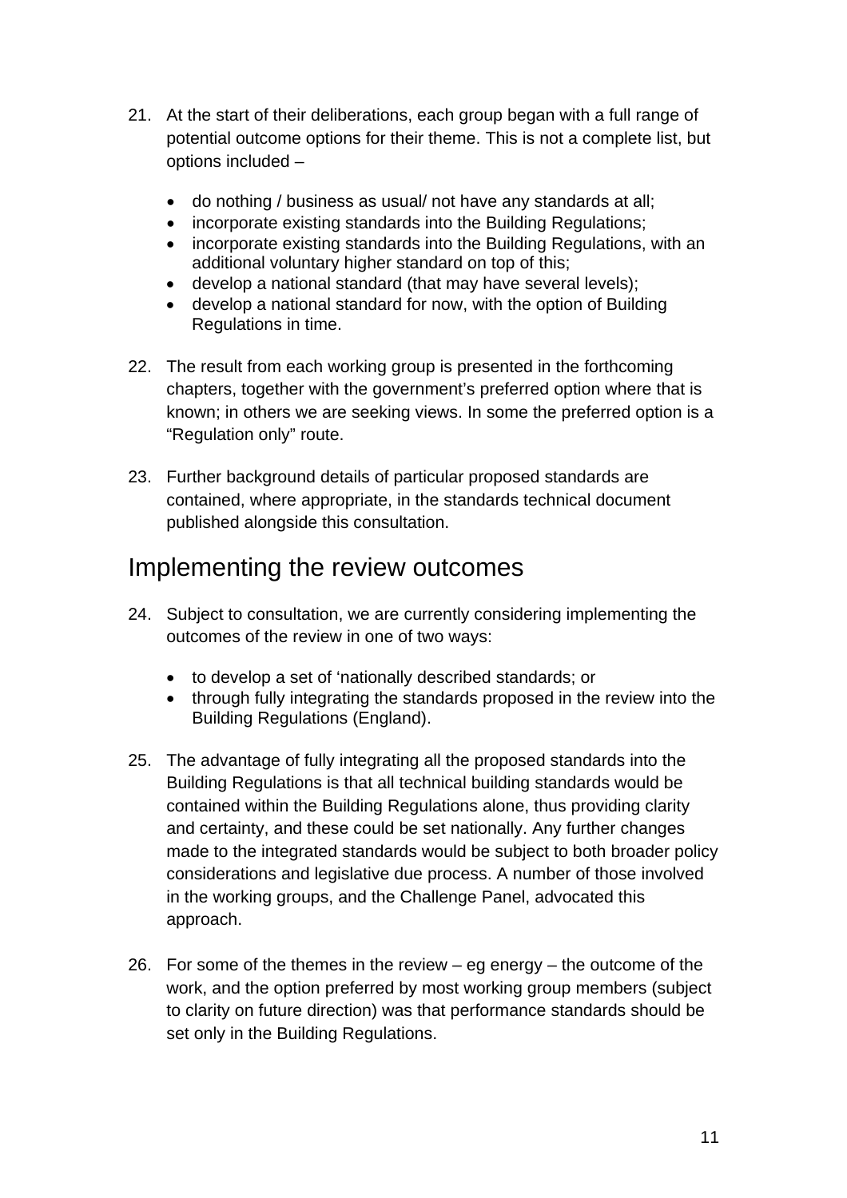21. At the start of their deliberations, each group began with a full range of potential outcome options for their theme. This is not a complete list, but options included –

    - do nothing / business as usual/ not have any standards at all;
    - incorporate existing standards into the Building Regulations;
    - incorporate existing standards into the Building Regulations, with an additional voluntary higher standard on top of this;
    - develop a national standard (that may have several levels);
    - develop a national standard for now, with the option of Building Regulations in time.

22. The result from each working group is presented in the forthcoming chapters, together with the government's preferred option where that is known; in others we are seeking views. In some the preferred option is a "Regulation only" route.

23. Further background details of particular proposed standards are contained, where appropriate, in the standards technical document published alongside this consultation.

## Implementing the review outcomes

24. Subject to consultation, we are currently considering implementing the outcomes of the review in one of two ways:

    - to develop a set of 'nationally described standards; or
    - through fully integrating the standards proposed in the review into the Building Regulations (England).

25. The advantage of fully integrating all the proposed standards into the Building Regulations is that all technical building standards would be contained within the Building Regulations alone, thus providing clarity and certainty, and these could be set nationally. Any further changes made to the integrated standards would be subject to both broader policy considerations and legislative due process. A number of those involved in the working groups, and the Challenge Panel, advocated this approach.

26. For some of the themes in the review – eg energy – the outcome of the work, and the option preferred by most working group members (subject to clarity on future direction) was that performance standards should be set only in the Building Regulations.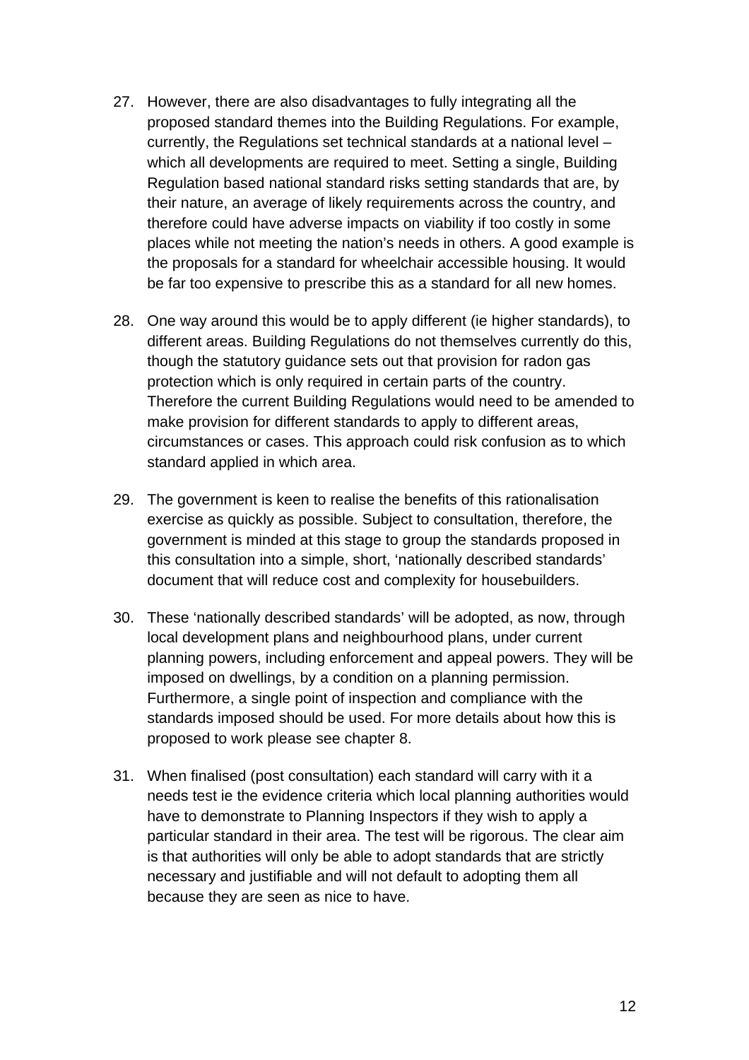27. However, there are also disadvantages to fully integrating all the proposed standard themes into the Building Regulations. For example, currently, the Regulations set technical standards at a national level – which all developments are required to meet. Setting a single, Building Regulation based national standard risks setting standards that are, by their nature, an average of likely requirements across the country, and therefore could have adverse impacts on viability if too costly in some places while not meeting the nation's needs in others. A good example is the proposals for a standard for wheelchair accessible housing. It would be far too expensive to prescribe this as a standard for all new homes.

28. One way around this would be to apply different (ie higher standards), to different areas. Building Regulations do not themselves currently do this, though the statutory guidance sets out that provision for radon gas protection which is only required in certain parts of the country. Therefore the current Building Regulations would need to be amended to make provision for different standards to apply to different areas, circumstances or cases. This approach could risk confusion as to which standard applied in which area.

29. The government is keen to realise the benefits of this rationalisation exercise as quickly as possible. Subject to consultation, therefore, the government is minded at this stage to group the standards proposed in this consultation into a simple, short, 'nationally described standards' document that will reduce cost and complexity for housebuilders.

30. These 'nationally described standards' will be adopted, as now, through local development plans and neighbourhood plans, under current planning powers, including enforcement and appeal powers. They will be imposed on dwellings, by a condition on a planning permission. Furthermore, a single point of inspection and compliance with the standards imposed should be used. For more details about how this is proposed to work please see chapter 8.

31. When finalised (post consultation) each standard will carry with it a needs test ie the evidence criteria which local planning authorities would have to demonstrate to Planning Inspectors if they wish to apply a particular standard in their area. The test will be rigorous. The clear aim is that authorities will only be able to adopt standards that are strictly necessary and justifiable and will not default to adopting them all because they are seen as nice to have.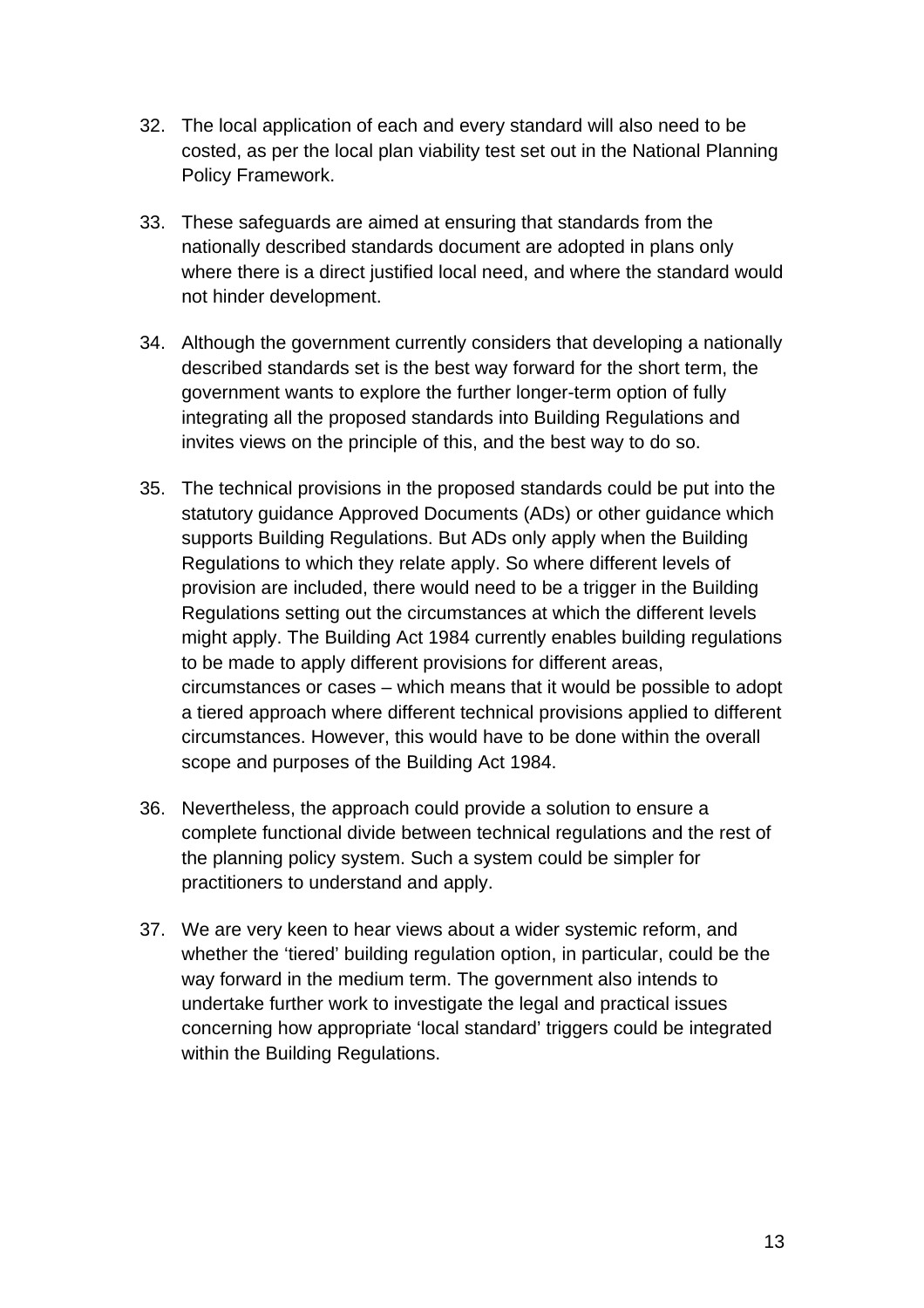32. The local application of each and every standard will also need to be costed, as per the local plan viability test set out in the National Planning Policy Framework.

33. These safeguards are aimed at ensuring that standards from the nationally described standards document are adopted in plans only where there is a direct justified local need, and where the standard would not hinder development.

34. Although the government currently considers that developing a nationally described standards set is the best way forward for the short term, the government wants to explore the further longer-term option of fully integrating all the proposed standards into Building Regulations and invites views on the principle of this, and the best way to do so.

35. The technical provisions in the proposed standards could be put into the statutory guidance Approved Documents (ADs) or other guidance which supports Building Regulations. But ADs only apply when the Building Regulations to which they relate apply. So where different levels of provision are included, there would need to be a trigger in the Building Regulations setting out the circumstances at which the different levels might apply. The Building Act 1984 currently enables building regulations to be made to apply different provisions for different areas, circumstances or cases – which means that it would be possible to adopt a tiered approach where different technical provisions applied to different circumstances. However, this would have to be done within the overall scope and purposes of the Building Act 1984.

36. Nevertheless, the approach could provide a solution to ensure a complete functional divide between technical regulations and the rest of the planning policy system. Such a system could be simpler for practitioners to understand and apply.

37. We are very keen to hear views about a wider systemic reform, and whether the 'tiered' building regulation option, in particular, could be the way forward in the medium term. The government also intends to undertake further work to investigate the legal and practical issues concerning how appropriate 'local standard' triggers could be integrated within the Building Regulations.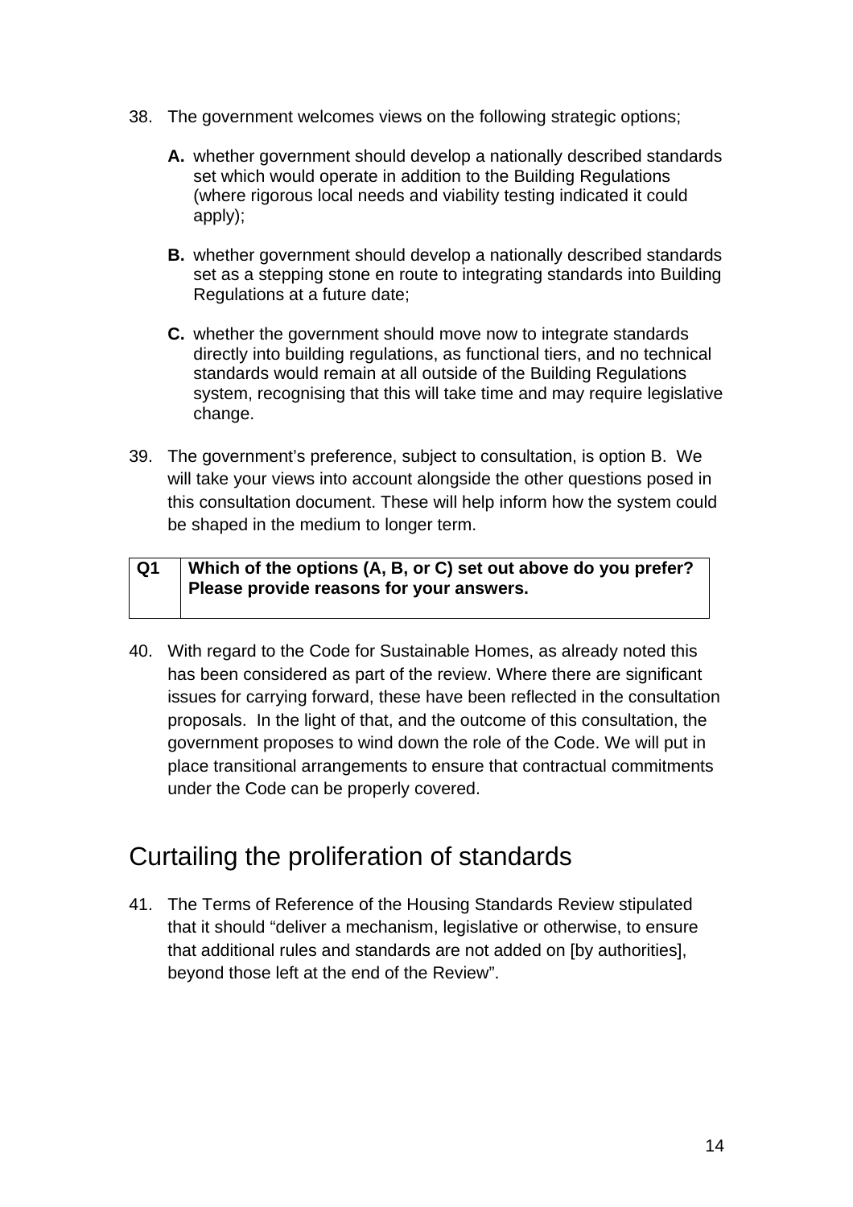38. The government welcomes views on the following strategic options;

    **A.** whether government should develop a nationally described standards set which would operate in addition to the Building Regulations (where rigorous local needs and viability testing indicated it could apply);

    **B.** whether government should develop a nationally described standards set as a stepping stone en route to integrating standards into Building Regulations at a future date;

    **C.** whether the government should move now to integrate standards directly into building regulations, as functional tiers, and no technical standards would remain at all outside of the Building Regulations system, recognising that this will take time and may require legislative change.

39. The government's preference, subject to consultation, is option B. We will take your views into account alongside the other questions posed in this consultation document. These will help inform how the system could be shaped in the medium to longer term.

| **Q1** | **Which of the options (A, B, or C) set out above do you prefer? Please provide reasons for your answers.** |
|---|---|

40. With regard to the Code for Sustainable Homes, as already noted this has been considered as part of the review. Where there are significant issues for carrying forward, these have been reflected in the consultation proposals. In the light of that, and the outcome of this consultation, the government proposes to wind down the role of the Code. We will put in place transitional arrangements to ensure that contractual commitments under the Code can be properly covered.

## Curtailing the proliferation of standards

41. The Terms of Reference of the Housing Standards Review stipulated that it should "deliver a mechanism, legislative or otherwise, to ensure that additional rules and standards are not added on [by authorities], beyond those left at the end of the Review".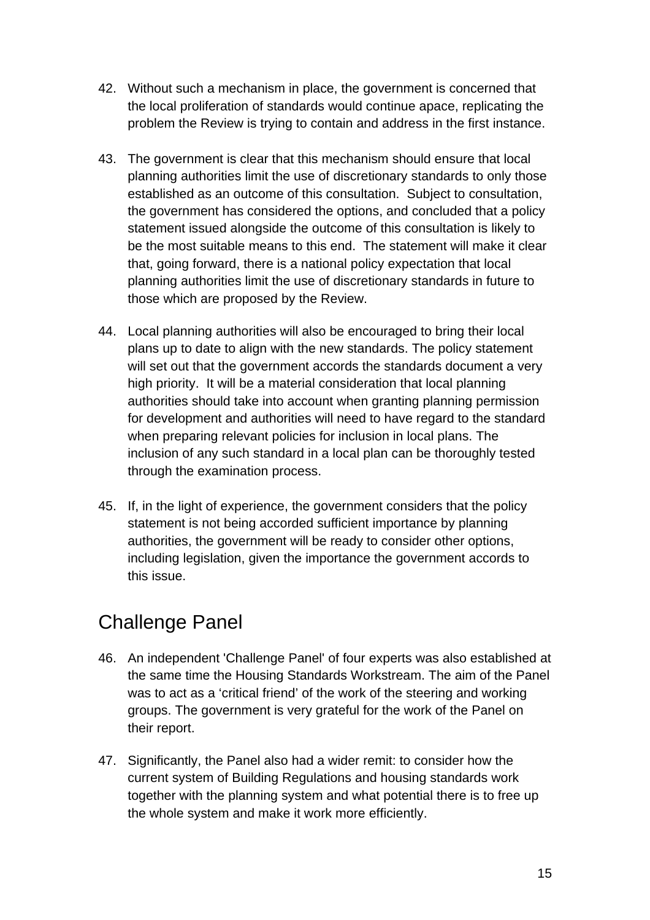42. Without such a mechanism in place, the government is concerned that the local proliferation of standards would continue apace, replicating the problem the Review is trying to contain and address in the first instance.

43. The government is clear that this mechanism should ensure that local planning authorities limit the use of discretionary standards to only those established as an outcome of this consultation. Subject to consultation, the government has considered the options, and concluded that a policy statement issued alongside the outcome of this consultation is likely to be the most suitable means to this end. The statement will make it clear that, going forward, there is a national policy expectation that local planning authorities limit the use of discretionary standards in future to those which are proposed by the Review.

44. Local planning authorities will also be encouraged to bring their local plans up to date to align with the new standards. The policy statement will set out that the government accords the standards document a very high priority. It will be a material consideration that local planning authorities should take into account when granting planning permission for development and authorities will need to have regard to the standard when preparing relevant policies for inclusion in local plans. The inclusion of any such standard in a local plan can be thoroughly tested through the examination process.

45. If, in the light of experience, the government considers that the policy statement is not being accorded sufficient importance by planning authorities, the government will be ready to consider other options, including legislation, given the importance the government accords to this issue.

## Challenge Panel

46. An independent 'Challenge Panel' of four experts was also established at the same time the Housing Standards Workstream. The aim of the Panel was to act as a 'critical friend' of the work of the steering and working groups. The government is very grateful for the work of the Panel on their report.

47. Significantly, the Panel also had a wider remit: to consider how the current system of Building Regulations and housing standards work together with the planning system and what potential there is to free up the whole system and make it work more efficiently.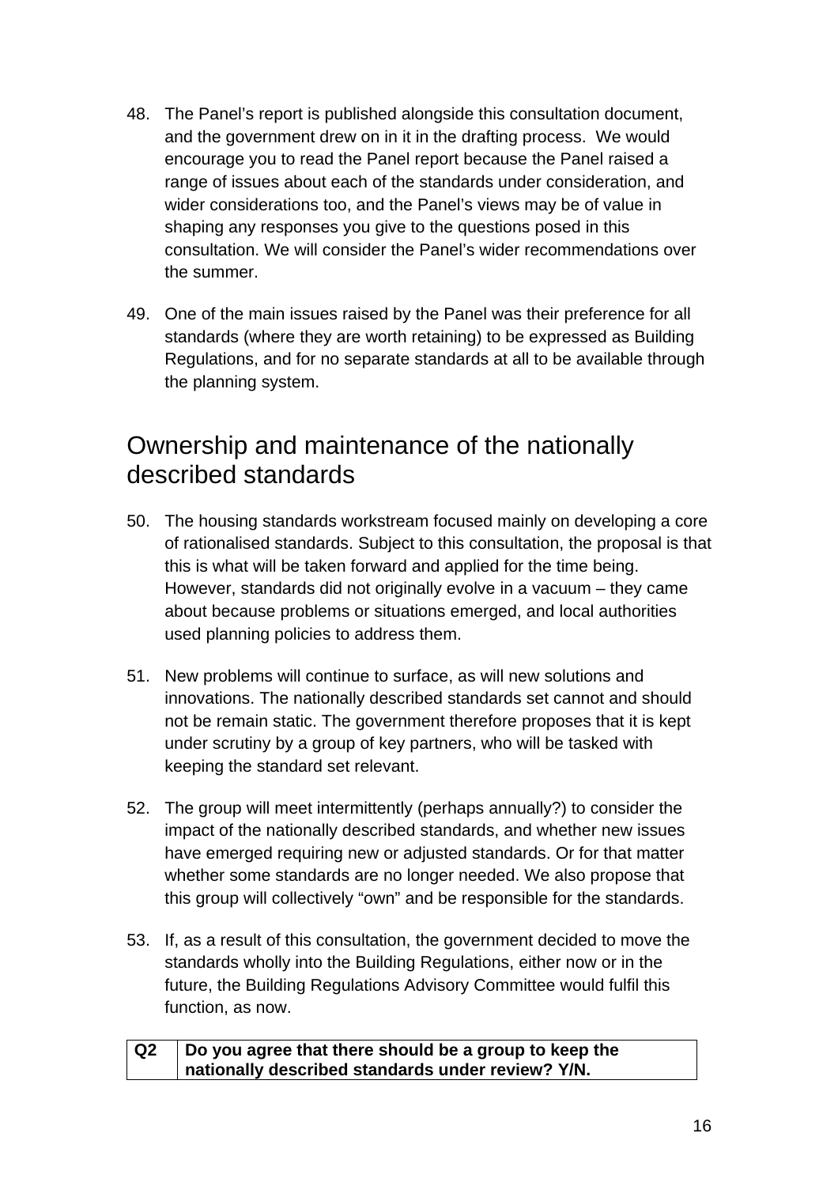48. The Panel's report is published alongside this consultation document, and the government drew on in it in the drafting process. We would encourage you to read the Panel report because the Panel raised a range of issues about each of the standards under consideration, and wider considerations too, and the Panel's views may be of value in shaping any responses you give to the questions posed in this consultation. We will consider the Panel's wider recommendations over the summer.

49. One of the main issues raised by the Panel was their preference for all standards (where they are worth retaining) to be expressed as Building Regulations, and for no separate standards at all to be available through the planning system.

## Ownership and maintenance of the nationally described standards

50. The housing standards workstream focused mainly on developing a core of rationalised standards. Subject to this consultation, the proposal is that this is what will be taken forward and applied for the time being. However, standards did not originally evolve in a vacuum – they came about because problems or situations emerged, and local authorities used planning policies to address them.

51. New problems will continue to surface, as will new solutions and innovations. The nationally described standards set cannot and should not be remain static. The government therefore proposes that it is kept under scrutiny by a group of key partners, who will be tasked with keeping the standard set relevant.

52. The group will meet intermittently (perhaps annually?) to consider the impact of the nationally described standards, and whether new issues have emerged requiring new or adjusted standards. Or for that matter whether some standards are no longer needed. We also propose that this group will collectively "own" and be responsible for the standards.

53. If, as a result of this consultation, the government decided to move the standards wholly into the Building Regulations, either now or in the future, the Building Regulations Advisory Committee would fulfil this function, as now.

| **Q2** | **Do you agree that there should be a group to keep the nationally described standards under review? Y/N.** |
|---|---|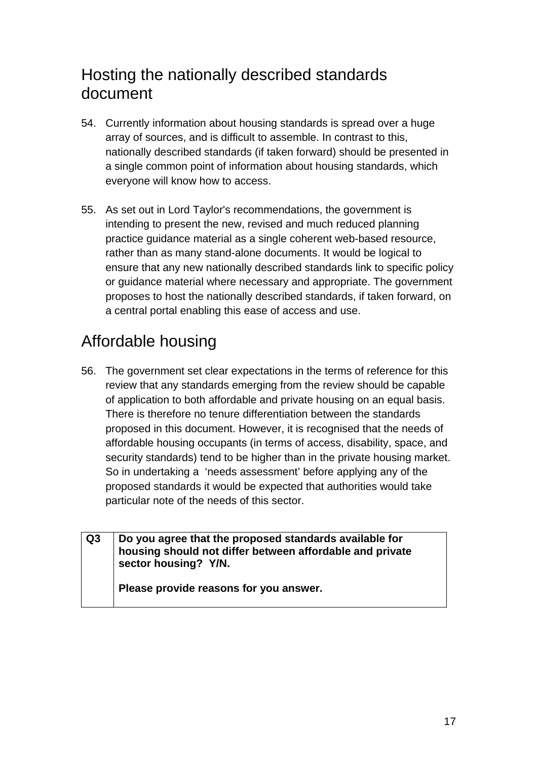## Hosting the nationally described standards document

54. Currently information about housing standards is spread over a huge array of sources, and is difficult to assemble. In contrast to this, nationally described standards (if taken forward) should be presented in a single common point of information about housing standards, which everyone will know how to access.

55. As set out in Lord Taylor's recommendations, the government is intending to present the new, revised and much reduced planning practice guidance material as a single coherent web-based resource, rather than as many stand-alone documents. It would be logical to ensure that any new nationally described standards link to specific policy or guidance material where necessary and appropriate. The government proposes to host the nationally described standards, if taken forward, on a central portal enabling this ease of access and use.

## Affordable housing

56. The government set clear expectations in the terms of reference for this review that any standards emerging from the review should be capable of application to both affordable and private housing on an equal basis. There is therefore no tenure differentiation between the standards proposed in this document. However, it is recognised that the needs of affordable housing occupants (in terms of access, disability, space, and security standards) tend to be higher than in the private housing market. So in undertaking a 'needs assessment' before applying any of the proposed standards it would be expected that authorities would take particular note of the needs of this sector.

| Q3 | **Do you agree that the proposed standards available for housing should not differ between affordable and private sector housing? Y/N.**<br><br>**Please provide reasons for you answer.** |
|---|---|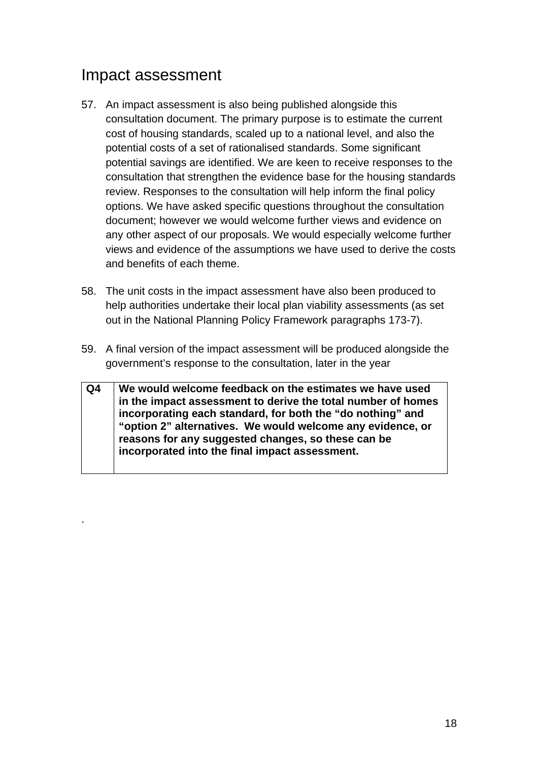## Impact assessment

57. An impact assessment is also being published alongside this consultation document. The primary purpose is to estimate the current cost of housing standards, scaled up to a national level, and also the potential costs of a set of rationalised standards. Some significant potential savings are identified. We are keen to receive responses to the consultation that strengthen the evidence base for the housing standards review. Responses to the consultation will help inform the final policy options. We have asked specific questions throughout the consultation document; however we would welcome further views and evidence on any other aspect of our proposals. We would especially welcome further views and evidence of the assumptions we have used to derive the costs and benefits of each theme.

58. The unit costs in the impact assessment have also been produced to help authorities undertake their local plan viability assessments (as set out in the National Planning Policy Framework paragraphs 173-7).

59. A final version of the impact assessment will be produced alongside the government's response to the consultation, later in the year

| Q4 | We would welcome feedback on the estimates we have used in the impact assessment to derive the total number of homes incorporating each standard, for both the "do nothing" and "option 2" alternatives. We would welcome any evidence, or reasons for any suggested changes, so these can be incorporated into the final impact assessment. |
|---|---|

.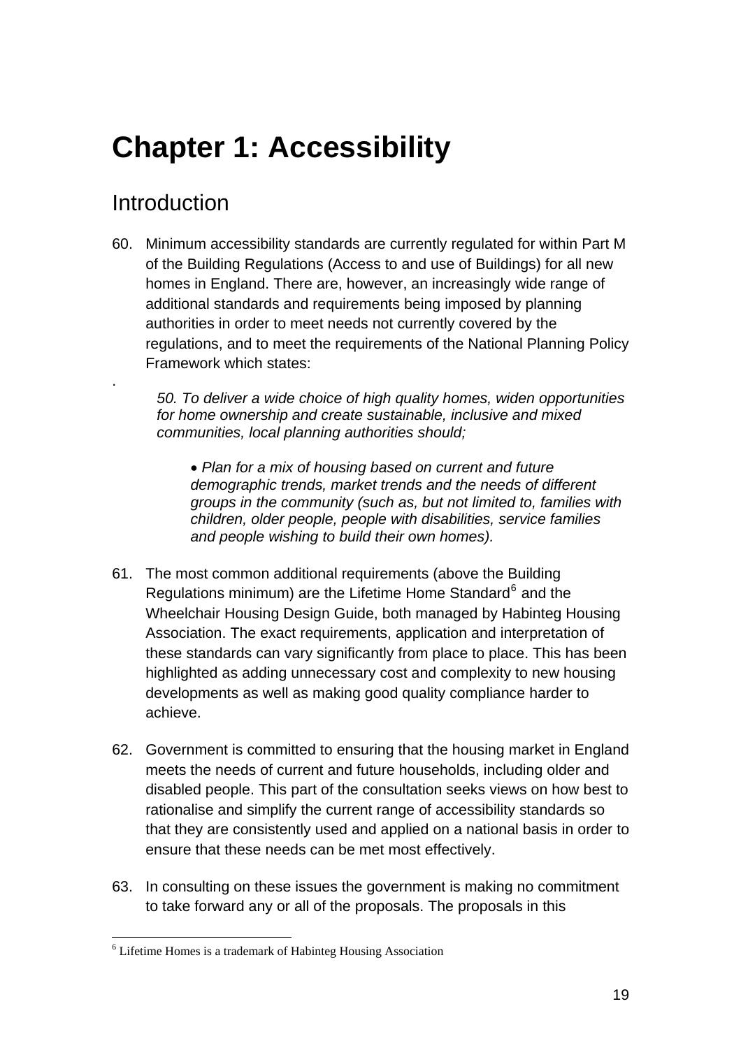# Chapter 1: Accessibility

## Introduction

60. Minimum accessibility standards are currently regulated for within Part M of the Building Regulations (Access to and use of Buildings) for all new homes in England. There are, however, an increasingly wide range of additional standards and requirements being imposed by planning authorities in order to meet needs not currently covered by the regulations, and to meet the requirements of the National Planning Policy Framework which states:

.

> *50. To deliver a wide choice of high quality homes, widen opportunities for home ownership and create sustainable, inclusive and mixed communities, local planning authorities should;*
>
> > • *Plan for a mix of housing based on current and future demographic trends, market trends and the needs of different groups in the community (such as, but not limited to, families with children, older people, people with disabilities, service families and people wishing to build their own homes).*

61. The most common additional requirements (above the Building Regulations minimum) are the Lifetime Home Standard[6] and the Wheelchair Housing Design Guide, both managed by Habinteg Housing Association. The exact requirements, application and interpretation of these standards can vary significantly from place to place. This has been highlighted as adding unnecessary cost and complexity to new housing developments as well as making good quality compliance harder to achieve.

62. Government is committed to ensuring that the housing market in England meets the needs of current and future households, including older and disabled people. This part of the consultation seeks views on how best to rationalise and simplify the current range of accessibility standards so that they are consistently used and applied on a national basis in order to ensure that these needs can be met most effectively.

63. In consulting on these issues the government is making no commitment to take forward any or all of the proposals. The proposals in this

---

[6] Lifetime Homes is a trademark of Habinteg Housing Association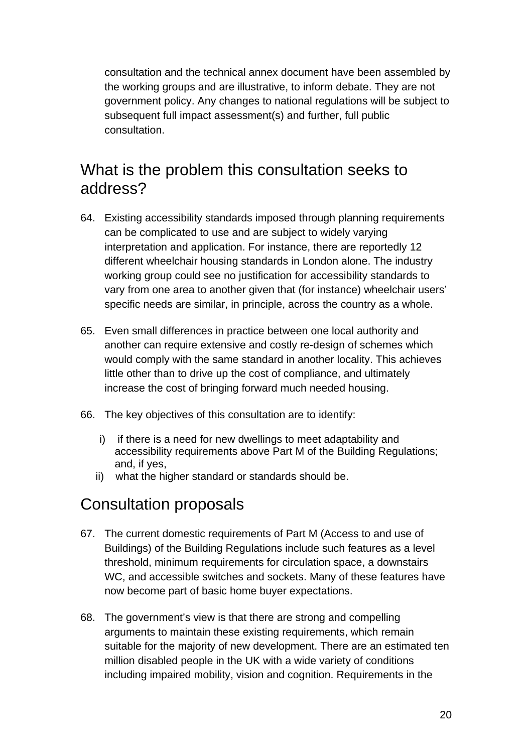consultation and the technical annex document have been assembled by the working groups and are illustrative, to inform debate. They are not government policy. Any changes to national regulations will be subject to subsequent full impact assessment(s) and further, full public consultation.

## What is the problem this consultation seeks to address?

64. Existing accessibility standards imposed through planning requirements can be complicated to use and are subject to widely varying interpretation and application. For instance, there are reportedly 12 different wheelchair housing standards in London alone. The industry working group could see no justification for accessibility standards to vary from one area to another given that (for instance) wheelchair users' specific needs are similar, in principle, across the country as a whole.

65. Even small differences in practice between one local authority and another can require extensive and costly re-design of schemes which would comply with the same standard in another locality. This achieves little other than to drive up the cost of compliance, and ultimately increase the cost of bringing forward much needed housing.

66. The key objectives of this consultation are to identify:

    i) if there is a need for new dwellings to meet adaptability and accessibility requirements above Part M of the Building Regulations; and, if yes,
    ii) what the higher standard or standards should be.

## Consultation proposals

67. The current domestic requirements of Part M (Access to and use of Buildings) of the Building Regulations include such features as a level threshold, minimum requirements for circulation space, a downstairs WC, and accessible switches and sockets. Many of these features have now become part of basic home buyer expectations.

68. The government's view is that there are strong and compelling arguments to maintain these existing requirements, which remain suitable for the majority of new development. There are an estimated ten million disabled people in the UK with a wide variety of conditions including impaired mobility, vision and cognition. Requirements in the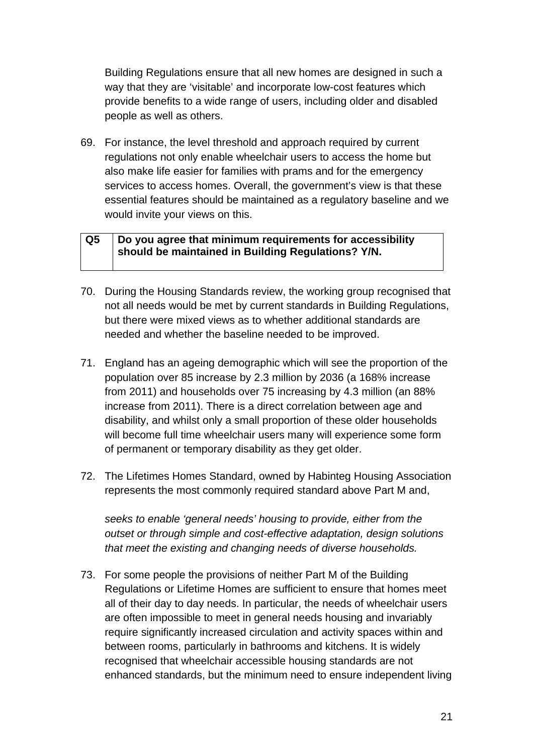Building Regulations ensure that all new homes are designed in such a way that they are 'visitable' and incorporate low-cost features which provide benefits to a wide range of users, including older and disabled people as well as others.

69. For instance, the level threshold and approach required by current regulations not only enable wheelchair users to access the home but also make life easier for families with prams and for the emergency services to access homes. Overall, the government's view is that these essential features should be maintained as a regulatory baseline and we would invite your views on this.

| **Q5** | **Do you agree that minimum requirements for accessibility should be maintained in Building Regulations? Y/N.** |
|---|---|

70. During the Housing Standards review, the working group recognised that not all needs would be met by current standards in Building Regulations, but there were mixed views as to whether additional standards are needed and whether the baseline needed to be improved.

71. England has an ageing demographic which will see the proportion of the population over 85 increase by 2.3 million by 2036 (a 168% increase from 2011) and households over 75 increasing by 4.3 million (an 88% increase from 2011). There is a direct correlation between age and disability, and whilst only a small proportion of these older households will become full time wheelchair users many will experience some form of permanent or temporary disability as they get older.

72. The Lifetimes Homes Standard, owned by Habinteg Housing Association represents the most commonly required standard above Part M and,

    *seeks to enable 'general needs' housing to provide, either from the outset or through simple and cost-effective adaptation, design solutions that meet the existing and changing needs of diverse households.*

73. For some people the provisions of neither Part M of the Building Regulations or Lifetime Homes are sufficient to ensure that homes meet all of their day to day needs. In particular, the needs of wheelchair users are often impossible to meet in general needs housing and invariably require significantly increased circulation and activity spaces within and between rooms, particularly in bathrooms and kitchens. It is widely recognised that wheelchair accessible housing standards are not enhanced standards, but the minimum need to ensure independent living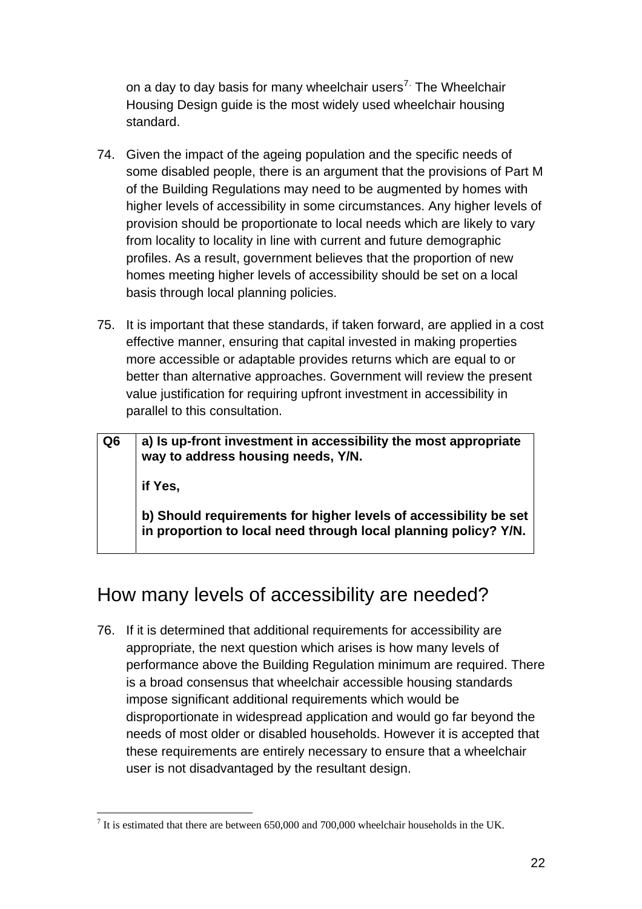on a day to day basis for many wheelchair users[7]. The Wheelchair Housing Design guide is the most widely used wheelchair housing standard.

74. Given the impact of the ageing population and the specific needs of some disabled people, there is an argument that the provisions of Part M of the Building Regulations may need to be augmented by homes with higher levels of accessibility in some circumstances. Any higher levels of provision should be proportionate to local needs which are likely to vary from locality to locality in line with current and future demographic profiles. As a result, government believes that the proportion of new homes meeting higher levels of accessibility should be set on a local basis through local planning policies.

75. It is important that these standards, if taken forward, are applied in a cost effective manner, ensuring that capital invested in making properties more accessible or adaptable provides returns which are equal to or better than alternative approaches. Government will review the present value justification for requiring upfront investment in accessibility in parallel to this consultation.

| Q6 | **a) Is up-front investment in accessibility the most appropriate way to address housing needs, Y/N.**<br><br>**if Yes,**<br><br>**b) Should requirements for higher levels of accessibility be set in proportion to local need through local planning policy? Y/N.** |
|---|---|

## How many levels of accessibility are needed?

76. If it is determined that additional requirements for accessibility are appropriate, the next question which arises is how many levels of performance above the Building Regulation minimum are required. There is a broad consensus that wheelchair accessible housing standards impose significant additional requirements which would be disproportionate in widespread application and would go far beyond the needs of most older or disabled households. However it is accepted that these requirements are entirely necessary to ensure that a wheelchair user is not disadvantaged by the resultant design.

---

[7] It is estimated that there are between 650,000 and 700,000 wheelchair households in the UK.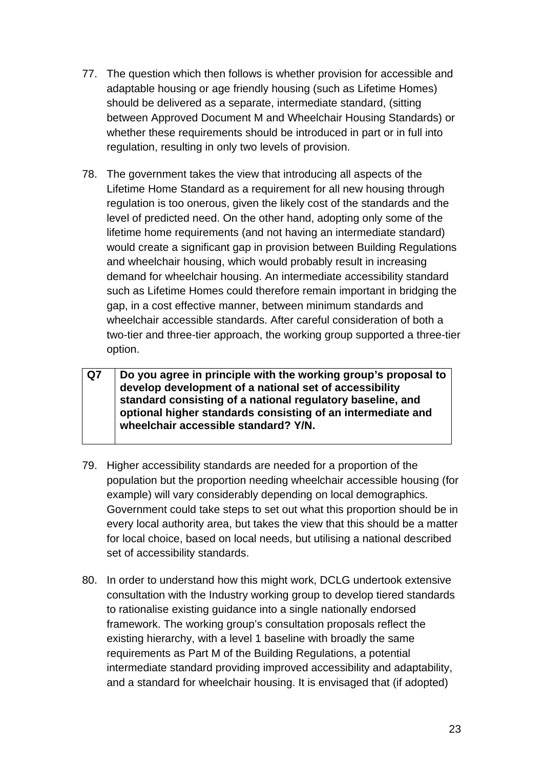77. The question which then follows is whether provision for accessible and adaptable housing or age friendly housing (such as Lifetime Homes) should be delivered as a separate, intermediate standard, (sitting between Approved Document M and Wheelchair Housing Standards) or whether these requirements should be introduced in part or in full into regulation, resulting in only two levels of provision.

78. The government takes the view that introducing all aspects of the Lifetime Home Standard as a requirement for all new housing through regulation is too onerous, given the likely cost of the standards and the level of predicted need. On the other hand, adopting only some of the lifetime home requirements (and not having an intermediate standard) would create a significant gap in provision between Building Regulations and wheelchair housing, which would probably result in increasing demand for wheelchair housing. An intermediate accessibility standard such as Lifetime Homes could therefore remain important in bridging the gap, in a cost effective manner, between minimum standards and wheelchair accessible standards. After careful consideration of both a two-tier and three-tier approach, the working group supported a three-tier option.

| Q7 | **Do you agree in principle with the working group's proposal to develop development of a national set of accessibility standard consisting of a national regulatory baseline, and optional higher standards consisting of an intermediate and wheelchair accessible standard? Y/N.** |
|---|---|

79. Higher accessibility standards are needed for a proportion of the population but the proportion needing wheelchair accessible housing (for example) will vary considerably depending on local demographics. Government could take steps to set out what this proportion should be in every local authority area, but takes the view that this should be a matter for local choice, based on local needs, but utilising a national described set of accessibility standards.

80. In order to understand how this might work, DCLG undertook extensive consultation with the Industry working group to develop tiered standards to rationalise existing guidance into a single nationally endorsed framework. The working group's consultation proposals reflect the existing hierarchy, with a level 1 baseline with broadly the same requirements as Part M of the Building Regulations, a potential intermediate standard providing improved accessibility and adaptability, and a standard for wheelchair housing. It is envisaged that (if adopted)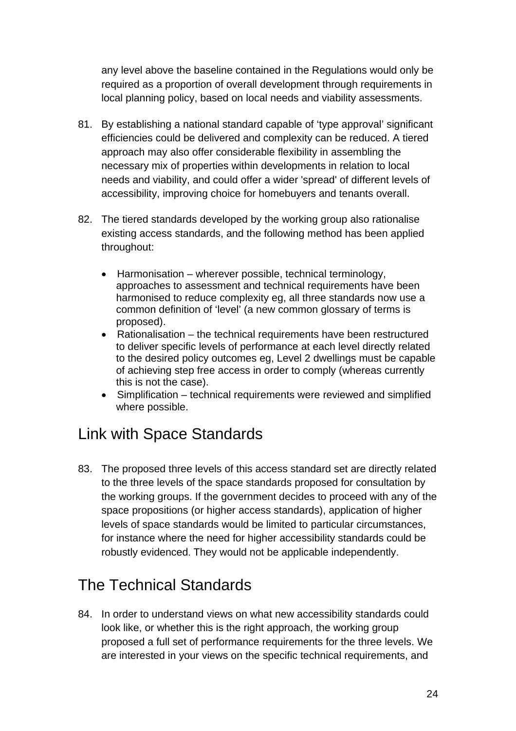any level above the baseline contained in the Regulations would only be required as a proportion of overall development through requirements in local planning policy, based on local needs and viability assessments.

81. By establishing a national standard capable of 'type approval' significant efficiencies could be delivered and complexity can be reduced. A tiered approach may also offer considerable flexibility in assembling the necessary mix of properties within developments in relation to local needs and viability, and could offer a wider 'spread' of different levels of accessibility, improving choice for homebuyers and tenants overall.

82. The tiered standards developed by the working group also rationalise existing access standards, and the following method has been applied throughout:

    - Harmonisation – wherever possible, technical terminology, approaches to assessment and technical requirements have been harmonised to reduce complexity eg, all three standards now use a common definition of 'level' (a new common glossary of terms is proposed).
    - Rationalisation – the technical requirements have been restructured to deliver specific levels of performance at each level directly related to the desired policy outcomes eg, Level 2 dwellings must be capable of achieving step free access in order to comply (whereas currently this is not the case).
    - Simplification – technical requirements were reviewed and simplified where possible.

## Link with Space Standards

83. The proposed three levels of this access standard set are directly related to the three levels of the space standards proposed for consultation by the working groups. If the government decides to proceed with any of the space propositions (or higher access standards), application of higher levels of space standards would be limited to particular circumstances, for instance where the need for higher accessibility standards could be robustly evidenced. They would not be applicable independently.

## The Technical Standards

84. In order to understand views on what new accessibility standards could look like, or whether this is the right approach, the working group proposed a full set of performance requirements for the three levels. We are interested in your views on the specific technical requirements, and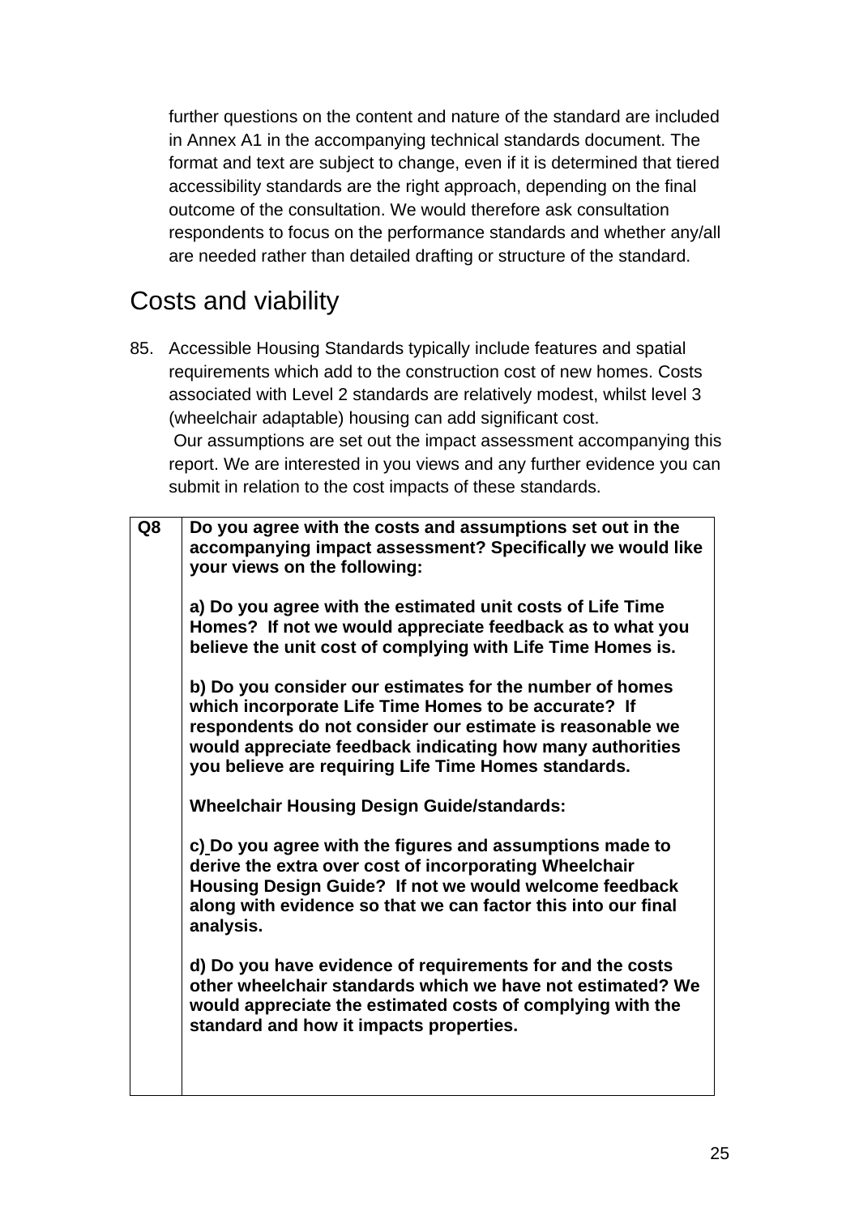further questions on the content and nature of the standard are included in Annex A1 in the accompanying technical standards document. The format and text are subject to change, even if it is determined that tiered accessibility standards are the right approach, depending on the final outcome of the consultation. We would therefore ask consultation respondents to focus on the performance standards and whether any/all are needed rather than detailed drafting or structure of the standard.

## Costs and viability

85. Accessible Housing Standards typically include features and spatial requirements which add to the construction cost of new homes. Costs associated with Level 2 standards are relatively modest, whilst level 3 (wheelchair adaptable) housing can add significant cost. Our assumptions are set out the impact assessment accompanying this report. We are interested in you views and any further evidence you can submit in relation to the cost impacts of these standards.

| Q8 | **Do you agree with the costs and assumptions set out in the accompanying impact assessment? Specifically we would like your views on the following:**<br><br>**a) Do you agree with the estimated unit costs of Life Time Homes? If not we would appreciate feedback as to what you believe the unit cost of complying with Life Time Homes is.**<br><br>**b) Do you consider our estimates for the number of homes which incorporate Life Time Homes to be accurate? If respondents do not consider our estimate is reasonable we would appreciate feedback indicating how many authorities you believe are requiring Life Time Homes standards.**<br><br>**Wheelchair Housing Design Guide/standards:**<br><br>**c) Do you agree with the figures and assumptions made to derive the extra over cost of incorporating Wheelchair Housing Design Guide? If not we would welcome feedback along with evidence so that we can factor this into our final analysis.**<br><br>**d) Do you have evidence of requirements for and the costs other wheelchair standards which we have not estimated? We would appreciate the estimated costs of complying with the standard and how it impacts properties.** |
|---|---|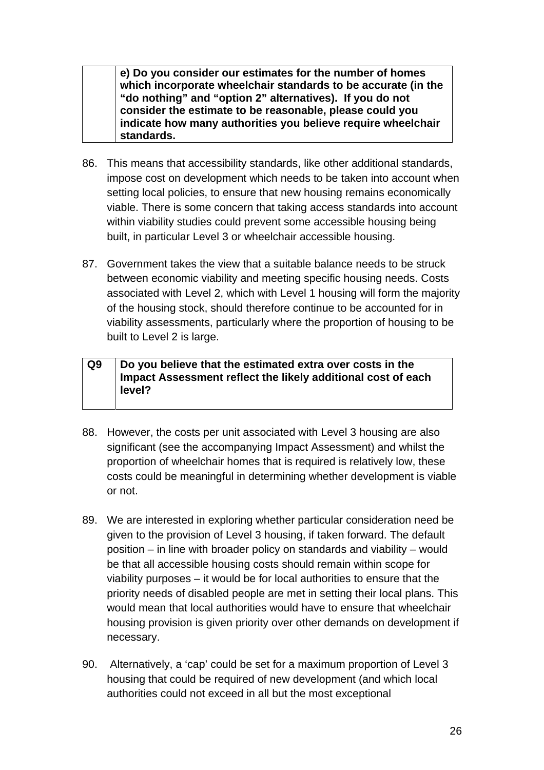| | **e) Do you consider our estimates for the number of homes which incorporate wheelchair standards to be accurate (in the “do nothing” and “option 2” alternatives). If you do not consider the estimate to be reasonable, please could you indicate how many authorities you believe require wheelchair standards.** |
|---|---|

86. This means that accessibility standards, like other additional standards, impose cost on development which needs to be taken into account when setting local policies, to ensure that new housing remains economically viable. There is some concern that taking access standards into account within viability studies could prevent some accessible housing being built, in particular Level 3 or wheelchair accessible housing.

87. Government takes the view that a suitable balance needs to be struck between economic viability and meeting specific housing needs. Costs associated with Level 2, which with Level 1 housing will form the majority of the housing stock, should therefore continue to be accounted for in viability assessments, particularly where the proportion of housing to be built to Level 2 is large.

| **Q9** | **Do you believe that the estimated extra over costs in the Impact Assessment reflect the likely additional cost of each level?** |
|---|---|

88. However, the costs per unit associated with Level 3 housing are also significant (see the accompanying Impact Assessment) and whilst the proportion of wheelchair homes that is required is relatively low, these costs could be meaningful in determining whether development is viable or not.

89. We are interested in exploring whether particular consideration need be given to the provision of Level 3 housing, if taken forward. The default position – in line with broader policy on standards and viability – would be that all accessible housing costs should remain within scope for viability purposes – it would be for local authorities to ensure that the priority needs of disabled people are met in setting their local plans. This would mean that local authorities would have to ensure that wheelchair housing provision is given priority over other demands on development if necessary.

90. Alternatively, a ‘cap’ could be set for a maximum proportion of Level 3 housing that could be required of new development (and which local authorities could not exceed in all but the most exceptional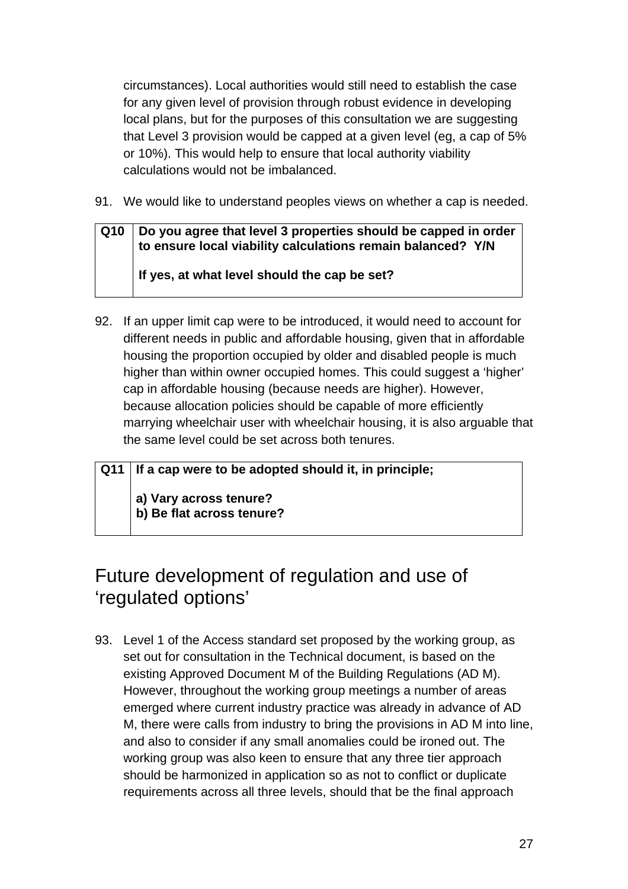circumstances). Local authorities would still need to establish the case for any given level of provision through robust evidence in developing local plans, but for the purposes of this consultation we are suggesting that Level 3 provision would be capped at a given level (eg, a cap of 5% or 10%). This would help to ensure that local authority viability calculations would not be imbalanced.

91. We would like to understand peoples views on whether a cap is needed.

| Q10 | **Do you agree that level 3 properties should be capped in order to ensure local viability calculations remain balanced? Y/N**<br><br>**If yes, at what level should the cap be set?** |
|---|---|

92. If an upper limit cap were to be introduced, it would need to account for different needs in public and affordable housing, given that in affordable housing the proportion occupied by older and disabled people is much higher than within owner occupied homes. This could suggest a 'higher' cap in affordable housing (because needs are higher). However, because allocation policies should be capable of more efficiently marrying wheelchair user with wheelchair housing, it is also arguable that the same level could be set across both tenures.

| Q11 | **If a cap were to be adopted should it, in principle;**<br><br>**a) Vary across tenure?**<br>**b) Be flat across tenure?** |
|---|---|

## Future development of regulation and use of 'regulated options'

93. Level 1 of the Access standard set proposed by the working group, as set out for consultation in the Technical document, is based on the existing Approved Document M of the Building Regulations (AD M). However, throughout the working group meetings a number of areas emerged where current industry practice was already in advance of AD M, there were calls from industry to bring the provisions in AD M into line, and also to consider if any small anomalies could be ironed out. The working group was also keen to ensure that any three tier approach should be harmonized in application so as not to conflict or duplicate requirements across all three levels, should that be the final approach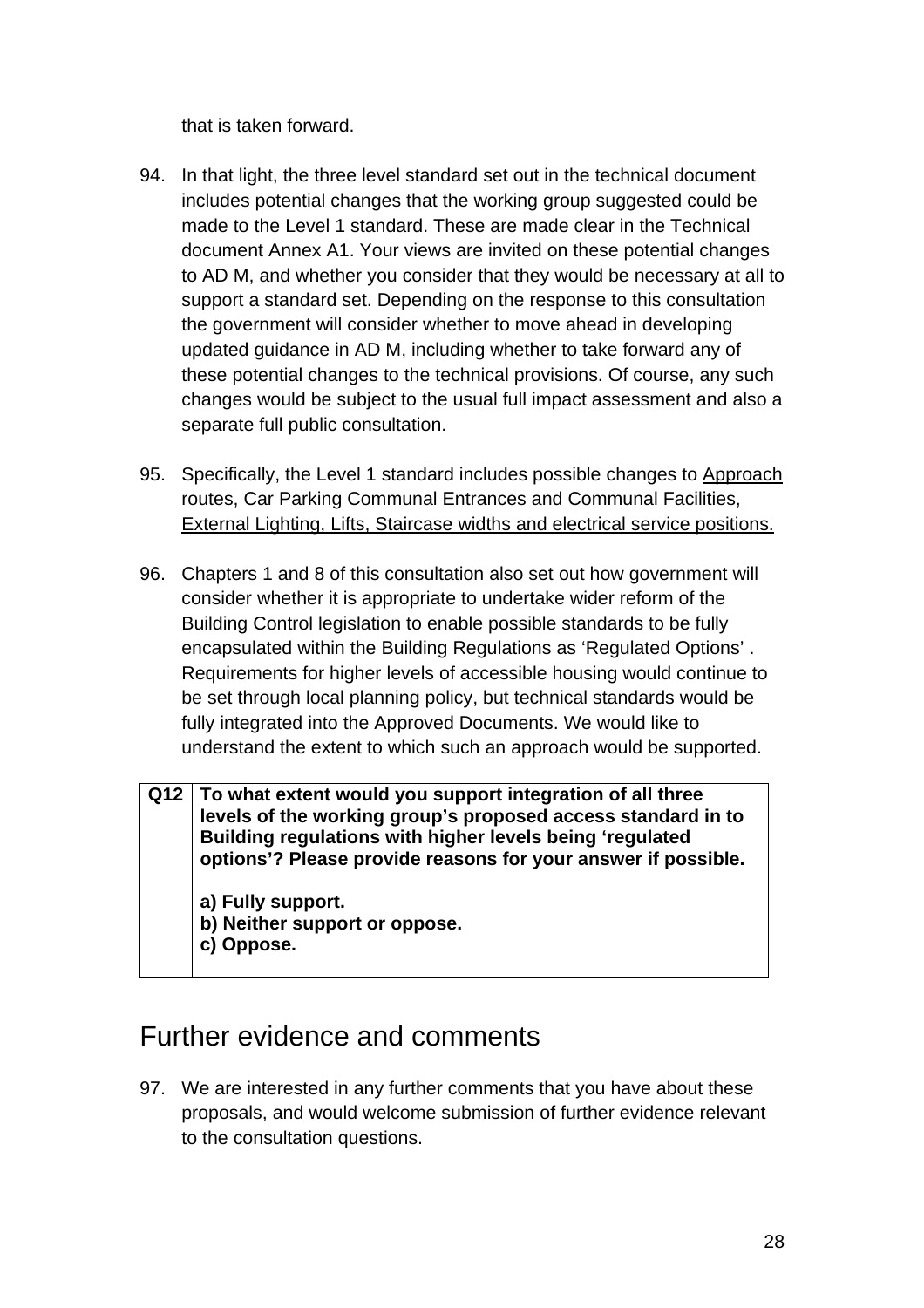that is taken forward.

94. In that light, the three level standard set out in the technical document includes potential changes that the working group suggested could be made to the Level 1 standard. These are made clear in the Technical document Annex A1. Your views are invited on these potential changes to AD M, and whether you consider that they would be necessary at all to support a standard set. Depending on the response to this consultation the government will consider whether to move ahead in developing updated guidance in AD M, including whether to take forward any of these potential changes to the technical provisions. Of course, any such changes would be subject to the usual full impact assessment and also a separate full public consultation.

95. Specifically, the Level 1 standard includes possible changes to <u>Approach routes, Car Parking Communal Entrances and Communal Facilities, External Lighting, Lifts, Staircase widths and electrical service positions.</u>

96. Chapters 1 and 8 of this consultation also set out how government will consider whether it is appropriate to undertake wider reform of the Building Control legislation to enable possible standards to be fully encapsulated within the Building Regulations as 'Regulated Options' . Requirements for higher levels of accessible housing would continue to be set through local planning policy, but technical standards would be fully integrated into the Approved Documents. We would like to understand the extent to which such an approach would be supported.

| Q12 | **To what extent would you support integration of all three levels of the working group's proposed access standard in to Building regulations with higher levels being 'regulated options'? Please provide reasons for your answer if possible.**<br><br>**a) Fully support.**<br>**b) Neither support or oppose.**<br>**c) Oppose.** |
|---|---|

## Further evidence and comments

97. We are interested in any further comments that you have about these proposals, and would welcome submission of further evidence relevant to the consultation questions.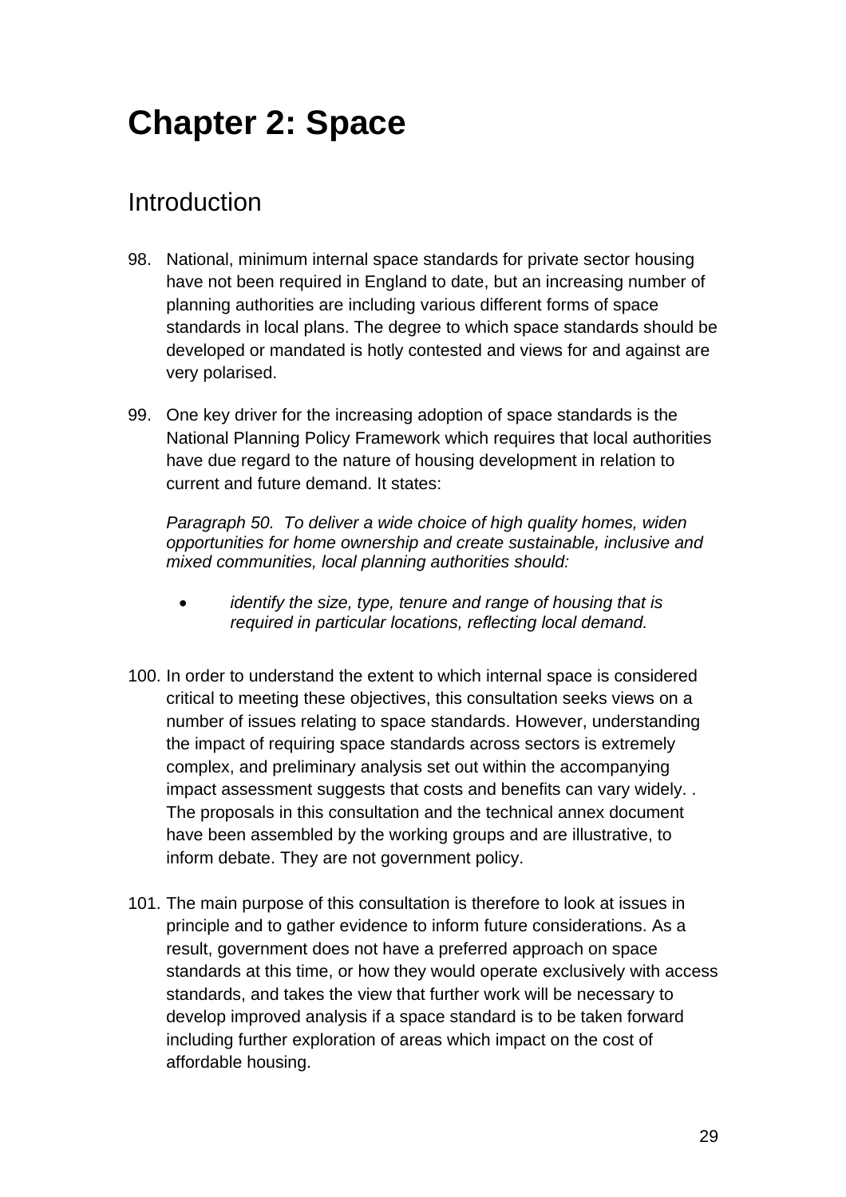// Chapter 2: Space

## Introduction

98. National, minimum internal space standards for private sector housing have not been required in England to date, but an increasing number of planning authorities are including various different forms of space standards in local plans. The degree to which space standards should be developed or mandated is hotly contested and views for and against are very polarised.

99. One key driver for the increasing adoption of space standards is the National Planning Policy Framework which requires that local authorities have due regard to the nature of housing development in relation to current and future demand. It states:

    *Paragraph 50. To deliver a wide choice of high quality homes, widen opportunities for home ownership and create sustainable, inclusive and mixed communities, local planning authorities should:*

    - *identify the size, type, tenure and range of housing that is required in particular locations, reflecting local demand.*

100. In order to understand the extent to which internal space is considered critical to meeting these objectives, this consultation seeks views on a number of issues relating to space standards. However, understanding the impact of requiring space standards across sectors is extremely complex, and preliminary analysis set out within the accompanying impact assessment suggests that costs and benefits can vary widely. . The proposals in this consultation and the technical annex document have been assembled by the working groups and are illustrative, to inform debate. They are not government policy.

101. The main purpose of this consultation is therefore to look at issues in principle and to gather evidence to inform future considerations. As a result, government does not have a preferred approach on space standards at this time, or how they would operate exclusively with access standards, and takes the view that further work will be necessary to develop improved analysis if a space standard is to be taken forward including further exploration of areas which impact on the cost of affordable housing.

# Chapter 2: Space

## Introduction

98. National, minimum internal space standards for private sector housing have not been required in England to date, but an increasing number of planning authorities are including various different forms of space standards in local plans. The degree to which space standards should be developed or mandated is hotly contested and views for and against are very polarised.

99. One key driver for the increasing adoption of space standards is the National Planning Policy Framework which requires that local authorities have due regard to the nature of housing development in relation to current and future demand. It states:

    *Paragraph 50. To deliver a wide choice of high quality homes, widen opportunities for home ownership and create sustainable, inclusive and mixed communities, local planning authorities should:*

    - *identify the size, type, tenure and range of housing that is required in particular locations, reflecting local demand.*

100. In order to understand the extent to which internal space is considered critical to meeting these objectives, this consultation seeks views on a number of issues relating to space standards. However, understanding the impact of requiring space standards across sectors is extremely complex, and preliminary analysis set out within the accompanying impact assessment suggests that costs and benefits can vary widely. . The proposals in this consultation and the technical annex document have been assembled by the working groups and are illustrative, to inform debate. They are not government policy.

101. The main purpose of this consultation is therefore to look at issues in principle and to gather evidence to inform future considerations. As a result, government does not have a preferred approach on space standards at this time, or how they would operate exclusively with access standards, and takes the view that further work will be necessary to develop improved analysis if a space standard is to be taken forward including further exploration of areas which impact on the cost of affordable housing.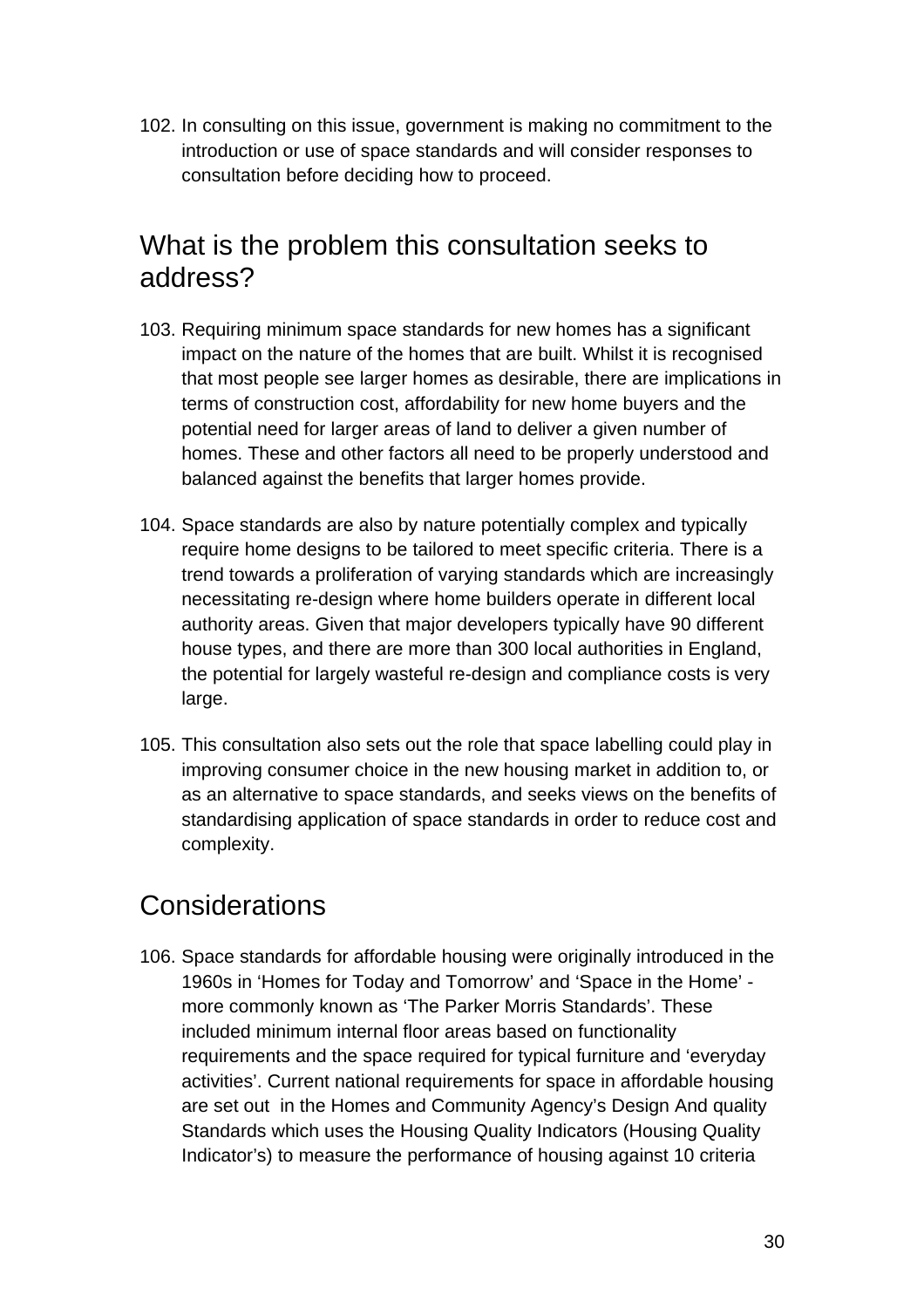102. In consulting on this issue, government is making no commitment to the introduction or use of space standards and will consider responses to consultation before deciding how to proceed.

## What is the problem this consultation seeks to address?

103. Requiring minimum space standards for new homes has a significant impact on the nature of the homes that are built. Whilst it is recognised that most people see larger homes as desirable, there are implications in terms of construction cost, affordability for new home buyers and the potential need for larger areas of land to deliver a given number of homes. These and other factors all need to be properly understood and balanced against the benefits that larger homes provide.

104. Space standards are also by nature potentially complex and typically require home designs to be tailored to meet specific criteria. There is a trend towards a proliferation of varying standards which are increasingly necessitating re-design where home builders operate in different local authority areas. Given that major developers typically have 90 different house types, and there are more than 300 local authorities in England, the potential for largely wasteful re-design and compliance costs is very large.

105. This consultation also sets out the role that space labelling could play in improving consumer choice in the new housing market in addition to, or as an alternative to space standards, and seeks views on the benefits of standardising application of space standards in order to reduce cost and complexity.

## Considerations

106. Space standards for affordable housing were originally introduced in the 1960s in 'Homes for Today and Tomorrow' and 'Space in the Home' - more commonly known as 'The Parker Morris Standards'. These included minimum internal floor areas based on functionality requirements and the space required for typical furniture and 'everyday activities'. Current national requirements for space in affordable housing are set out in the Homes and Community Agency's Design And quality Standards which uses the Housing Quality Indicators (Housing Quality Indicator's) to measure the performance of housing against 10 criteria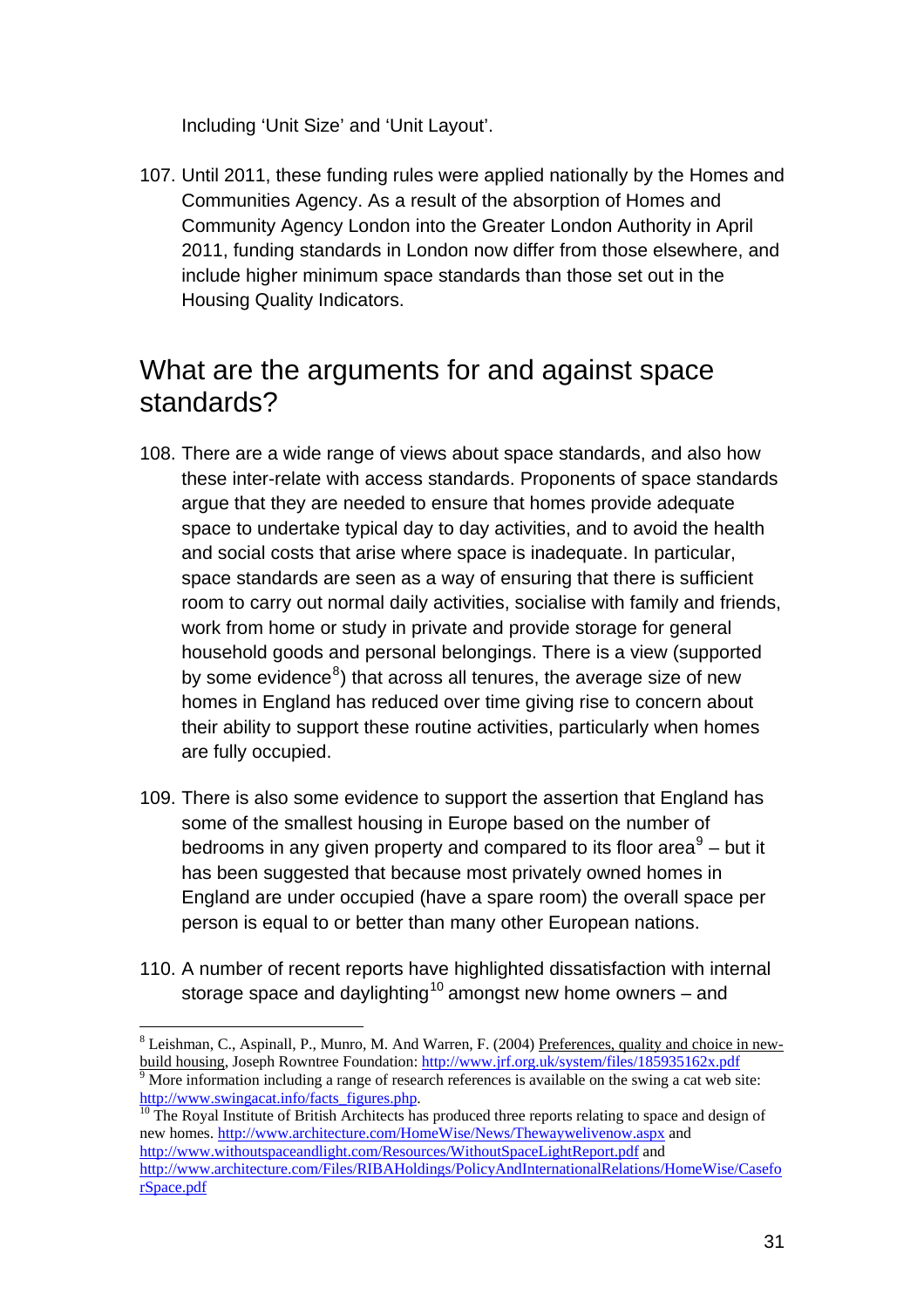Including 'Unit Size' and 'Unit Layout'.

107. Until 2011, these funding rules were applied nationally by the Homes and Communities Agency. As a result of the absorption of Homes and Community Agency London into the Greater London Authority in April 2011, funding standards in London now differ from those elsewhere, and include higher minimum space standards than those set out in the Housing Quality Indicators.

## What are the arguments for and against space standards?

108. There are a wide range of views about space standards, and also how these inter-relate with access standards. Proponents of space standards argue that they are needed to ensure that homes provide adequate space to undertake typical day to day activities, and to avoid the health and social costs that arise where space is inadequate. In particular, space standards are seen as a way of ensuring that there is sufficient room to carry out normal daily activities, socialise with family and friends, work from home or study in private and provide storage for general household goods and personal belongings. There is a view (supported by some evidence[8]) that across all tenures, the average size of new homes in England has reduced over time giving rise to concern about their ability to support these routine activities, particularly when homes are fully occupied.

109. There is also some evidence to support the assertion that England has some of the smallest housing in Europe based on the number of bedrooms in any given property and compared to its floor area[9] – but it has been suggested that because most privately owned homes in England are under occupied (have a spare room) the overall space per person is equal to or better than many other European nations.

110. A number of recent reports have highlighted dissatisfaction with internal storage space and daylighting[10] amongst new home owners – and

---

[8] Leishman, C., Aspinall, P., Munro, M. And Warren, F. (2004) Preferences, quality and choice in new-build housing, Joseph Rowntree Foundation: http://www.jrf.org.uk/system/files/185935162x.pdf

[9] More information including a range of research references is available on the swing a cat web site: http://www.swingacat.info/facts_figures.php.

[10] The Royal Institute of British Architects has produced three reports relating to space and design of new homes. http://www.architecture.com/HomeWise/News/Thewaywelivenow.aspx and http://www.withoutspaceandlight.com/Resources/WithoutSpaceLightReport.pdf and http://www.architecture.com/Files/RIBAHoldings/PolicyAndInternationalRelations/HomeWise/CaseforSpace.pdf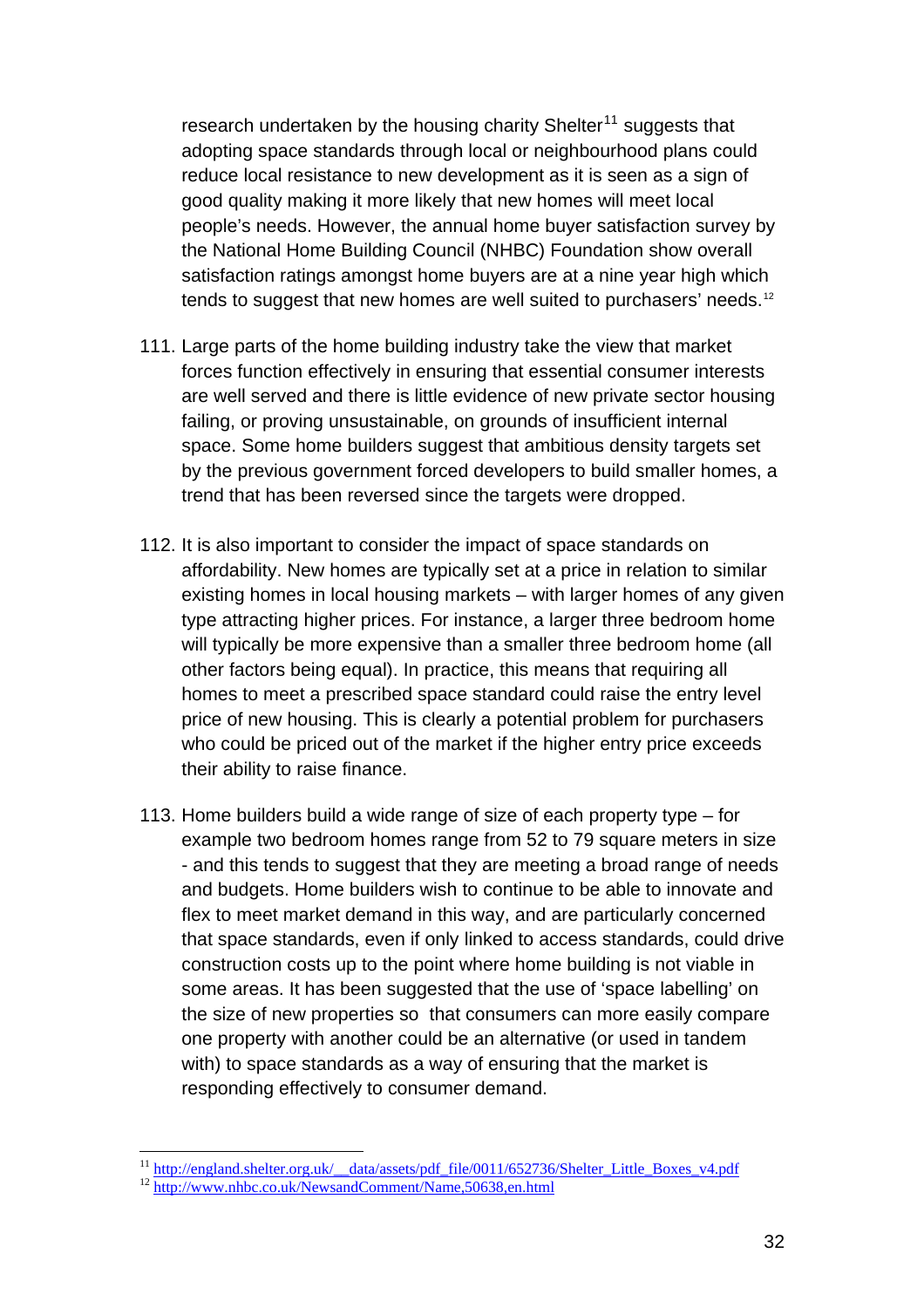research undertaken by the housing charity Shelter[11] suggests that adopting space standards through local or neighbourhood plans could reduce local resistance to new development as it is seen as a sign of good quality making it more likely that new homes will meet local people's needs. However, the annual home buyer satisfaction survey by the National Home Building Council (NHBC) Foundation show overall satisfaction ratings amongst home buyers are at a nine year high which tends to suggest that new homes are well suited to purchasers' needs.[12]

111. Large parts of the home building industry take the view that market forces function effectively in ensuring that essential consumer interests are well served and there is little evidence of new private sector housing failing, or proving unsustainable, on grounds of insufficient internal space. Some home builders suggest that ambitious density targets set by the previous government forced developers to build smaller homes, a trend that has been reversed since the targets were dropped.

112. It is also important to consider the impact of space standards on affordability. New homes are typically set at a price in relation to similar existing homes in local housing markets – with larger homes of any given type attracting higher prices. For instance, a larger three bedroom home will typically be more expensive than a smaller three bedroom home (all other factors being equal). In practice, this means that requiring all homes to meet a prescribed space standard could raise the entry level price of new housing. This is clearly a potential problem for purchasers who could be priced out of the market if the higher entry price exceeds their ability to raise finance.

113. Home builders build a wide range of size of each property type – for example two bedroom homes range from 52 to 79 square meters in size - and this tends to suggest that they are meeting a broad range of needs and budgets. Home builders wish to continue to be able to innovate and flex to meet market demand in this way, and are particularly concerned that space standards, even if only linked to access standards, could drive construction costs up to the point where home building is not viable in some areas. It has been suggested that the use of 'space labelling' on the size of new properties so that consumers can more easily compare one property with another could be an alternative (or used in tandem with) to space standards as a way of ensuring that the market is responding effectively to consumer demand.

[11] http://england.shelter.org.uk/__data/assets/pdf_file/0011/652736/Shelter_Little_Boxes_v4.pdf

[12] http://www.nhbc.co.uk/NewsandComment/Name,50638,en.html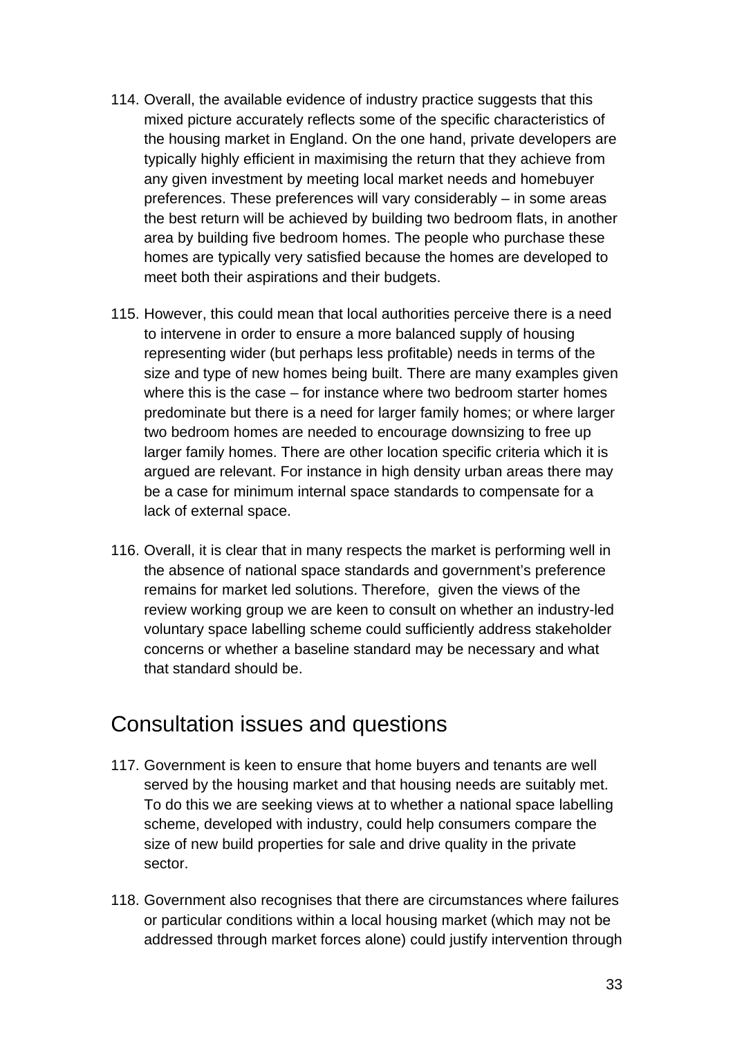114. Overall, the available evidence of industry practice suggests that this mixed picture accurately reflects some of the specific characteristics of the housing market in England. On the one hand, private developers are typically highly efficient in maximising the return that they achieve from any given investment by meeting local market needs and homebuyer preferences. These preferences will vary considerably – in some areas the best return will be achieved by building two bedroom flats, in another area by building five bedroom homes. The people who purchase these homes are typically very satisfied because the homes are developed to meet both their aspirations and their budgets.

115. However, this could mean that local authorities perceive there is a need to intervene in order to ensure a more balanced supply of housing representing wider (but perhaps less profitable) needs in terms of the size and type of new homes being built. There are many examples given where this is the case – for instance where two bedroom starter homes predominate but there is a need for larger family homes; or where larger two bedroom homes are needed to encourage downsizing to free up larger family homes. There are other location specific criteria which it is argued are relevant. For instance in high density urban areas there may be a case for minimum internal space standards to compensate for a lack of external space.

116. Overall, it is clear that in many respects the market is performing well in the absence of national space standards and government's preference remains for market led solutions. Therefore, given the views of the review working group we are keen to consult on whether an industry-led voluntary space labelling scheme could sufficiently address stakeholder concerns or whether a baseline standard may be necessary and what that standard should be.

## Consultation issues and questions

117. Government is keen to ensure that home buyers and tenants are well served by the housing market and that housing needs are suitably met. To do this we are seeking views at to whether a national space labelling scheme, developed with industry, could help consumers compare the size of new build properties for sale and drive quality in the private sector.

118. Government also recognises that there are circumstances where failures or particular conditions within a local housing market (which may not be addressed through market forces alone) could justify intervention through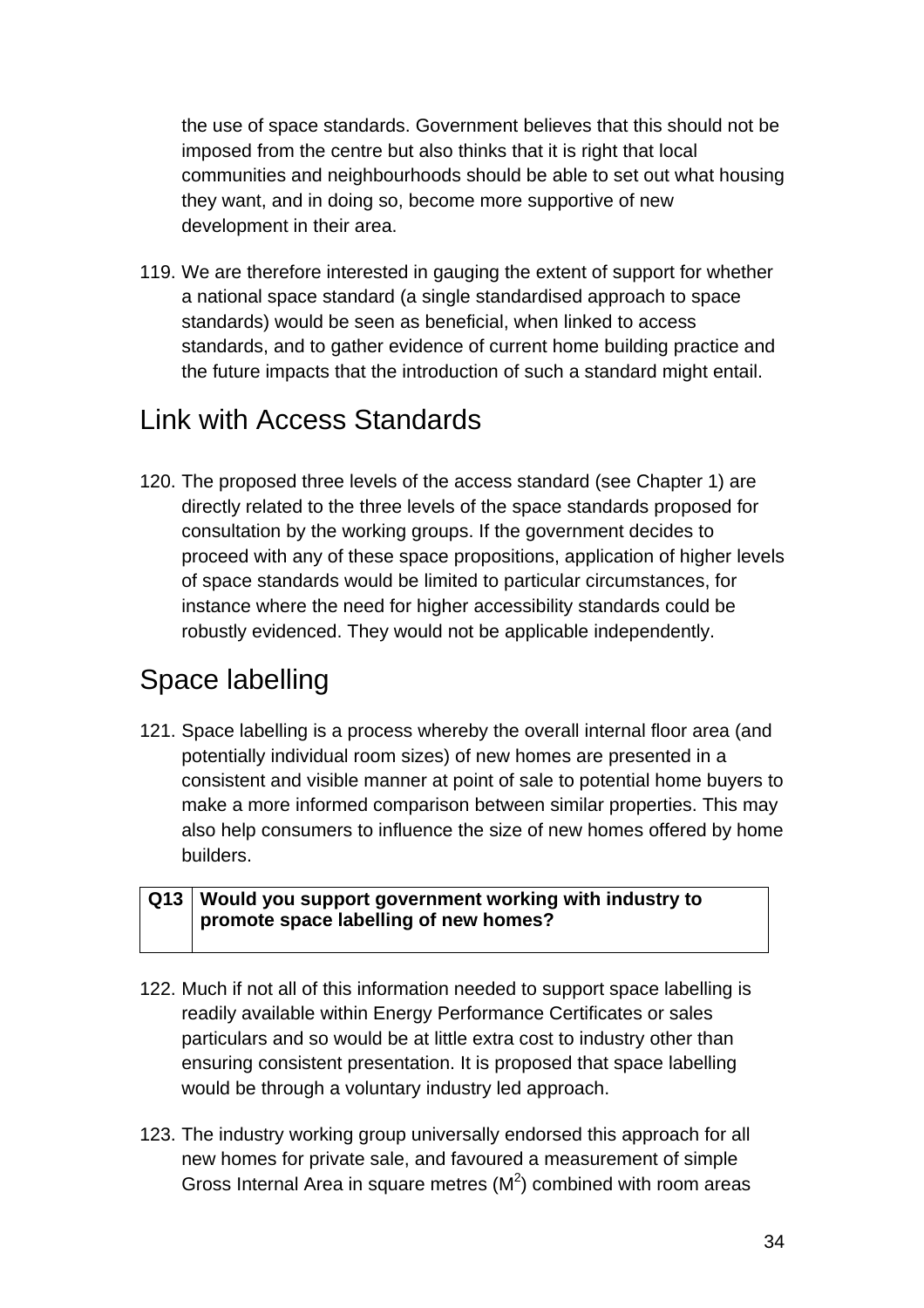the use of space standards. Government believes that this should not be imposed from the centre but also thinks that it is right that local communities and neighbourhoods should be able to set out what housing they want, and in doing so, become more supportive of new development in their area.

119. We are therefore interested in gauging the extent of support for whether a national space standard (a single standardised approach to space standards) would be seen as beneficial, when linked to access standards, and to gather evidence of current home building practice and the future impacts that the introduction of such a standard might entail.

## Link with Access Standards

120. The proposed three levels of the access standard (see Chapter 1) are directly related to the three levels of the space standards proposed for consultation by the working groups. If the government decides to proceed with any of these space propositions, application of higher levels of space standards would be limited to particular circumstances, for instance where the need for higher accessibility standards could be robustly evidenced. They would not be applicable independently.

## Space labelling

121. Space labelling is a process whereby the overall internal floor area (and potentially individual room sizes) of new homes are presented in a consistent and visible manner at point of sale to potential home buyers to make a more informed comparison between similar properties. This may also help consumers to influence the size of new homes offered by home builders.

| **Q13** | **Would you support government working with industry to promote space labelling of new homes?** |
|---|---|

122. Much if not all of this information needed to support space labelling is readily available within Energy Performance Certificates or sales particulars and so would be at little extra cost to industry other than ensuring consistent presentation. It is proposed that space labelling would be through a voluntary industry led approach.

123. The industry working group universally endorsed this approach for all new homes for private sale, and favoured a measurement of simple Gross Internal Area in square metres ($M^2$) combined with room areas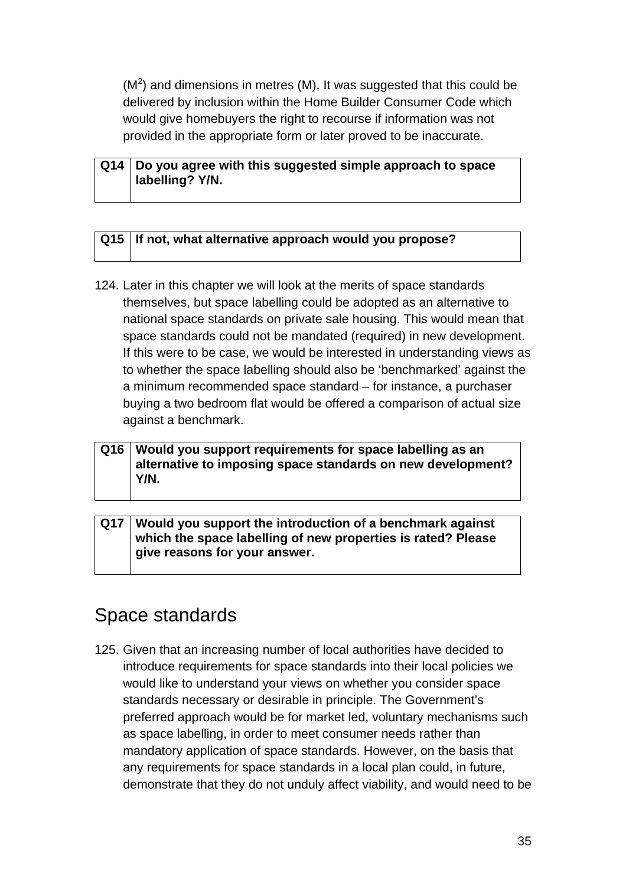($M^2$) and dimensions in metres (M). It was suggested that this could be delivered by inclusion within the Home Builder Consumer Code which would give homebuyers the right to recourse if information was not provided in the appropriate form or later proved to be inaccurate.

| Q14 | **Do you agree with this suggested simple approach to space labelling? Y/N.** |
|---|---|

| Q15 | **If not, what alternative approach would you propose?** |
|---|---|

124. Later in this chapter we will look at the merits of space standards themselves, but space labelling could be adopted as an alternative to national space standards on private sale housing. This would mean that space standards could not be mandated (required) in new development. If this were to be case, we would be interested in understanding views as to whether the space labelling should also be 'benchmarked' against the a minimum recommended space standard – for instance, a purchaser buying a two bedroom flat would be offered a comparison of actual size against a benchmark.

| Q16 | **Would you support requirements for space labelling as an alternative to imposing space standards on new development? Y/N.** |
|---|---|

| Q17 | **Would you support the introduction of a benchmark against which the space labelling of new properties is rated? Please give reasons for your answer.** |
|---|---|

## Space standards

125. Given that an increasing number of local authorities have decided to introduce requirements for space standards into their local policies we would like to understand your views on whether you consider space standards necessary or desirable in principle. The Government's preferred approach would be for market led, voluntary mechanisms such as space labelling, in order to meet consumer needs rather than mandatory application of space standards. However, on the basis that any requirements for space standards in a local plan could, in future, demonstrate that they do not unduly affect viability, and would need to be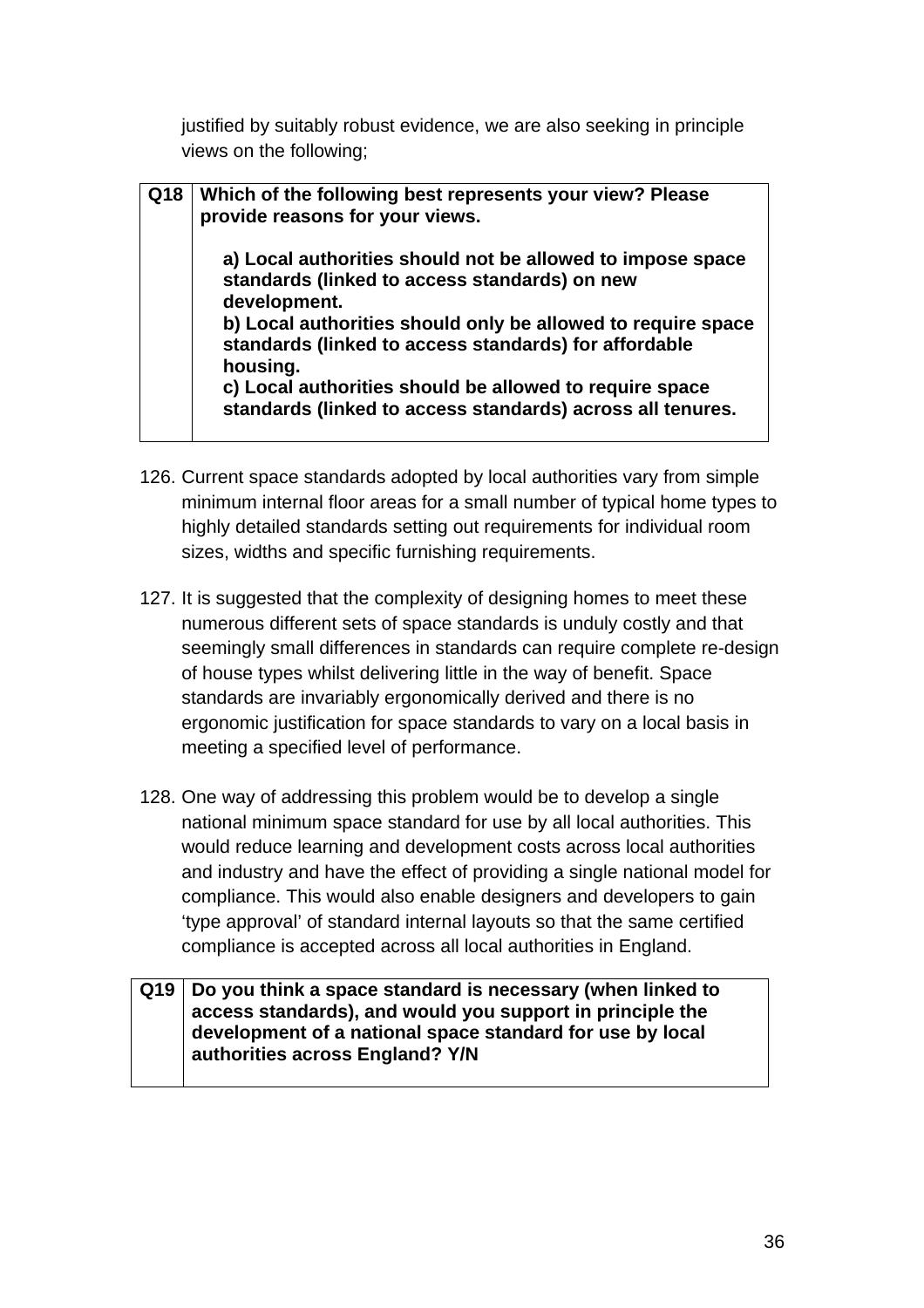justified by suitably robust evidence, we are also seeking in principle views on the following;

| Q18 | **Which of the following best represents your view? Please provide reasons for your views.**<br><br>**a) Local authorities should not be allowed to impose space standards (linked to access standards) on new development.**<br>**b) Local authorities should only be allowed to require space standards (linked to access standards) for affordable housing.**<br>**c) Local authorities should be allowed to require space standards (linked to access standards) across all tenures.** |
|---|---|

126. Current space standards adopted by local authorities vary from simple minimum internal floor areas for a small number of typical home types to highly detailed standards setting out requirements for individual room sizes, widths and specific furnishing requirements.

127. It is suggested that the complexity of designing homes to meet these numerous different sets of space standards is unduly costly and that seemingly small differences in standards can require complete re-design of house types whilst delivering little in the way of benefit. Space standards are invariably ergonomically derived and there is no ergonomic justification for space standards to vary on a local basis in meeting a specified level of performance.

128. One way of addressing this problem would be to develop a single national minimum space standard for use by all local authorities. This would reduce learning and development costs across local authorities and industry and have the effect of providing a single national model for compliance. This would also enable designers and developers to gain 'type approval' of standard internal layouts so that the same certified compliance is accepted across all local authorities in England.

| Q19 | **Do you think a space standard is necessary (when linked to access standards), and would you support in principle the development of a national space standard for use by local authorities across England? Y/N** |
|---|---|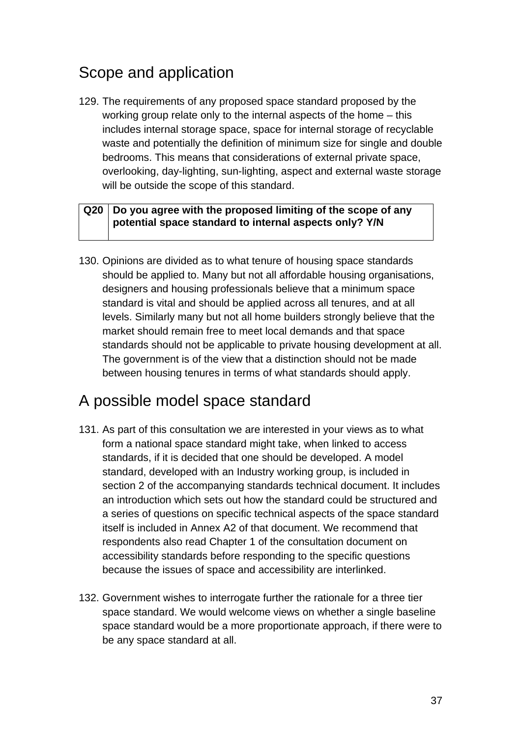## Scope and application

129. The requirements of any proposed space standard proposed by the working group relate only to the internal aspects of the home – this includes internal storage space, space for internal storage of recyclable waste and potentially the definition of minimum size for single and double bedrooms. This means that considerations of external private space, overlooking, day-lighting, sun-lighting, aspect and external waste storage will be outside the scope of this standard.

| Q20 | Do you agree with the proposed limiting of the scope of any potential space standard to internal aspects only? Y/N |
|---|---|

130. Opinions are divided as to what tenure of housing space standards should be applied to. Many but not all affordable housing organisations, designers and housing professionals believe that a minimum space standard is vital and should be applied across all tenures, and at all levels. Similarly many but not all home builders strongly believe that the market should remain free to meet local demands and that space standards should not be applicable to private housing development at all. The government is of the view that a distinction should not be made between housing tenures in terms of what standards should apply.

## A possible model space standard

131. As part of this consultation we are interested in your views as to what form a national space standard might take, when linked to access standards, if it is decided that one should be developed. A model standard, developed with an Industry working group, is included in section 2 of the accompanying standards technical document. It includes an introduction which sets out how the standard could be structured and a series of questions on specific technical aspects of the space standard itself is included in Annex A2 of that document. We recommend that respondents also read Chapter 1 of the consultation document on accessibility standards before responding to the specific questions because the issues of space and accessibility are interlinked.

132. Government wishes to interrogate further the rationale for a three tier space standard. We would welcome views on whether a single baseline space standard would be a more proportionate approach, if there were to be any space standard at all.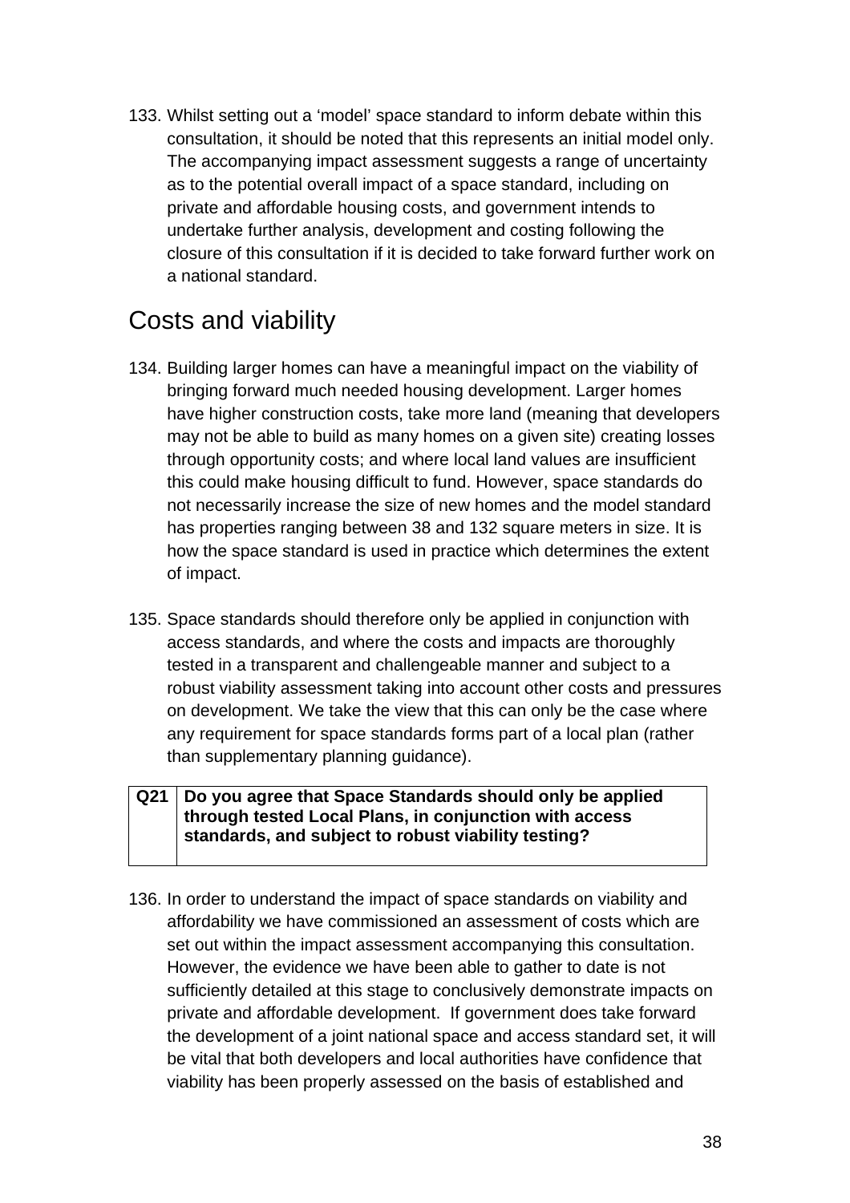133. Whilst setting out a ‘model’ space standard to inform debate within this consultation, it should be noted that this represents an initial model only. The accompanying impact assessment suggests a range of uncertainty as to the potential overall impact of a space standard, including on private and affordable housing costs, and government intends to undertake further analysis, development and costing following the closure of this consultation if it is decided to take forward further work on a national standard.

## Costs and viability

134. Building larger homes can have a meaningful impact on the viability of bringing forward much needed housing development. Larger homes have higher construction costs, take more land (meaning that developers may not be able to build as many homes on a given site) creating losses through opportunity costs; and where local land values are insufficient this could make housing difficult to fund. However, space standards do not necessarily increase the size of new homes and the model standard has properties ranging between 38 and 132 square meters in size. It is how the space standard is used in practice which determines the extent of impact.

135. Space standards should therefore only be applied in conjunction with access standards, and where the costs and impacts are thoroughly tested in a transparent and challengeable manner and subject to a robust viability assessment taking into account other costs and pressures on development. We take the view that this can only be the case where any requirement for space standards forms part of a local plan (rather than supplementary planning guidance).

| **Q21** | **Do you agree that Space Standards should only be applied through tested Local Plans, in conjunction with access standards, and subject to robust viability testing?** |
|---|---|

136. In order to understand the impact of space standards on viability and affordability we have commissioned an assessment of costs which are set out within the impact assessment accompanying this consultation. However, the evidence we have been able to gather to date is not sufficiently detailed at this stage to conclusively demonstrate impacts on private and affordable development. If government does take forward the development of a joint national space and access standard set, it will be vital that both developers and local authorities have confidence that viability has been properly assessed on the basis of established and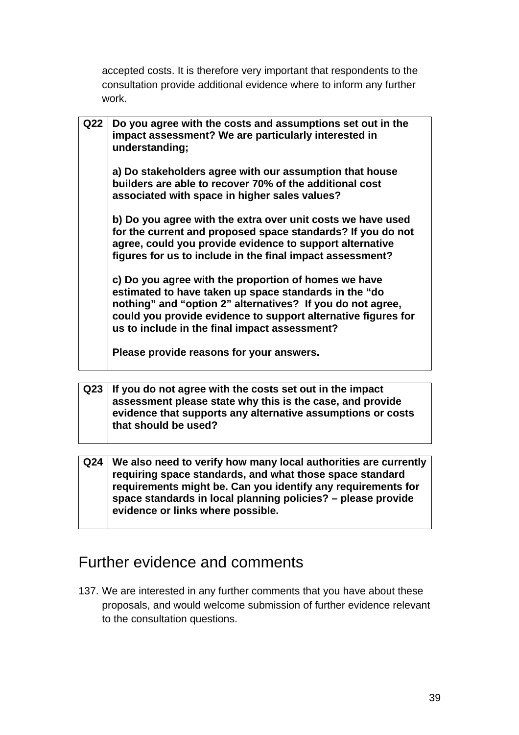accepted costs. It is therefore very important that respondents to the consultation provide additional evidence where to inform any further work.

| Q22 | **Do you agree with the costs and assumptions set out in the impact assessment? We are particularly interested in understanding;**<br><br>**a) Do stakeholders agree with our assumption that house builders are able to recover 70% of the additional cost associated with space in higher sales values?**<br><br>**b) Do you agree with the extra over unit costs we have used for the current and proposed space standards? If you do not agree, could you provide evidence to support alternative figures for us to include in the final impact assessment?**<br><br>**c) Do you agree with the proportion of homes we have estimated to have taken up space standards in the "do nothing" and "option 2" alternatives? If you do not agree, could you provide evidence to support alternative figures for us to include in the final impact assessment?**<br><br>**Please provide reasons for your answers.** |
|---|---|

| Q23 | **If you do not agree with the costs set out in the impact assessment please state why this is the case, and provide evidence that supports any alternative assumptions or costs that should be used?** |
|---|---|

| Q24 | **We also need to verify how many local authorities are currently requiring space standards, and what those space standard requirements might be. Can you identify any requirements for space standards in local planning policies? – please provide evidence or links where possible.** |
|---|---|

## Further evidence and comments

137. We are interested in any further comments that you have about these proposals, and would welcome submission of further evidence relevant to the consultation questions.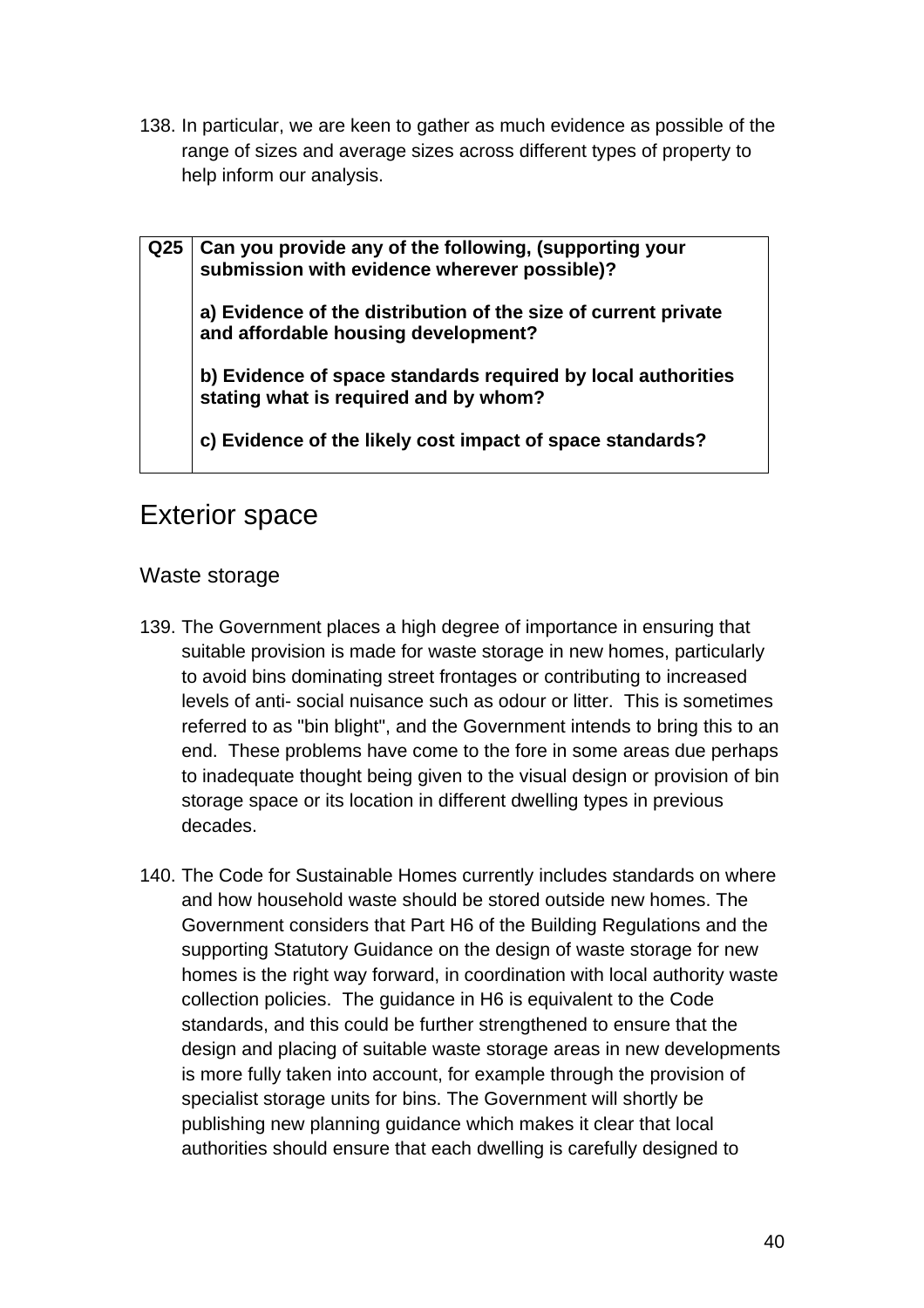138. In particular, we are keen to gather as much evidence as possible of the range of sizes and average sizes across different types of property to help inform our analysis.

| Q25 | **Can you provide any of the following, (supporting your submission with evidence wherever possible)?**<br><br>**a) Evidence of the distribution of the size of current private and affordable housing development?**<br><br>**b) Evidence of space standards required by local authorities stating what is required and by whom?**<br><br>**c) Evidence of the likely cost impact of space standards?** |
|---|---|

## Exterior space

### Waste storage

139. The Government places a high degree of importance in ensuring that suitable provision is made for waste storage in new homes, particularly to avoid bins dominating street frontages or contributing to increased levels of anti- social nuisance such as odour or litter. This is sometimes referred to as "bin blight", and the Government intends to bring this to an end. These problems have come to the fore in some areas due perhaps to inadequate thought being given to the visual design or provision of bin storage space or its location in different dwelling types in previous decades.

140. The Code for Sustainable Homes currently includes standards on where and how household waste should be stored outside new homes. The Government considers that Part H6 of the Building Regulations and the supporting Statutory Guidance on the design of waste storage for new homes is the right way forward, in coordination with local authority waste collection policies. The guidance in H6 is equivalent to the Code standards, and this could be further strengthened to ensure that the design and placing of suitable waste storage areas in new developments is more fully taken into account, for example through the provision of specialist storage units for bins. The Government will shortly be publishing new planning guidance which makes it clear that local authorities should ensure that each dwelling is carefully designed to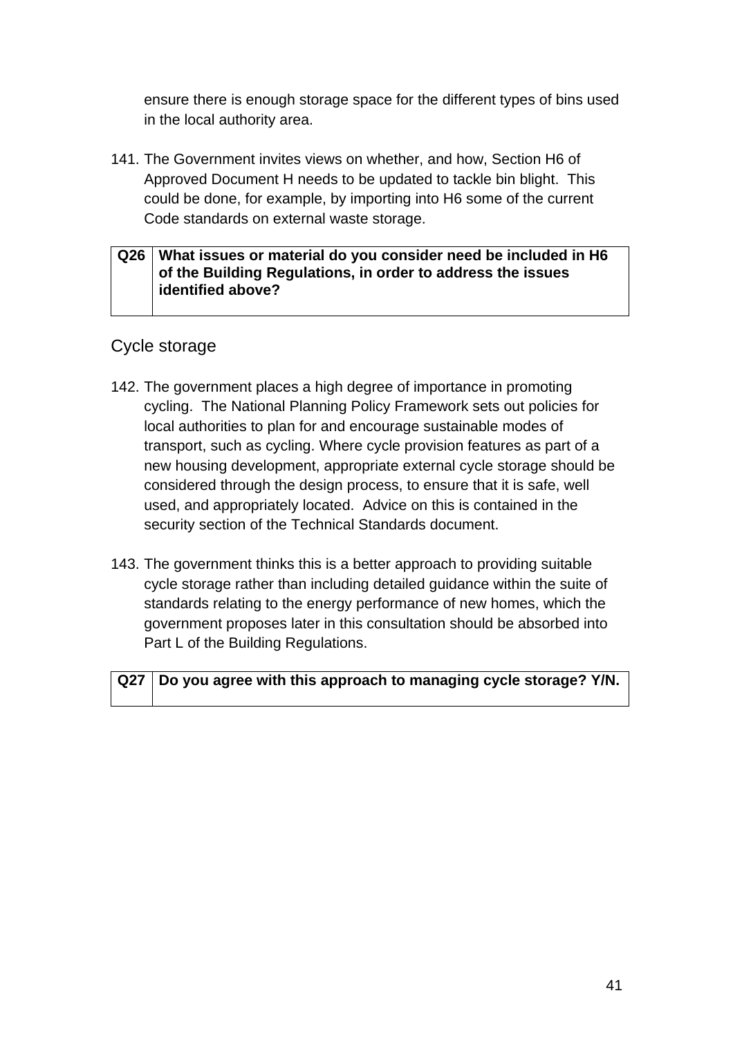ensure there is enough storage space for the different types of bins used in the local authority area.

141. The Government invites views on whether, and how, Section H6 of Approved Document H needs to be updated to tackle bin blight. This could be done, for example, by importing into H6 some of the current Code standards on external waste storage.

| Q26 | What issues or material do you consider need be included in H6 of the Building Regulations, in order to address the issues identified above? |
|---|---|

## Cycle storage

142. The government places a high degree of importance in promoting cycling. The National Planning Policy Framework sets out policies for local authorities to plan for and encourage sustainable modes of transport, such as cycling. Where cycle provision features as part of a new housing development, appropriate external cycle storage should be considered through the design process, to ensure that it is safe, well used, and appropriately located. Advice on this is contained in the security section of the Technical Standards document.

143. The government thinks this is a better approach to providing suitable cycle storage rather than including detailed guidance within the suite of standards relating to the energy performance of new homes, which the government proposes later in this consultation should be absorbed into Part L of the Building Regulations.

| Q27 | Do you agree with this approach to managing cycle storage? Y/N. |
|---|---|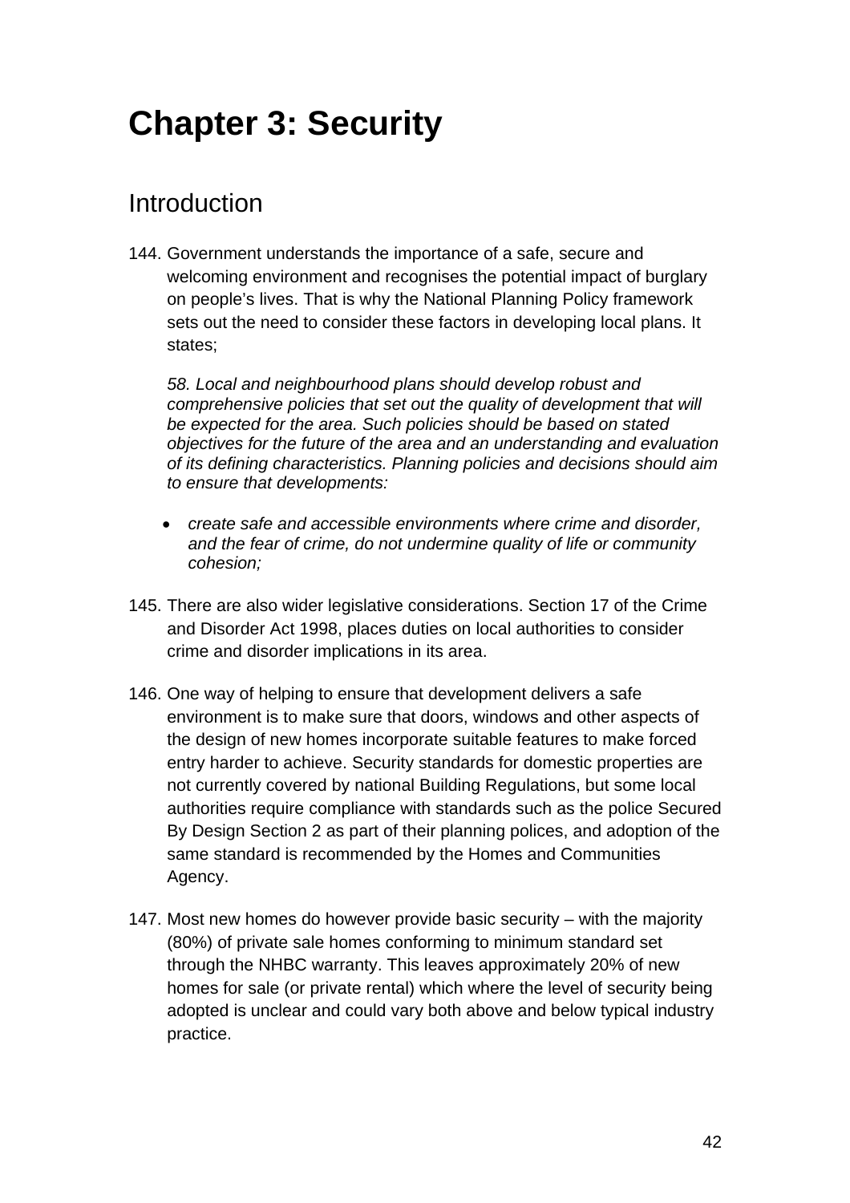# Chapter 3: Security

## Introduction

144. Government understands the importance of a safe, secure and welcoming environment and recognises the potential impact of burglary on people's lives. That is why the National Planning Policy framework sets out the need to consider these factors in developing local plans. It states;

    *58. Local and neighbourhood plans should develop robust and comprehensive policies that set out the quality of development that will be expected for the area. Such policies should be based on stated objectives for the future of the area and an understanding and evaluation of its defining characteristics. Planning policies and decisions should aim to ensure that developments:*

    - *create safe and accessible environments where crime and disorder, and the fear of crime, do not undermine quality of life or community cohesion;*

145. There are also wider legislative considerations. Section 17 of the Crime and Disorder Act 1998, places duties on local authorities to consider crime and disorder implications in its area.

146. One way of helping to ensure that development delivers a safe environment is to make sure that doors, windows and other aspects of the design of new homes incorporate suitable features to make forced entry harder to achieve. Security standards for domestic properties are not currently covered by national Building Regulations, but some local authorities require compliance with standards such as the police Secured By Design Section 2 as part of their planning polices, and adoption of the same standard is recommended by the Homes and Communities Agency.

147. Most new homes do however provide basic security – with the majority (80%) of private sale homes conforming to minimum standard set through the NHBC warranty. This leaves approximately 20% of new homes for sale (or private rental) which where the level of security being adopted is unclear and could vary both above and below typical industry practice.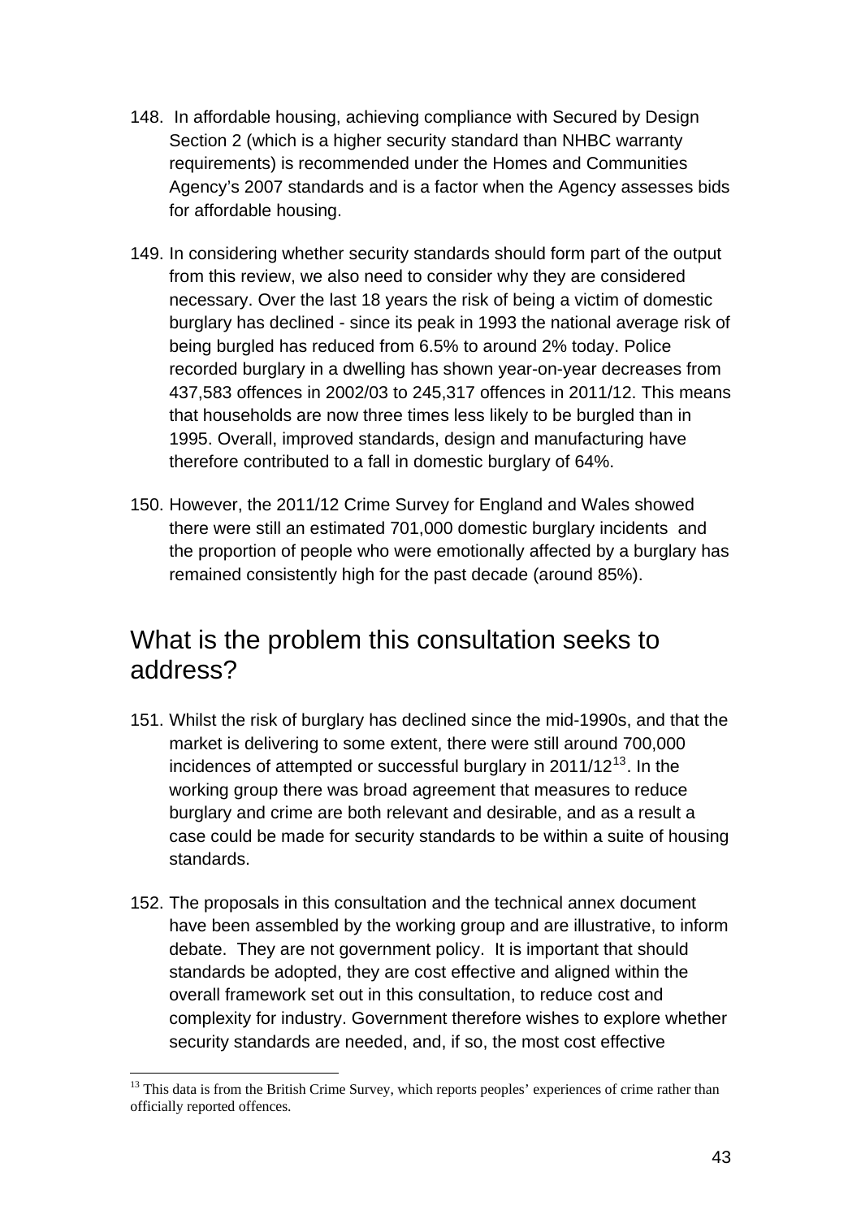148. In affordable housing, achieving compliance with Secured by Design Section 2 (which is a higher security standard than NHBC warranty requirements) is recommended under the Homes and Communities Agency's 2007 standards and is a factor when the Agency assesses bids for affordable housing.

149. In considering whether security standards should form part of the output from this review, we also need to consider why they are considered necessary. Over the last 18 years the risk of being a victim of domestic burglary has declined - since its peak in 1993 the national average risk of being burgled has reduced from 6.5% to around 2% today. Police recorded burglary in a dwelling has shown year-on-year decreases from 437,583 offences in 2002/03 to 245,317 offences in 2011/12. This means that households are now three times less likely to be burgled than in 1995. Overall, improved standards, design and manufacturing have therefore contributed to a fall in domestic burglary of 64%.

150. However, the 2011/12 Crime Survey for England and Wales showed there were still an estimated 701,000 domestic burglary incidents and the proportion of people who were emotionally affected by a burglary has remained consistently high for the past decade (around 85%).

## What is the problem this consultation seeks to address?

151. Whilst the risk of burglary has declined since the mid-1990s, and that the market is delivering to some extent, there were still around 700,000 incidences of attempted or successful burglary in 2011/12[13]. In the working group there was broad agreement that measures to reduce burglary and crime are both relevant and desirable, and as a result a case could be made for security standards to be within a suite of housing standards.

152. The proposals in this consultation and the technical annex document have been assembled by the working group and are illustrative, to inform debate. They are not government policy. It is important that should standards be adopted, they are cost effective and aligned within the overall framework set out in this consultation, to reduce cost and complexity for industry. Government therefore wishes to explore whether security standards are needed, and, if so, the most cost effective

[13] This data is from the British Crime Survey, which reports peoples' experiences of crime rather than officially reported offences.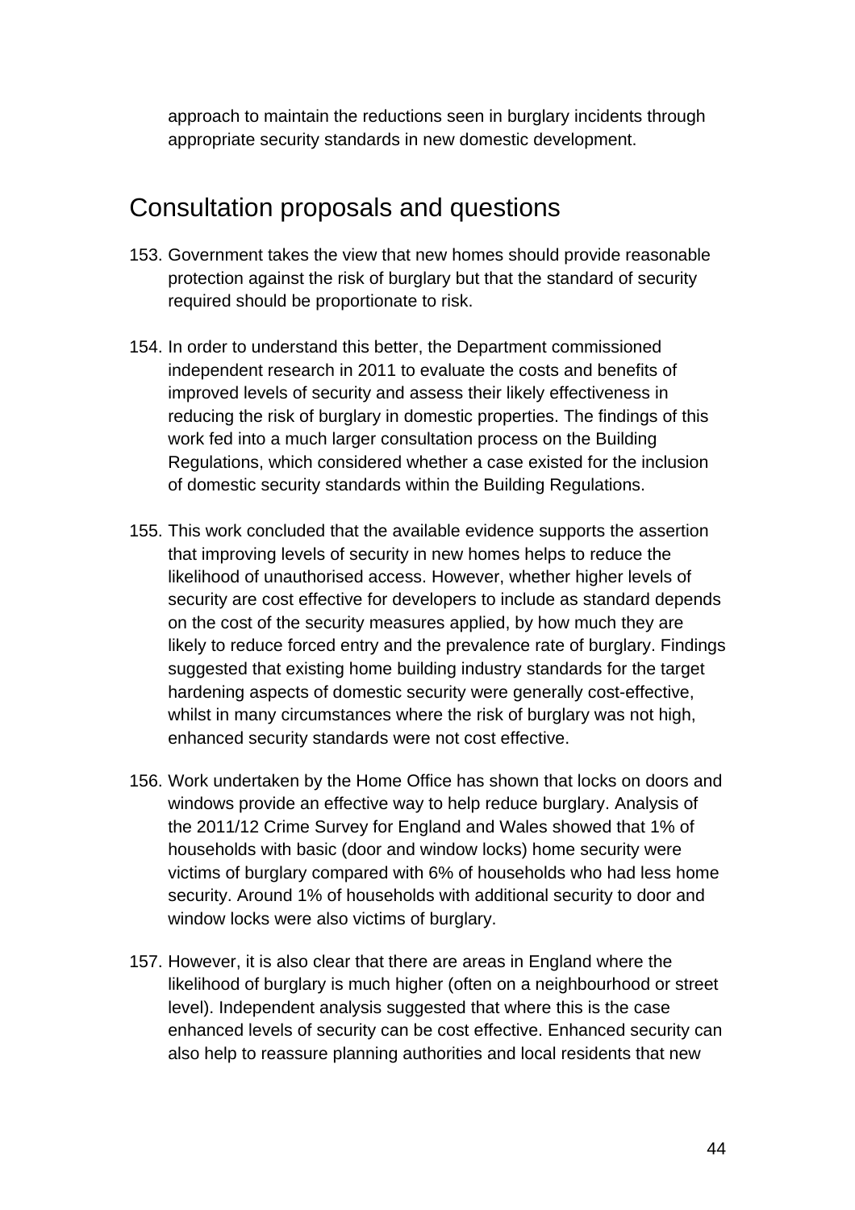approach to maintain the reductions seen in burglary incidents through appropriate security standards in new domestic development.

## Consultation proposals and questions

153. Government takes the view that new homes should provide reasonable protection against the risk of burglary but that the standard of security required should be proportionate to risk.

154. In order to understand this better, the Department commissioned independent research in 2011 to evaluate the costs and benefits of improved levels of security and assess their likely effectiveness in reducing the risk of burglary in domestic properties. The findings of this work fed into a much larger consultation process on the Building Regulations, which considered whether a case existed for the inclusion of domestic security standards within the Building Regulations.

155. This work concluded that the available evidence supports the assertion that improving levels of security in new homes helps to reduce the likelihood of unauthorised access. However, whether higher levels of security are cost effective for developers to include as standard depends on the cost of the security measures applied, by how much they are likely to reduce forced entry and the prevalence rate of burglary. Findings suggested that existing home building industry standards for the target hardening aspects of domestic security were generally cost-effective, whilst in many circumstances where the risk of burglary was not high, enhanced security standards were not cost effective.

156. Work undertaken by the Home Office has shown that locks on doors and windows provide an effective way to help reduce burglary. Analysis of the 2011/12 Crime Survey for England and Wales showed that 1% of households with basic (door and window locks) home security were victims of burglary compared with 6% of households who had less home security. Around 1% of households with additional security to door and window locks were also victims of burglary.

157. However, it is also clear that there are areas in England where the likelihood of burglary is much higher (often on a neighbourhood or street level). Independent analysis suggested that where this is the case enhanced levels of security can be cost effective. Enhanced security can also help to reassure planning authorities and local residents that new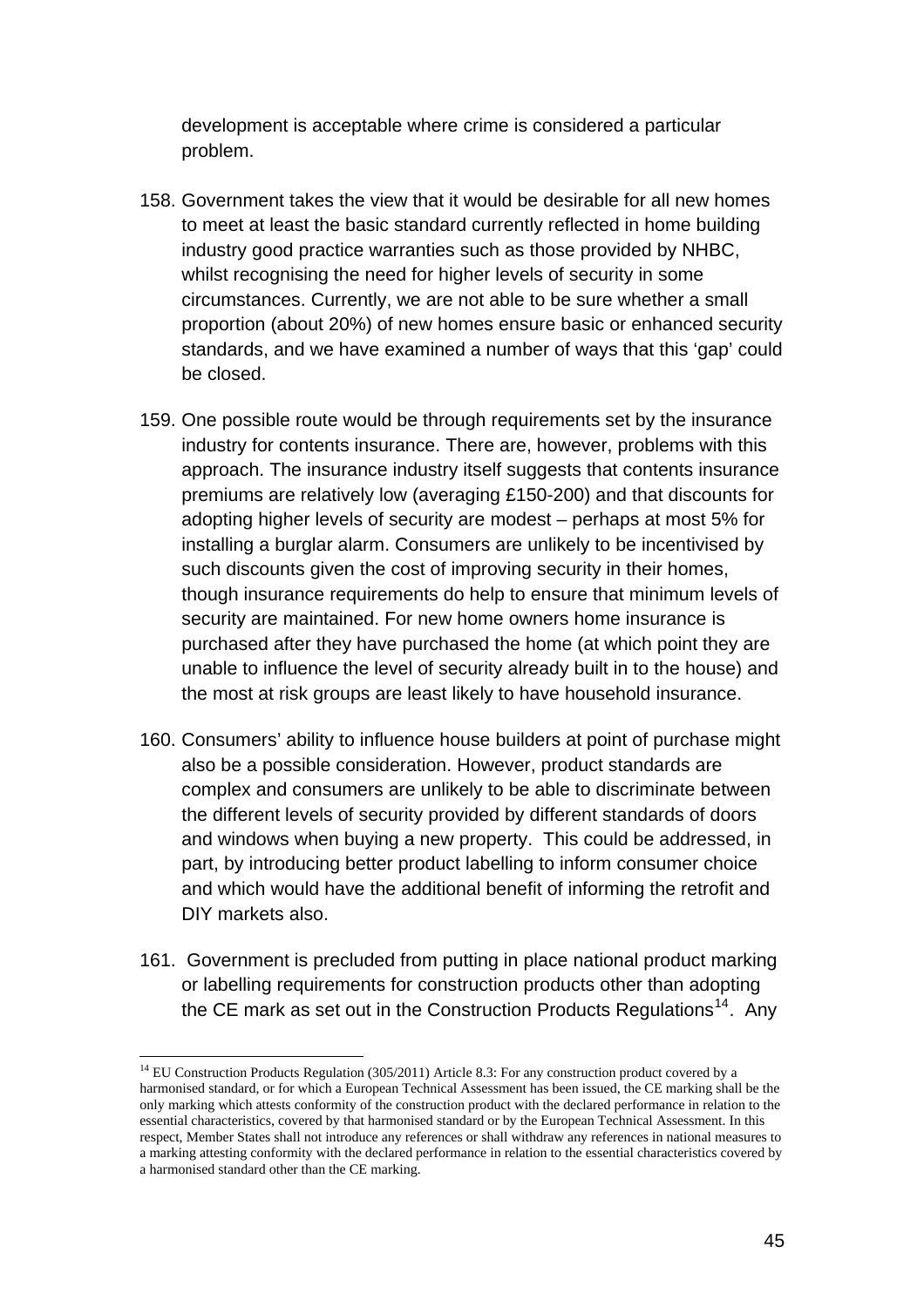development is acceptable where crime is considered a particular problem.

158. Government takes the view that it would be desirable for all new homes to meet at least the basic standard currently reflected in home building industry good practice warranties such as those provided by NHBC, whilst recognising the need for higher levels of security in some circumstances. Currently, we are not able to be sure whether a small proportion (about 20%) of new homes ensure basic or enhanced security standards, and we have examined a number of ways that this 'gap' could be closed.

159. One possible route would be through requirements set by the insurance industry for contents insurance. There are, however, problems with this approach. The insurance industry itself suggests that contents insurance premiums are relatively low (averaging £150-200) and that discounts for adopting higher levels of security are modest – perhaps at most 5% for installing a burglar alarm. Consumers are unlikely to be incentivised by such discounts given the cost of improving security in their homes, though insurance requirements do help to ensure that minimum levels of security are maintained. For new home owners home insurance is purchased after they have purchased the home (at which point they are unable to influence the level of security already built in to the house) and the most at risk groups are least likely to have household insurance.

160. Consumers' ability to influence house builders at point of purchase might also be a possible consideration. However, product standards are complex and consumers are unlikely to be able to discriminate between the different levels of security provided by different standards of doors and windows when buying a new property. This could be addressed, in part, by introducing better product labelling to inform consumer choice and which would have the additional benefit of informing the retrofit and DIY markets also.

161. Government is precluded from putting in place national product marking or labelling requirements for construction products other than adopting the CE mark as set out in the Construction Products Regulations[14]. Any

[14] EU Construction Products Regulation (305/2011) Article 8.3: For any construction product covered by a harmonised standard, or for which a European Technical Assessment has been issued, the CE marking shall be the only marking which attests conformity of the construction product with the declared performance in relation to the essential characteristics, covered by that harmonised standard or by the European Technical Assessment. In this respect, Member States shall not introduce any references or shall withdraw any references in national measures to a marking attesting conformity with the declared performance in relation to the essential characteristics covered by a harmonised standard other than the CE marking.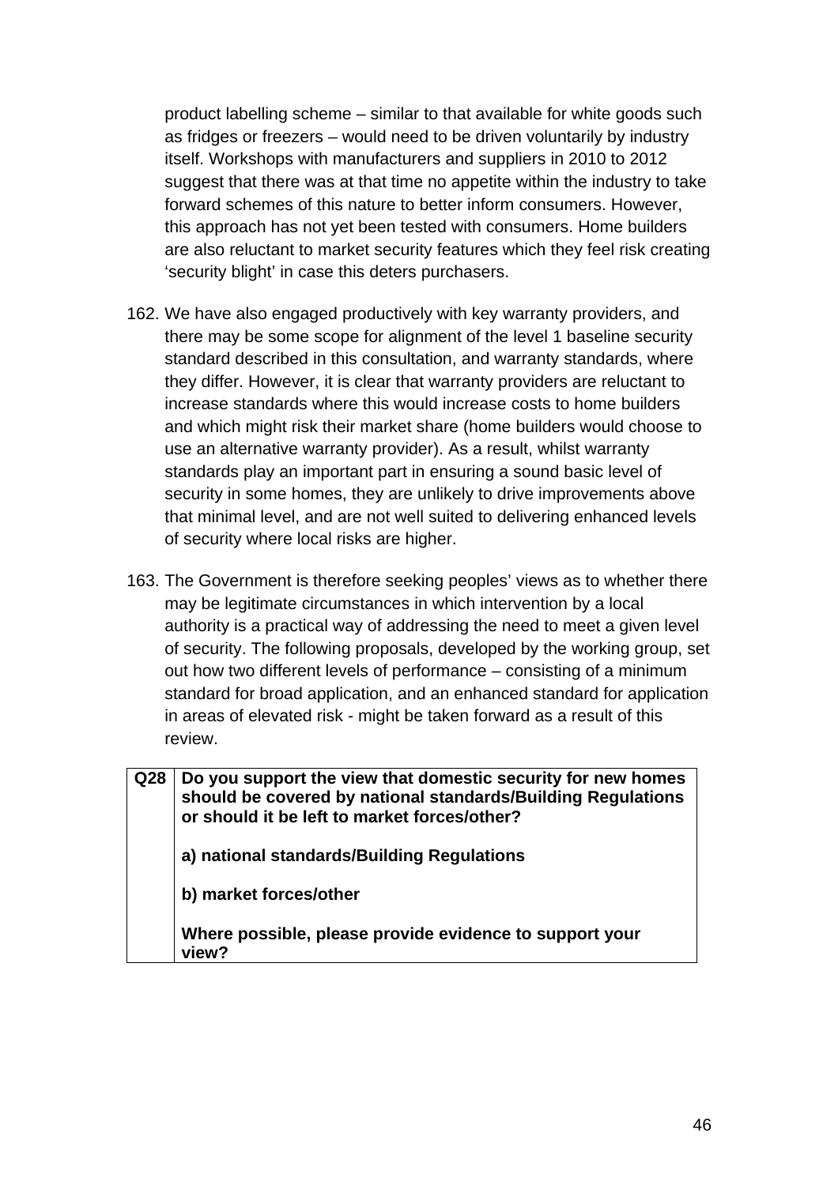product labelling scheme – similar to that available for white goods such as fridges or freezers – would need to be driven voluntarily by industry itself. Workshops with manufacturers and suppliers in 2010 to 2012 suggest that there was at that time no appetite within the industry to take forward schemes of this nature to better inform consumers. However, this approach has not yet been tested with consumers. Home builders are also reluctant to market security features which they feel risk creating 'security blight' in case this deters purchasers.

162. We have also engaged productively with key warranty providers, and there may be some scope for alignment of the level 1 baseline security standard described in this consultation, and warranty standards, where they differ. However, it is clear that warranty providers are reluctant to increase standards where this would increase costs to home builders and which might risk their market share (home builders would choose to use an alternative warranty provider). As a result, whilst warranty standards play an important part in ensuring a sound basic level of security in some homes, they are unlikely to drive improvements above that minimal level, and are not well suited to delivering enhanced levels of security where local risks are higher.

163. The Government is therefore seeking peoples' views as to whether there may be legitimate circumstances in which intervention by a local authority is a practical way of addressing the need to meet a given level of security. The following proposals, developed by the working group, set out how two different levels of performance – consisting of a minimum standard for broad application, and an enhanced standard for application in areas of elevated risk - might be taken forward as a result of this review.

| **Q28** | **Do you support the view that domestic security for new homes should be covered by national standards/Building Regulations or should it be left to market forces/other?**<br><br>**a) national standards/Building Regulations**<br><br>**b) market forces/other**<br><br>**Where possible, please provide evidence to support your view?** |
|---|---|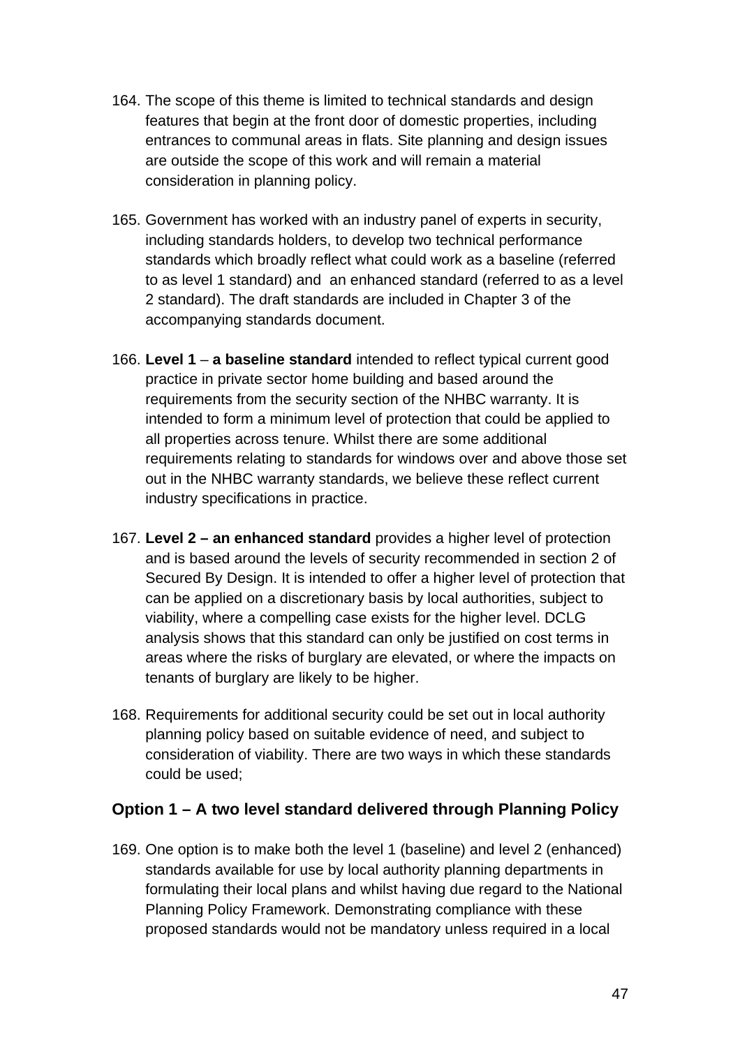164. The scope of this theme is limited to technical standards and design features that begin at the front door of domestic properties, including entrances to communal areas in flats. Site planning and design issues are outside the scope of this work and will remain a material consideration in planning policy.

165. Government has worked with an industry panel of experts in security, including standards holders, to develop two technical performance standards which broadly reflect what could work as a baseline (referred to as level 1 standard) and an enhanced standard (referred to as a level 2 standard). The draft standards are included in Chapter 3 of the accompanying standards document.

166. **Level 1** – **a baseline standard** intended to reflect typical current good practice in private sector home building and based around the requirements from the security section of the NHBC warranty. It is intended to form a minimum level of protection that could be applied to all properties across tenure. Whilst there are some additional requirements relating to standards for windows over and above those set out in the NHBC warranty standards, we believe these reflect current industry specifications in practice.

167. **Level 2 – an enhanced standard** provides a higher level of protection and is based around the levels of security recommended in section 2 of Secured By Design. It is intended to offer a higher level of protection that can be applied on a discretionary basis by local authorities, subject to viability, where a compelling case exists for the higher level. DCLG analysis shows that this standard can only be justified on cost terms in areas where the risks of burglary are elevated, or where the impacts on tenants of burglary are likely to be higher.

168. Requirements for additional security could be set out in local authority planning policy based on suitable evidence of need, and subject to consideration of viability. There are two ways in which these standards could be used;

### Option 1 – A two level standard delivered through Planning Policy

169. One option is to make both the level 1 (baseline) and level 2 (enhanced) standards available for use by local authority planning departments in formulating their local plans and whilst having due regard to the National Planning Policy Framework. Demonstrating compliance with these proposed standards would not be mandatory unless required in a local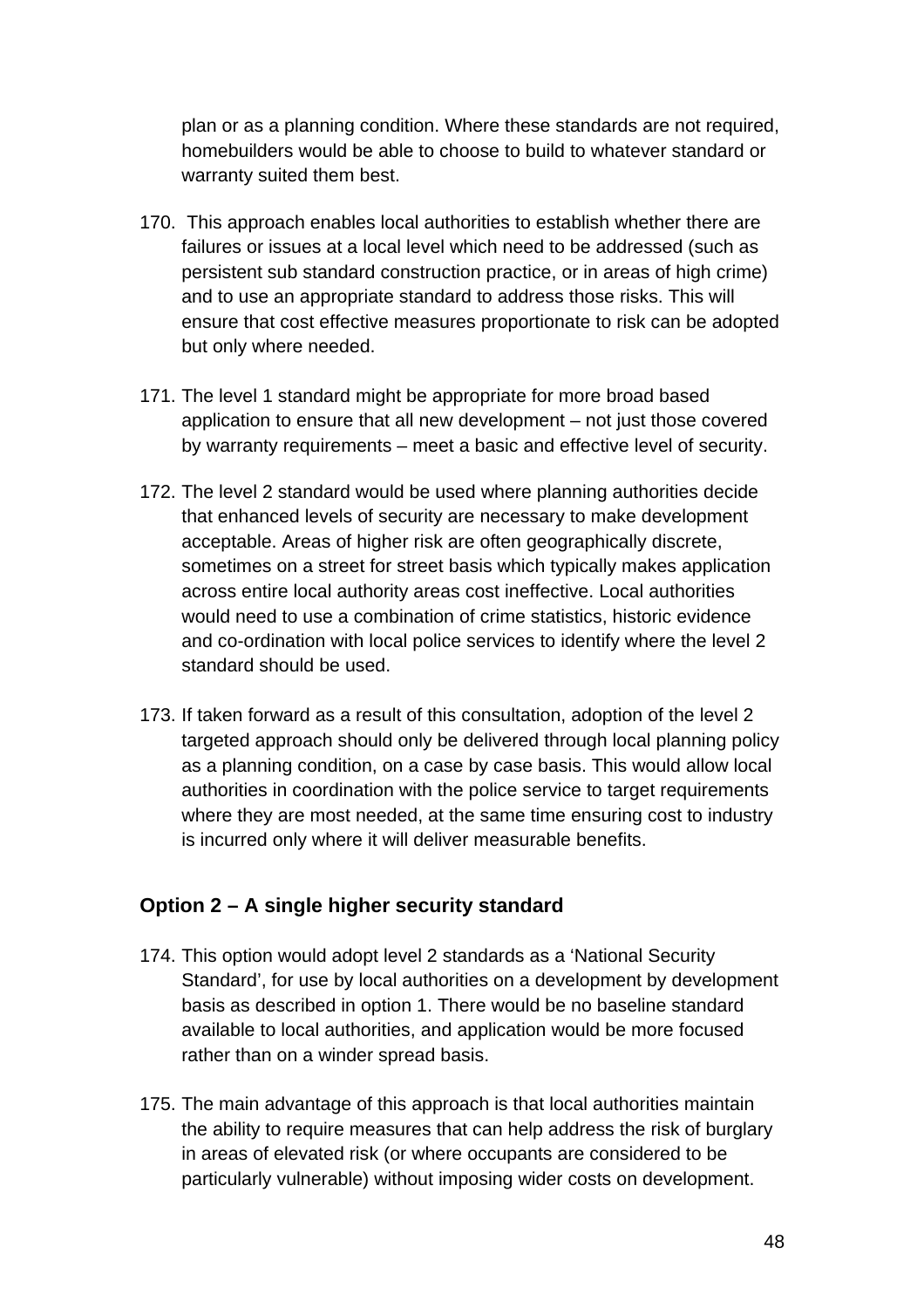plan or as a planning condition. Where these standards are not required, homebuilders would be able to choose to build to whatever standard or warranty suited them best.

170. This approach enables local authorities to establish whether there are failures or issues at a local level which need to be addressed (such as persistent sub standard construction practice, or in areas of high crime) and to use an appropriate standard to address those risks. This will ensure that cost effective measures proportionate to risk can be adopted but only where needed.

171. The level 1 standard might be appropriate for more broad based application to ensure that all new development – not just those covered by warranty requirements – meet a basic and effective level of security.

172. The level 2 standard would be used where planning authorities decide that enhanced levels of security are necessary to make development acceptable. Areas of higher risk are often geographically discrete, sometimes on a street for street basis which typically makes application across entire local authority areas cost ineffective. Local authorities would need to use a combination of crime statistics, historic evidence and co-ordination with local police services to identify where the level 2 standard should be used.

173. If taken forward as a result of this consultation, adoption of the level 2 targeted approach should only be delivered through local planning policy as a planning condition, on a case by case basis. This would allow local authorities in coordination with the police service to target requirements where they are most needed, at the same time ensuring cost to industry is incurred only where it will deliver measurable benefits.

### Option 2 – A single higher security standard

174. This option would adopt level 2 standards as a 'National Security Standard', for use by local authorities on a development by development basis as described in option 1. There would be no baseline standard available to local authorities, and application would be more focused rather than on a winder spread basis.

175. The main advantage of this approach is that local authorities maintain the ability to require measures that can help address the risk of burglary in areas of elevated risk (or where occupants are considered to be particularly vulnerable) without imposing wider costs on development.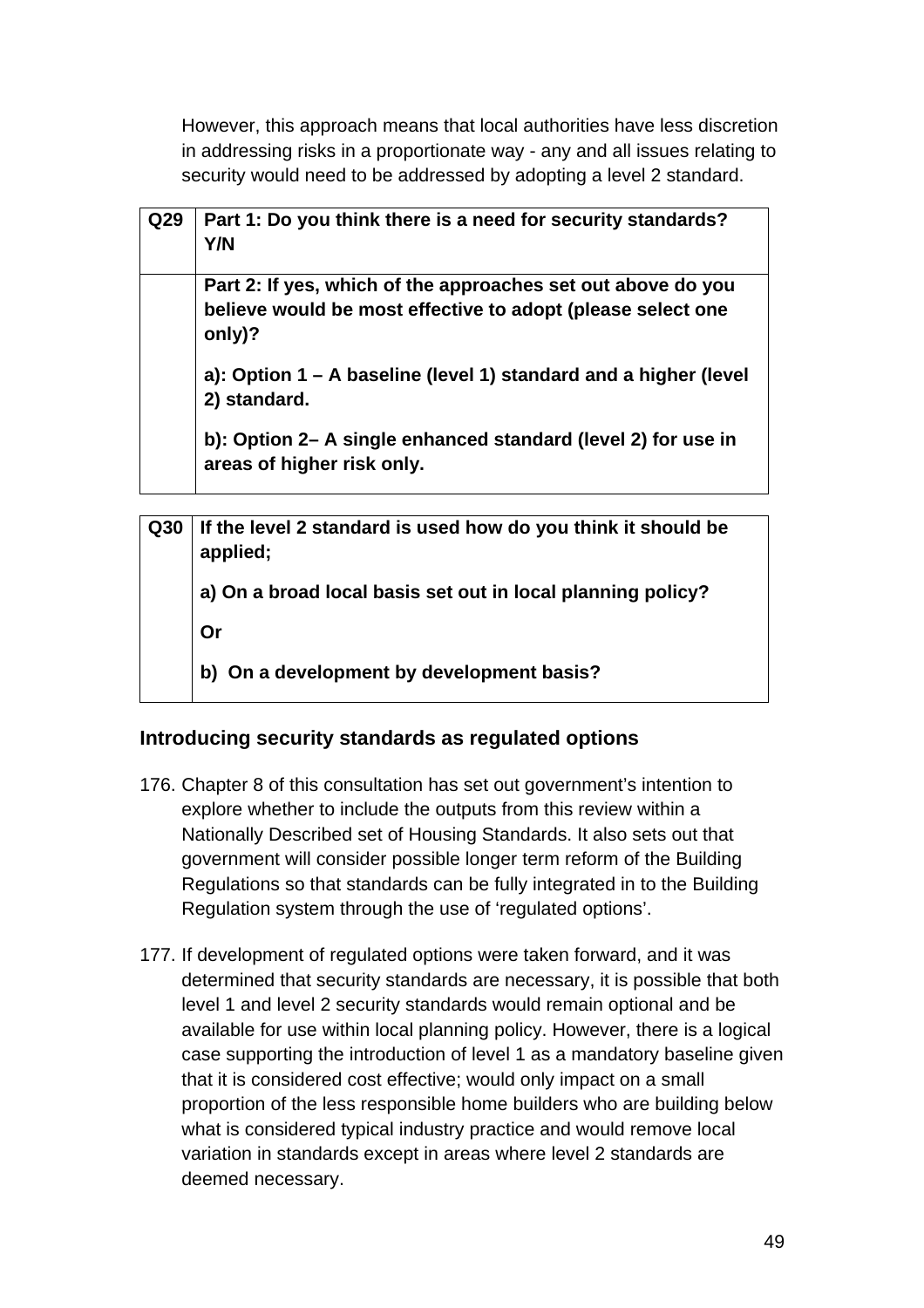However, this approach means that local authorities have less discretion in addressing risks in a proportionate way - any and all issues relating to security would need to be addressed by adopting a level 2 standard.

| Q29 | **Part 1: Do you think there is a need for security standards? Y/N** |
|---|---|
| | **Part 2: If yes, which of the approaches set out above do you believe would be most effective to adopt (please select one only)?**<br><br>**a): Option 1 – A baseline (level 1) standard and a higher (level 2) standard.**<br><br>**b): Option 2– A single enhanced standard (level 2) for use in areas of higher risk only.** |

| Q30 | **If the level 2 standard is used how do you think it should be applied;**<br><br>**a) On a broad local basis set out in local planning policy?**<br><br>**Or**<br><br>**b) On a development by development basis?** |
|---|---|

### Introducing security standards as regulated options

176. Chapter 8 of this consultation has set out government's intention to explore whether to include the outputs from this review within a Nationally Described set of Housing Standards. It also sets out that government will consider possible longer term reform of the Building Regulations so that standards can be fully integrated in to the Building Regulation system through the use of 'regulated options'.

177. If development of regulated options were taken forward, and it was determined that security standards are necessary, it is possible that both level 1 and level 2 security standards would remain optional and be available for use within local planning policy. However, there is a logical case supporting the introduction of level 1 as a mandatory baseline given that it is considered cost effective; would only impact on a small proportion of the less responsible home builders who are building below what is considered typical industry practice and would remove local variation in standards except in areas where level 2 standards are deemed necessary.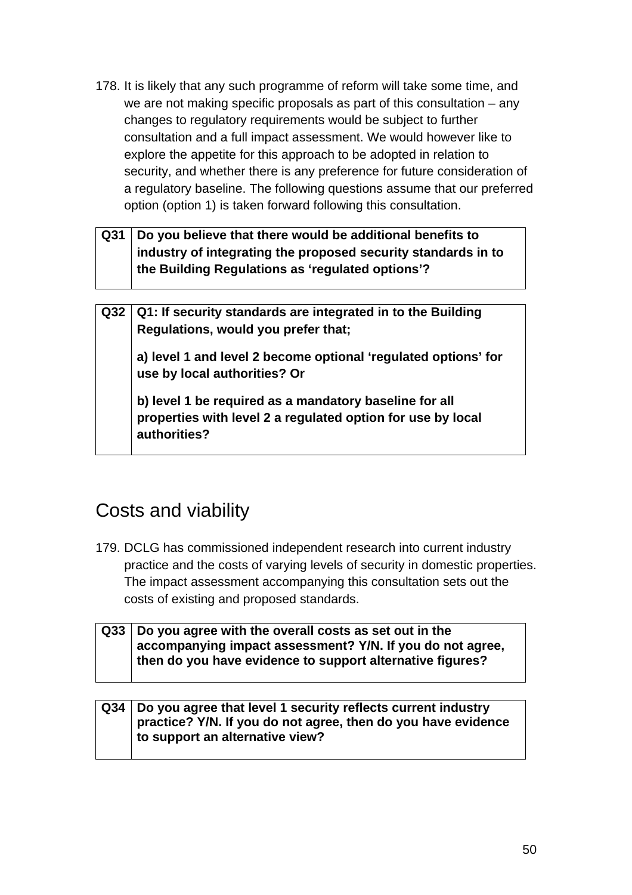178. It is likely that any such programme of reform will take some time, and we are not making specific proposals as part of this consultation – any changes to regulatory requirements would be subject to further consultation and a full impact assessment. We would however like to explore the appetite for this approach to be adopted in relation to security, and whether there is any preference for future consideration of a regulatory baseline. The following questions assume that our preferred option (option 1) is taken forward following this consultation.

| Q31 | **Do you believe that there would be additional benefits to industry of integrating the proposed security standards in to the Building Regulations as 'regulated options'?** |
|---|---|

| Q32 | **Q1: If security standards are integrated in to the Building Regulations, would you prefer that;**<br><br>**a) level 1 and level 2 become optional 'regulated options' for use by local authorities? Or**<br><br>**b) level 1 be required as a mandatory baseline for all properties with level 2 a regulated option for use by local authorities?** |
|---|---|

## Costs and viability

179. DCLG has commissioned independent research into current industry practice and the costs of varying levels of security in domestic properties. The impact assessment accompanying this consultation sets out the costs of existing and proposed standards.

| Q33 | **Do you agree with the overall costs as set out in the accompanying impact assessment? Y/N. If you do not agree, then do you have evidence to support alternative figures?** |
|---|---|

| Q34 | **Do you agree that level 1 security reflects current industry practice? Y/N. If you do not agree, then do you have evidence to support an alternative view?** |
|---|---|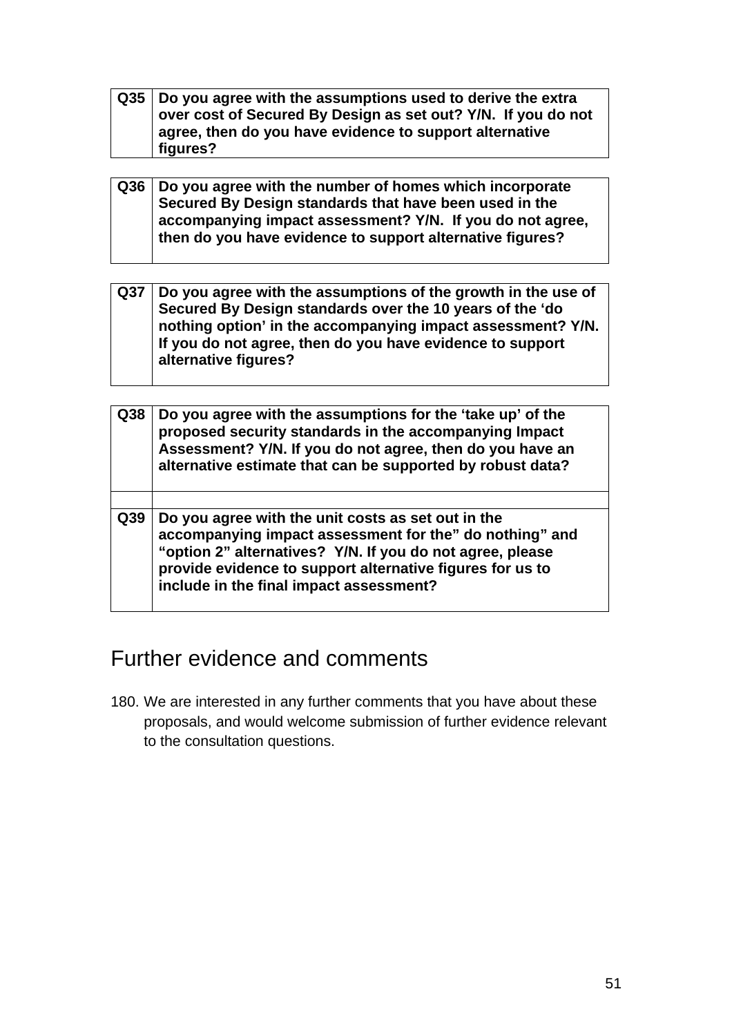| Q35 | **Do you agree with the assumptions used to derive the extra over cost of Secured By Design as set out? Y/N. If you do not agree, then do you have evidence to support alternative figures?** |
|---|---|

| Q36 | **Do you agree with the number of homes which incorporate Secured By Design standards that have been used in the accompanying impact assessment? Y/N. If you do not agree, then do you have evidence to support alternative figures?** |
|---|---|

| Q37 | **Do you agree with the assumptions of the growth in the use of Secured By Design standards over the 10 years of the 'do nothing option' in the accompanying impact assessment? Y/N. If you do not agree, then do you have evidence to support alternative figures?** |
|---|---|

| Q38 | **Do you agree with the assumptions for the 'take up' of the proposed security standards in the accompanying Impact Assessment? Y/N. If you do not agree, then do you have an alternative estimate that can be supported by robust data?** |
|---|---|
| | |
| Q39 | **Do you agree with the unit costs as set out in the accompanying impact assessment for the" do nothing" and "option 2" alternatives? Y/N. If you do not agree, please provide evidence to support alternative figures for us to include in the final impact assessment?** |

## Further evidence and comments

180. We are interested in any further comments that you have about these proposals, and would welcome submission of further evidence relevant to the consultation questions.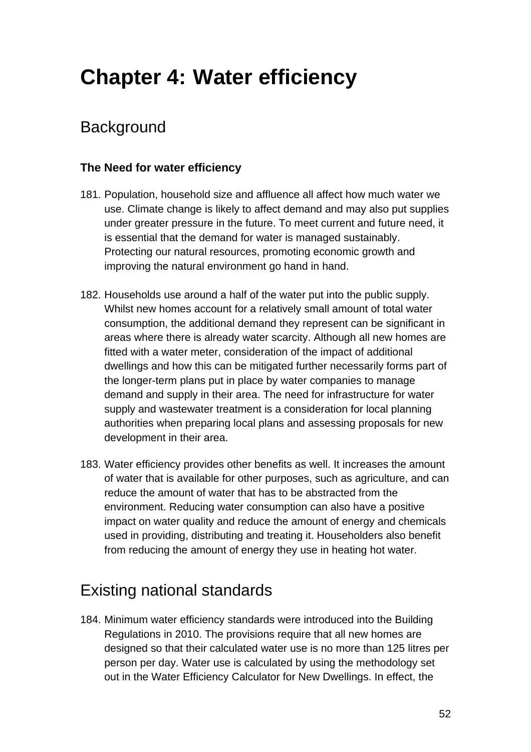# Chapter 4: Water efficiency

## Background

### The Need for water efficiency

181. Population, household size and affluence all affect how much water we use. Climate change is likely to affect demand and may also put supplies under greater pressure in the future. To meet current and future need, it is essential that the demand for water is managed sustainably. Protecting our natural resources, promoting economic growth and improving the natural environment go hand in hand.

182. Households use around a half of the water put into the public supply. Whilst new homes account for a relatively small amount of total water consumption, the additional demand they represent can be significant in areas where there is already water scarcity. Although all new homes are fitted with a water meter, consideration of the impact of additional dwellings and how this can be mitigated further necessarily forms part of the longer-term plans put in place by water companies to manage demand and supply in their area. The need for infrastructure for water supply and wastewater treatment is a consideration for local planning authorities when preparing local plans and assessing proposals for new development in their area.

183. Water efficiency provides other benefits as well. It increases the amount of water that is available for other purposes, such as agriculture, and can reduce the amount of water that has to be abstracted from the environment. Reducing water consumption can also have a positive impact on water quality and reduce the amount of energy and chemicals used in providing, distributing and treating it. Householders also benefit from reducing the amount of energy they use in heating hot water.

## Existing national standards

184. Minimum water efficiency standards were introduced into the Building Regulations in 2010. The provisions require that all new homes are designed so that their calculated water use is no more than 125 litres per person per day. Water use is calculated by using the methodology set out in the Water Efficiency Calculator for New Dwellings. In effect, the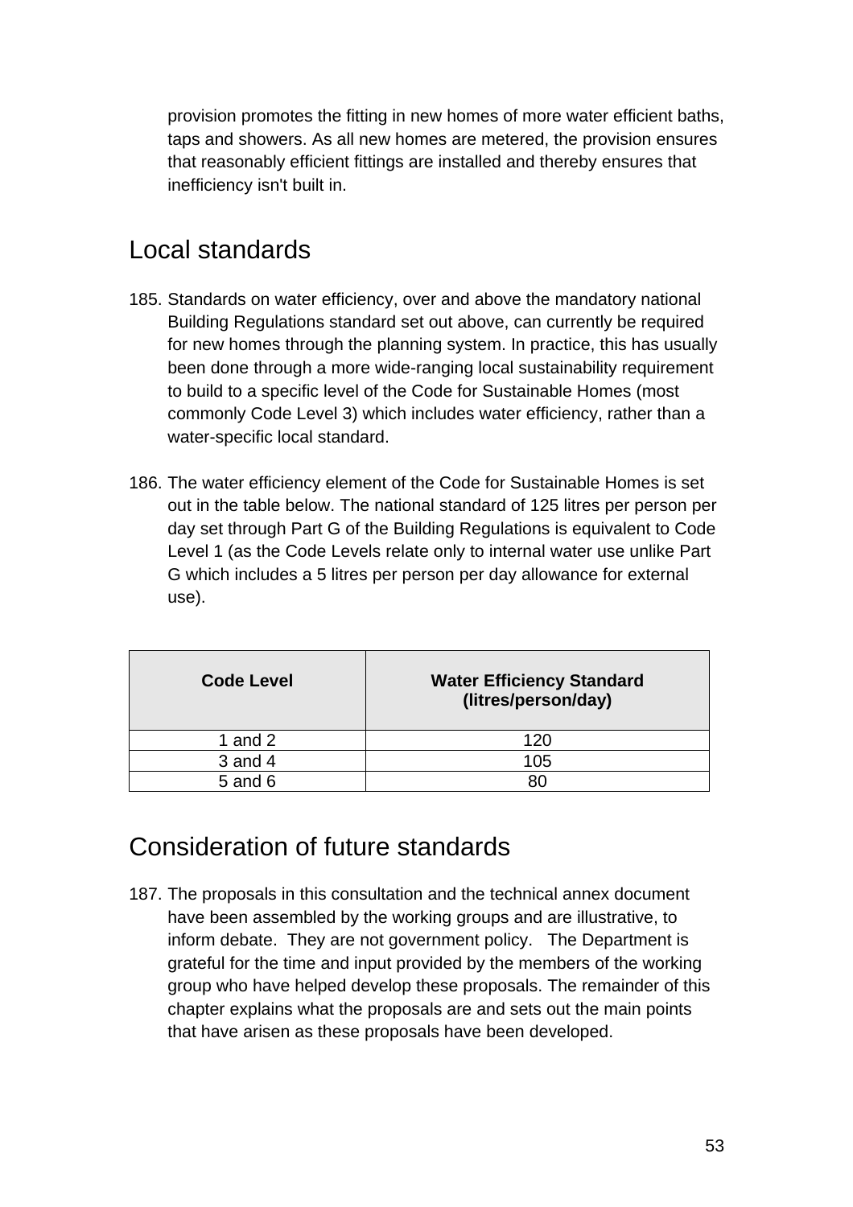provision promotes the fitting in new homes of more water efficient baths, taps and showers. As all new homes are metered, the provision ensures that reasonably efficient fittings are installed and thereby ensures that inefficiency isn't built in.

## Local standards

185. Standards on water efficiency, over and above the mandatory national Building Regulations standard set out above, can currently be required for new homes through the planning system. In practice, this has usually been done through a more wide-ranging local sustainability requirement to build to a specific level of the Code for Sustainable Homes (most commonly Code Level 3) which includes water efficiency, rather than a water-specific local standard.

186. The water efficiency element of the Code for Sustainable Homes is set out in the table below. The national standard of 125 litres per person per day set through Part G of the Building Regulations is equivalent to Code Level 1 (as the Code Levels relate only to internal water use unlike Part G which includes a 5 litres per person per day allowance for external use).

| Code Level | Water Efficiency Standard (litres/person/day) |
|---|---|
| 1 and 2 | 120 |
| 3 and 4 | 105 |
| 5 and 6 | 80 |

## Consideration of future standards

187. The proposals in this consultation and the technical annex document have been assembled by the working groups and are illustrative, to inform debate. They are not government policy. The Department is grateful for the time and input provided by the members of the working group who have helped develop these proposals. The remainder of this chapter explains what the proposals are and sets out the main points that have arisen as these proposals have been developed.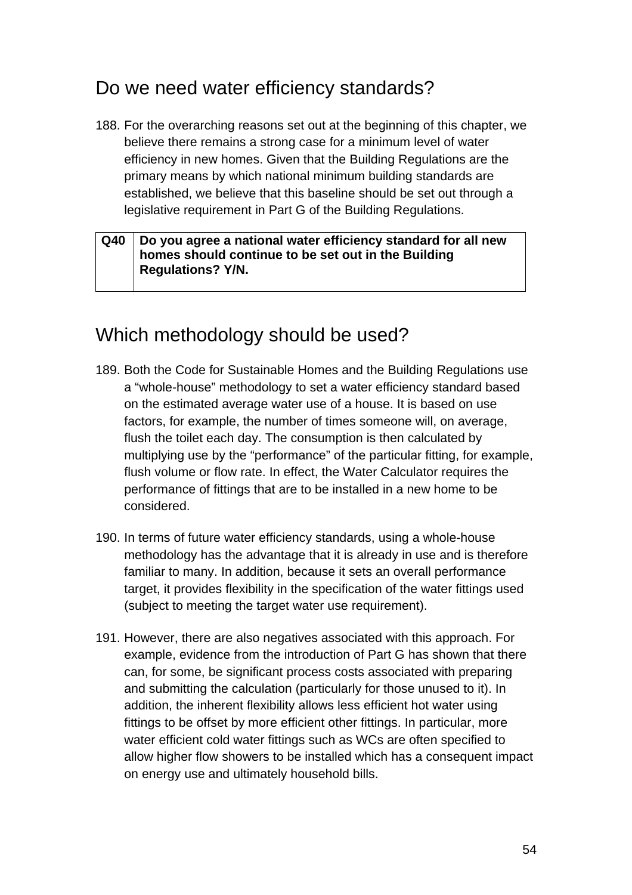## Do we need water efficiency standards?

188. For the overarching reasons set out at the beginning of this chapter, we believe there remains a strong case for a minimum level of water efficiency in new homes. Given that the Building Regulations are the primary means by which national minimum building standards are established, we believe that this baseline should be set out through a legislative requirement in Part G of the Building Regulations.

| Q40 | Do you agree a national water efficiency standard for all new homes should continue to be set out in the Building Regulations? Y/N. |
|---|---|

## Which methodology should be used?

189. Both the Code for Sustainable Homes and the Building Regulations use a "whole-house" methodology to set a water efficiency standard based on the estimated average water use of a house. It is based on use factors, for example, the number of times someone will, on average, flush the toilet each day. The consumption is then calculated by multiplying use by the "performance" of the particular fitting, for example, flush volume or flow rate. In effect, the Water Calculator requires the performance of fittings that are to be installed in a new home to be considered.

190. In terms of future water efficiency standards, using a whole-house methodology has the advantage that it is already in use and is therefore familiar to many. In addition, because it sets an overall performance target, it provides flexibility in the specification of the water fittings used (subject to meeting the target water use requirement).

191. However, there are also negatives associated with this approach. For example, evidence from the introduction of Part G has shown that there can, for some, be significant process costs associated with preparing and submitting the calculation (particularly for those unused to it). In addition, the inherent flexibility allows less efficient hot water using fittings to be offset by more efficient other fittings. In particular, more water efficient cold water fittings such as WCs are often specified to allow higher flow showers to be installed which has a consequent impact on energy use and ultimately household bills.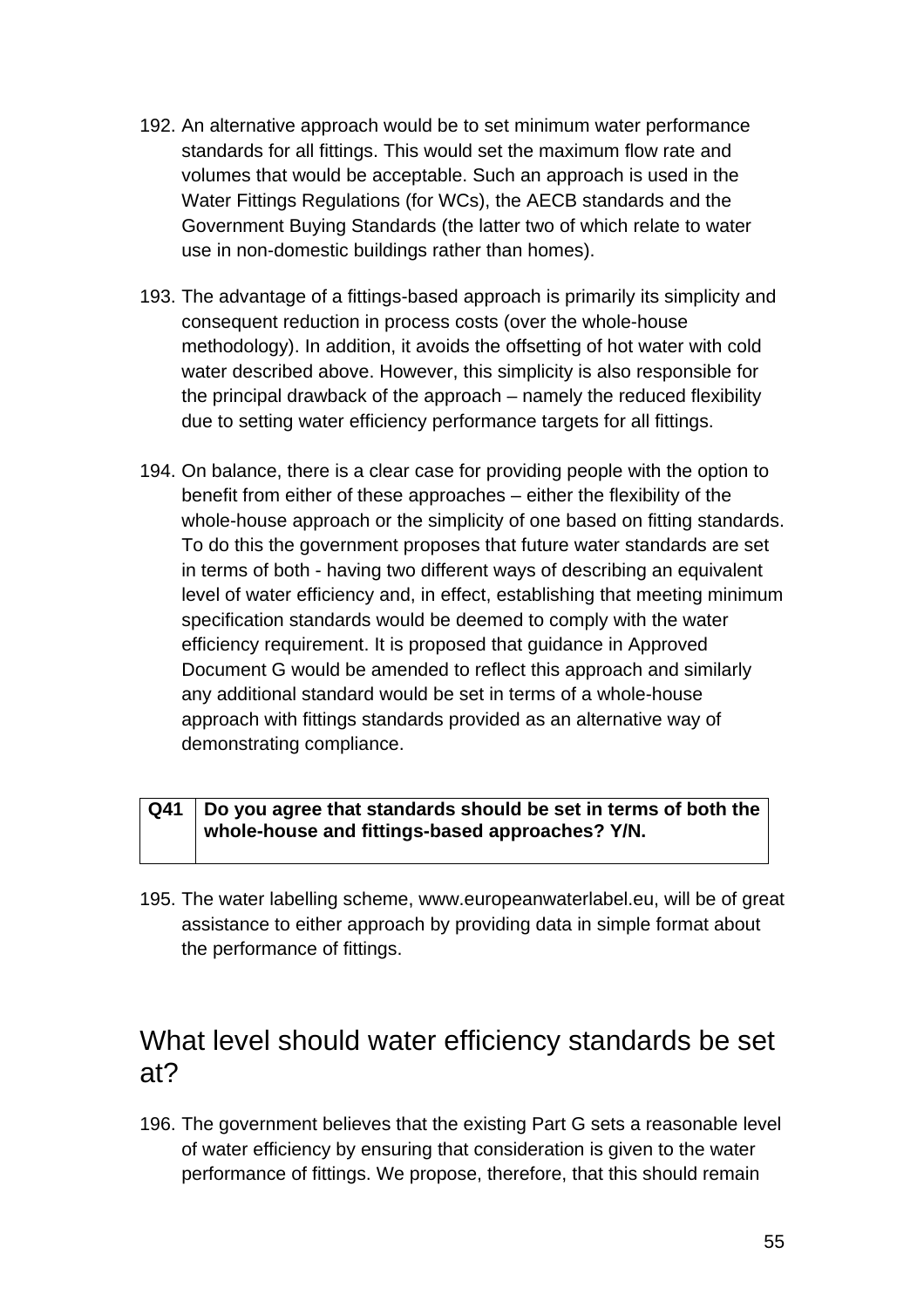192. An alternative approach would be to set minimum water performance standards for all fittings. This would set the maximum flow rate and volumes that would be acceptable. Such an approach is used in the Water Fittings Regulations (for WCs), the AECB standards and the Government Buying Standards (the latter two of which relate to water use in non-domestic buildings rather than homes).

193. The advantage of a fittings-based approach is primarily its simplicity and consequent reduction in process costs (over the whole-house methodology). In addition, it avoids the offsetting of hot water with cold water described above. However, this simplicity is also responsible for the principal drawback of the approach – namely the reduced flexibility due to setting water efficiency performance targets for all fittings.

194. On balance, there is a clear case for providing people with the option to benefit from either of these approaches – either the flexibility of the whole-house approach or the simplicity of one based on fitting standards. To do this the government proposes that future water standards are set in terms of both - having two different ways of describing an equivalent level of water efficiency and, in effect, establishing that meeting minimum specification standards would be deemed to comply with the water efficiency requirement. It is proposed that guidance in Approved Document G would be amended to reflect this approach and similarly any additional standard would be set in terms of a whole-house approach with fittings standards provided as an alternative way of demonstrating compliance.

| **Q41** | **Do you agree that standards should be set in terms of both the whole-house and fittings-based approaches? Y/N.** |
|---|---|

195. The water labelling scheme, www.europeanwaterlabel.eu, will be of great assistance to either approach by providing data in simple format about the performance of fittings.

## What level should water efficiency standards be set at?

196. The government believes that the existing Part G sets a reasonable level of water efficiency by ensuring that consideration is given to the water performance of fittings. We propose, therefore, that this should remain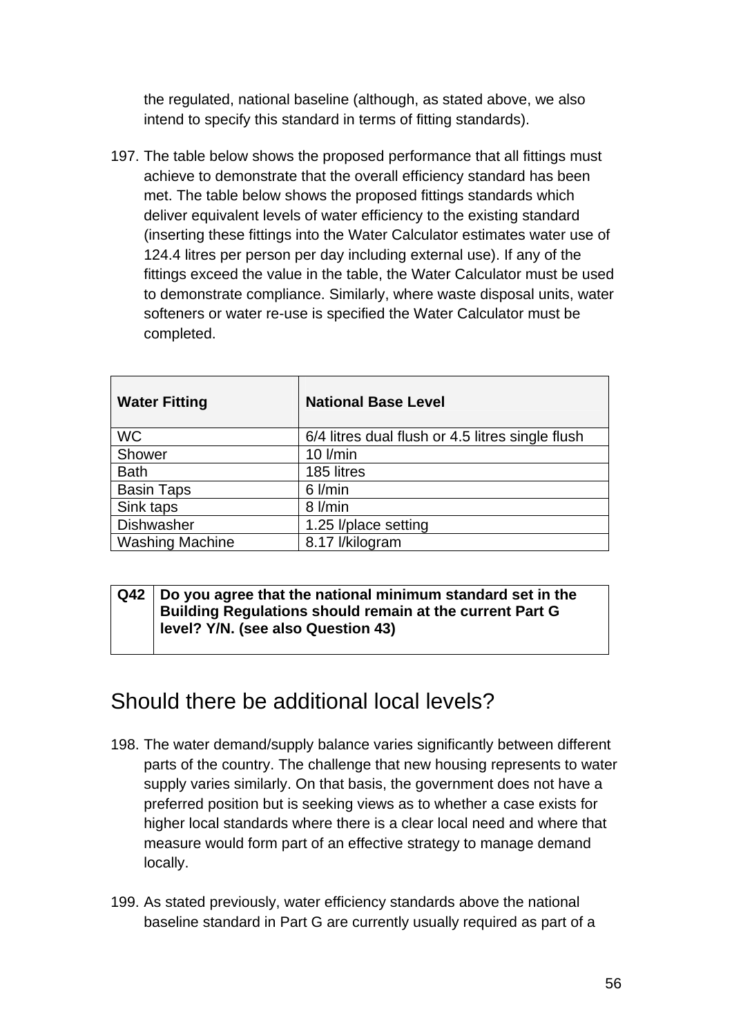the regulated, national baseline (although, as stated above, we also intend to specify this standard in terms of fitting standards).

197. The table below shows the proposed performance that all fittings must achieve to demonstrate that the overall efficiency standard has been met. The table below shows the proposed fittings standards which deliver equivalent levels of water efficiency to the existing standard (inserting these fittings into the Water Calculator estimates water use of 124.4 litres per person per day including external use). If any of the fittings exceed the value in the table, the Water Calculator must be used to demonstrate compliance. Similarly, where waste disposal units, water softeners or water re-use is specified the Water Calculator must be completed.

| Water Fitting | National Base Level |
|---|---|
| WC | 6/4 litres dual flush or 4.5 litres single flush |
| Shower | 10 l/min |
| Bath | 185 litres |
| Basin Taps | 6 l/min |
| Sink taps | 8 l/min |
| Dishwasher | 1.25 l/place setting |
| Washing Machine | 8.17 l/kilogram |

| Q42 | Do you agree that the national minimum standard set in the Building Regulations should remain at the current Part G level? Y/N. (see also Question 43) |
|---|---|

## Should there be additional local levels?

198. The water demand/supply balance varies significantly between different parts of the country. The challenge that new housing represents to water supply varies similarly. On that basis, the government does not have a preferred position but is seeking views as to whether a case exists for higher local standards where there is a clear local need and where that measure would form part of an effective strategy to manage demand locally.

199. As stated previously, water efficiency standards above the national baseline standard in Part G are currently usually required as part of a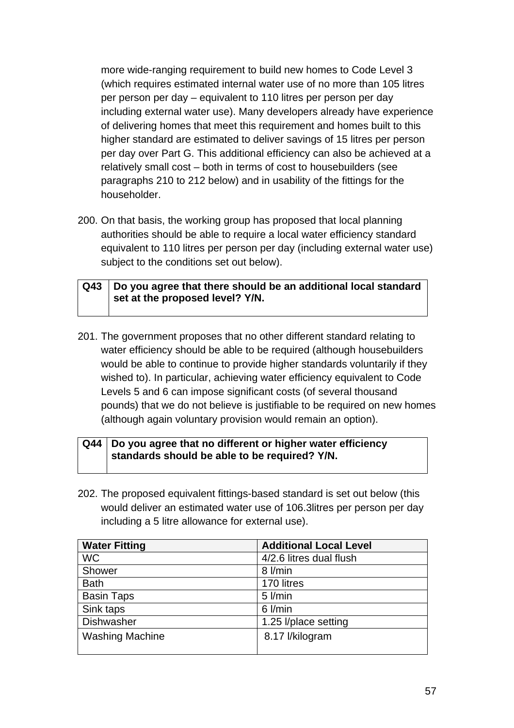more wide-ranging requirement to build new homes to Code Level 3 (which requires estimated internal water use of no more than 105 litres per person per day – equivalent to 110 litres per person per day including external water use). Many developers already have experience of delivering homes that meet this requirement and homes built to this higher standard are estimated to deliver savings of 15 litres per person per day over Part G. This additional efficiency can also be achieved at a relatively small cost – both in terms of cost to housebuilders (see paragraphs 210 to 212 below) and in usability of the fittings for the householder.

200. On that basis, the working group has proposed that local planning authorities should be able to require a local water efficiency standard equivalent to 110 litres per person per day (including external water use) subject to the conditions set out below).

| Q43 | **Do you agree that there should be an additional local standard set at the proposed level? Y/N.** |
|---|---|

201. The government proposes that no other different standard relating to water efficiency should be able to be required (although housebuilders would be able to continue to provide higher standards voluntarily if they wished to). In particular, achieving water efficiency equivalent to Code Levels 5 and 6 can impose significant costs (of several thousand pounds) that we do not believe is justifiable to be required on new homes (although again voluntary provision would remain an option).

| Q44 | **Do you agree that no different or higher water efficiency standards should be able to be required? Y/N.** |
|---|---|

202. The proposed equivalent fittings-based standard is set out below (this would deliver an estimated water use of 106.3litres per person per day including a 5 litre allowance for external use).

| Water Fitting | Additional Local Level |
|---|---|
| WC | 4/2.6 litres dual flush |
| Shower | 8 l/min |
| Bath | 170 litres |
| Basin Taps | 5 l/min |
| Sink taps | 6 l/min |
| Dishwasher | 1.25 l/place setting |
| Washing Machine | 8.17 l/kilogram |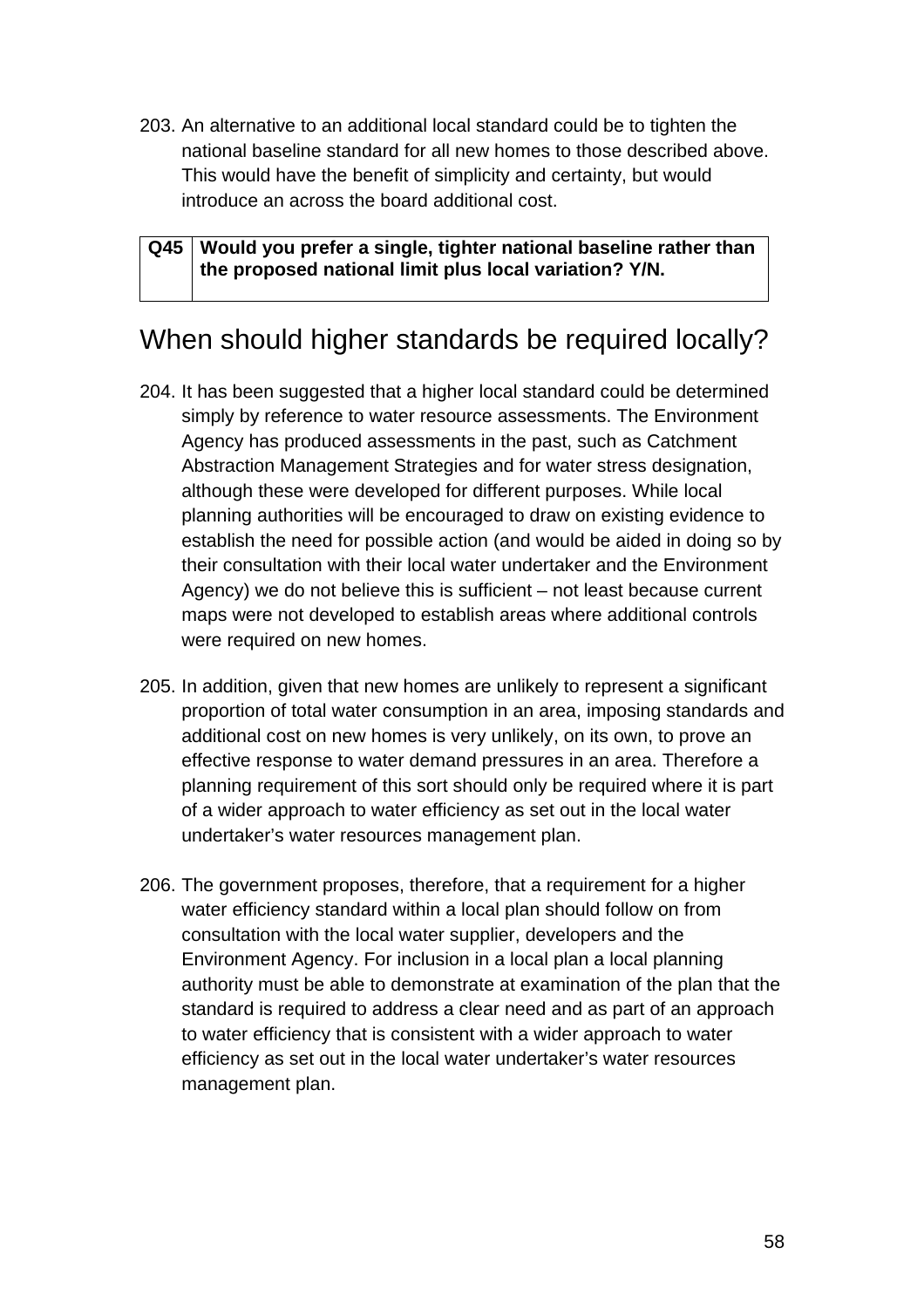203. An alternative to an additional local standard could be to tighten the national baseline standard for all new homes to those described above. This would have the benefit of simplicity and certainty, but would introduce an across the board additional cost.

| Q45 | **Would you prefer a single, tighter national baseline rather than the proposed national limit plus local variation? Y/N.** |
|---|---|

## When should higher standards be required locally?

204. It has been suggested that a higher local standard could be determined simply by reference to water resource assessments. The Environment Agency has produced assessments in the past, such as Catchment Abstraction Management Strategies and for water stress designation, although these were developed for different purposes. While local planning authorities will be encouraged to draw on existing evidence to establish the need for possible action (and would be aided in doing so by their consultation with their local water undertaker and the Environment Agency) we do not believe this is sufficient – not least because current maps were not developed to establish areas where additional controls were required on new homes.

205. In addition, given that new homes are unlikely to represent a significant proportion of total water consumption in an area, imposing standards and additional cost on new homes is very unlikely, on its own, to prove an effective response to water demand pressures in an area. Therefore a planning requirement of this sort should only be required where it is part of a wider approach to water efficiency as set out in the local water undertaker's water resources management plan.

206. The government proposes, therefore, that a requirement for a higher water efficiency standard within a local plan should follow on from consultation with the local water supplier, developers and the Environment Agency. For inclusion in a local plan a local planning authority must be able to demonstrate at examination of the plan that the standard is required to address a clear need and as part of an approach to water efficiency that is consistent with a wider approach to water efficiency as set out in the local water undertaker's water resources management plan.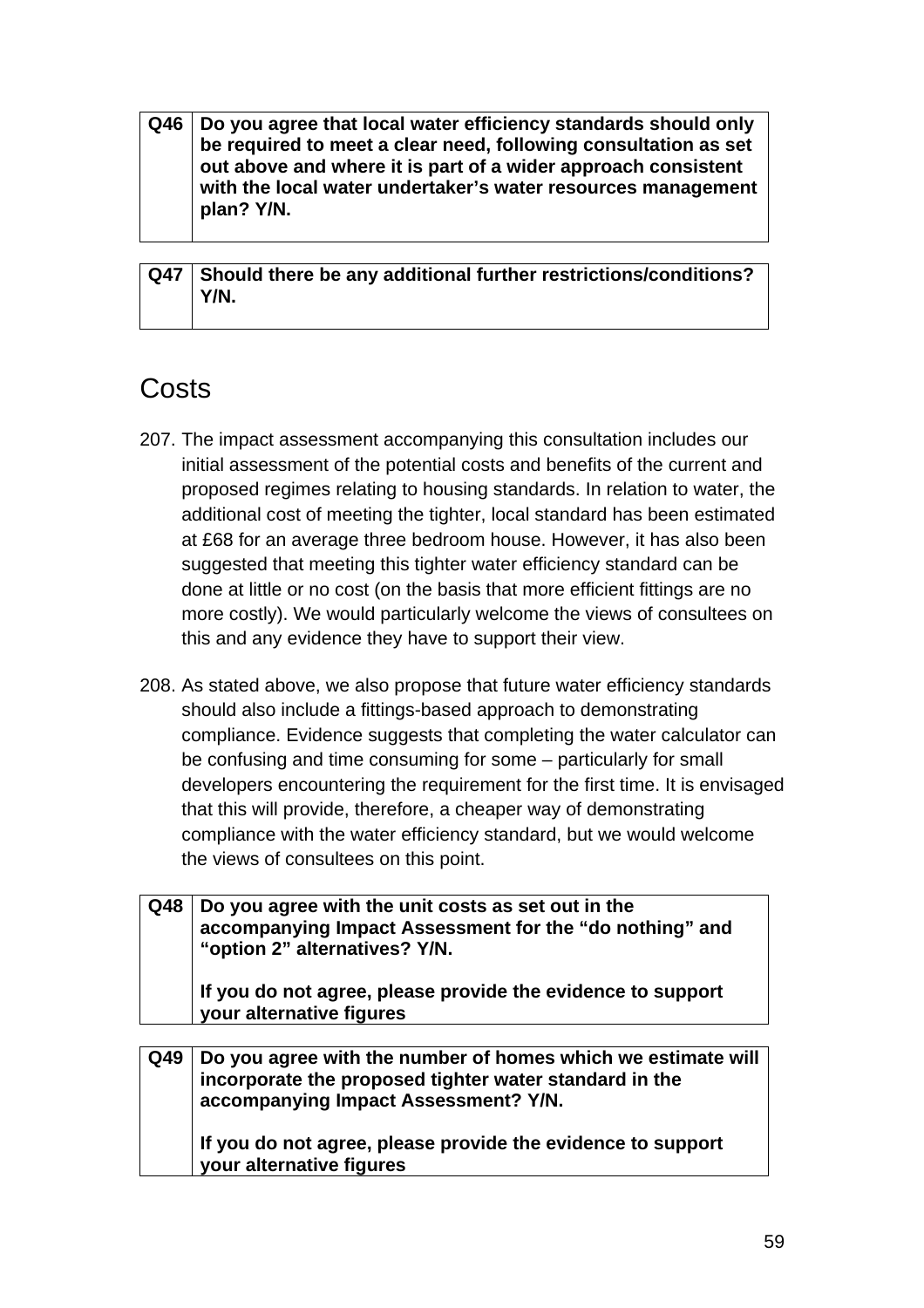| Q46 | **Do you agree that local water efficiency standards should only be required to meet a clear need, following consultation as set out above and where it is part of a wider approach consistent with the local water undertaker's water resources management plan? Y/N.** |
|---|---|

| Q47 | **Should there be any additional further restrictions/conditions? Y/N.** |
|---|---|

## Costs

207. The impact assessment accompanying this consultation includes our initial assessment of the potential costs and benefits of the current and proposed regimes relating to housing standards. In relation to water, the additional cost of meeting the tighter, local standard has been estimated at £68 for an average three bedroom house. However, it has also been suggested that meeting this tighter water efficiency standard can be done at little or no cost (on the basis that more efficient fittings are no more costly). We would particularly welcome the views of consultees on this and any evidence they have to support their view.

208. As stated above, we also propose that future water efficiency standards should also include a fittings-based approach to demonstrating compliance. Evidence suggests that completing the water calculator can be confusing and time consuming for some – particularly for small developers encountering the requirement for the first time. It is envisaged that this will provide, therefore, a cheaper way of demonstrating compliance with the water efficiency standard, but we would welcome the views of consultees on this point.

| Q48 | **Do you agree with the unit costs as set out in the accompanying Impact Assessment for the "do nothing" and "option 2" alternatives? Y/N.**<br><br>**If you do not agree, please provide the evidence to support your alternative figures** |
|---|---|

| Q49 | **Do you agree with the number of homes which we estimate will incorporate the proposed tighter water standard in the accompanying Impact Assessment? Y/N.**<br><br>**If you do not agree, please provide the evidence to support your alternative figures** |
|---|---|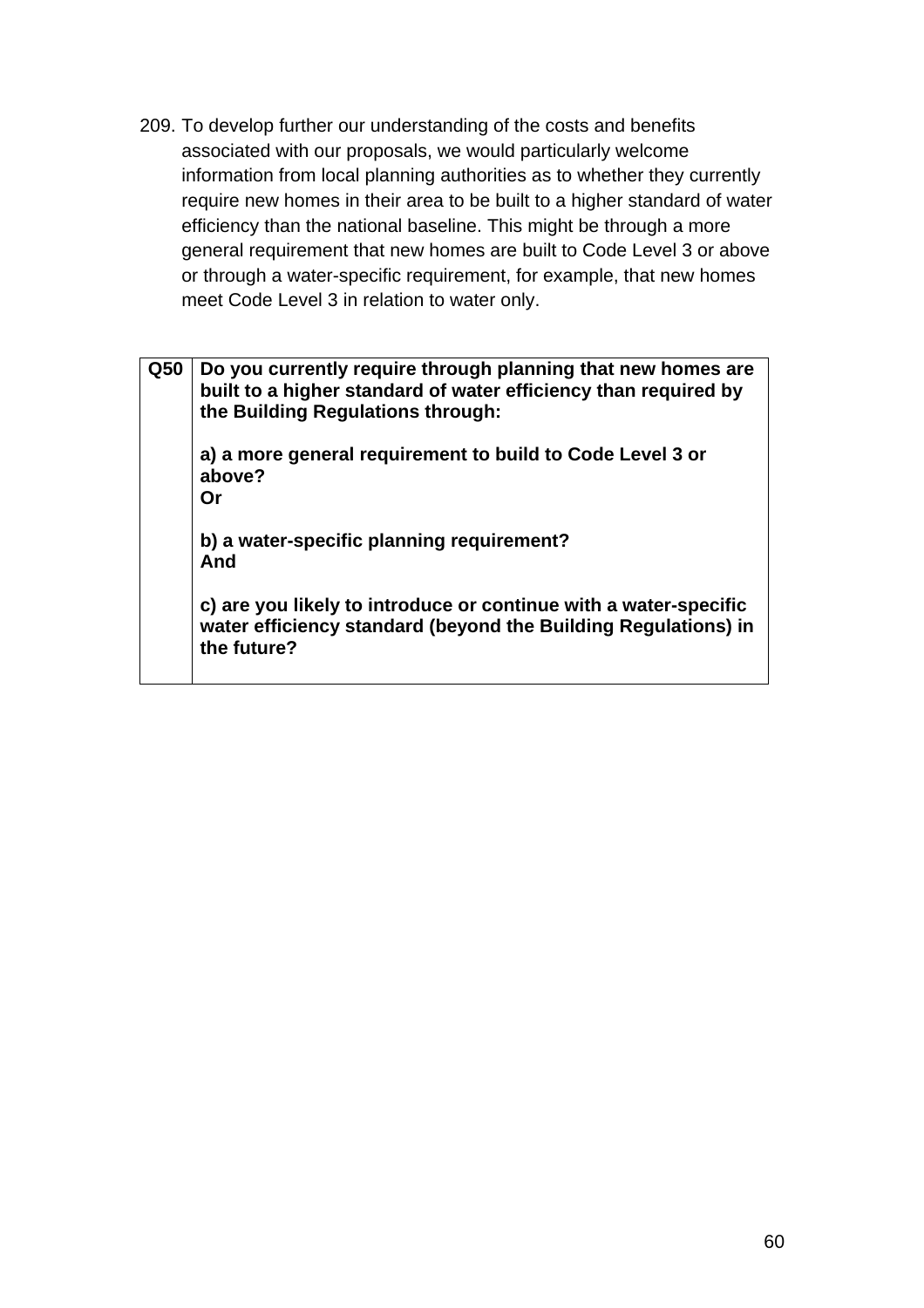209. To develop further our understanding of the costs and benefits associated with our proposals, we would particularly welcome information from local planning authorities as to whether they currently require new homes in their area to be built to a higher standard of water efficiency than the national baseline. This might be through a more general requirement that new homes are built to Code Level 3 or above or through a water-specific requirement, for example, that new homes meet Code Level 3 in relation to water only.

| Q50 | **Do you currently require through planning that new homes are built to a higher standard of water efficiency than required by the Building Regulations through:**<br><br>**a) a more general requirement to build to Code Level 3 or above?**<br>**Or**<br><br>**b) a water-specific planning requirement?**<br>**And**<br><br>**c) are you likely to introduce or continue with a water-specific water efficiency standard (beyond the Building Regulations) in the future?** |
|---|---|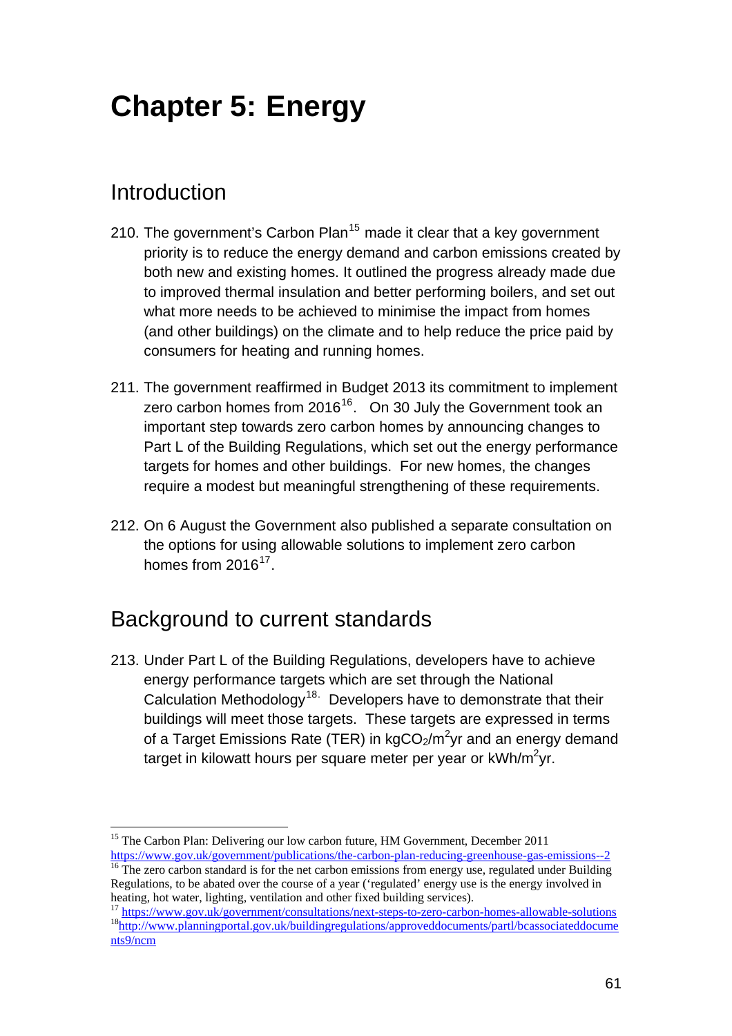# Chapter 5: Energy

## Introduction

210. The government's Carbon Plan[15] made it clear that a key government priority is to reduce the energy demand and carbon emissions created by both new and existing homes. It outlined the progress already made due to improved thermal insulation and better performing boilers, and set out what more needs to be achieved to minimise the impact from homes (and other buildings) on the climate and to help reduce the price paid by consumers for heating and running homes.

211. The government reaffirmed in Budget 2013 its commitment to implement zero carbon homes from 2016[16]. On 30 July the Government took an important step towards zero carbon homes by announcing changes to Part L of the Building Regulations, which set out the energy performance targets for homes and other buildings. For new homes, the changes require a modest but meaningful strengthening of these requirements.

212. On 6 August the Government also published a separate consultation on the options for using allowable solutions to implement zero carbon homes from 2016[17].

## Background to current standards

213. Under Part L of the Building Regulations, developers have to achieve energy performance targets which are set through the National Calculation Methodology[18]. Developers have to demonstrate that their buildings will meet those targets. These targets are expressed in terms of a Target Emissions Rate (TER) in $kgCO_2/m^2yr$ and an energy demand target in kilowatt hours per square meter per year or $kWh/m^2yr$.

---

[15] The Carbon Plan: Delivering our low carbon future, HM Government, December 2011 https://www.gov.uk/government/publications/the-carbon-plan-reducing-greenhouse-gas-emissions--2

[16] The zero carbon standard is for the net carbon emissions from energy use, regulated under Building Regulations, to be abated over the course of a year ('regulated' energy use is the energy involved in heating, hot water, lighting, ventilation and other fixed building services).

[17] https://www.gov.uk/government/consultations/next-steps-to-zero-carbon-homes-allowable-solutions

[18] http://www.planningportal.gov.uk/buildingregulations/approveddocuments/partl/bcassociateddocuments9/ncm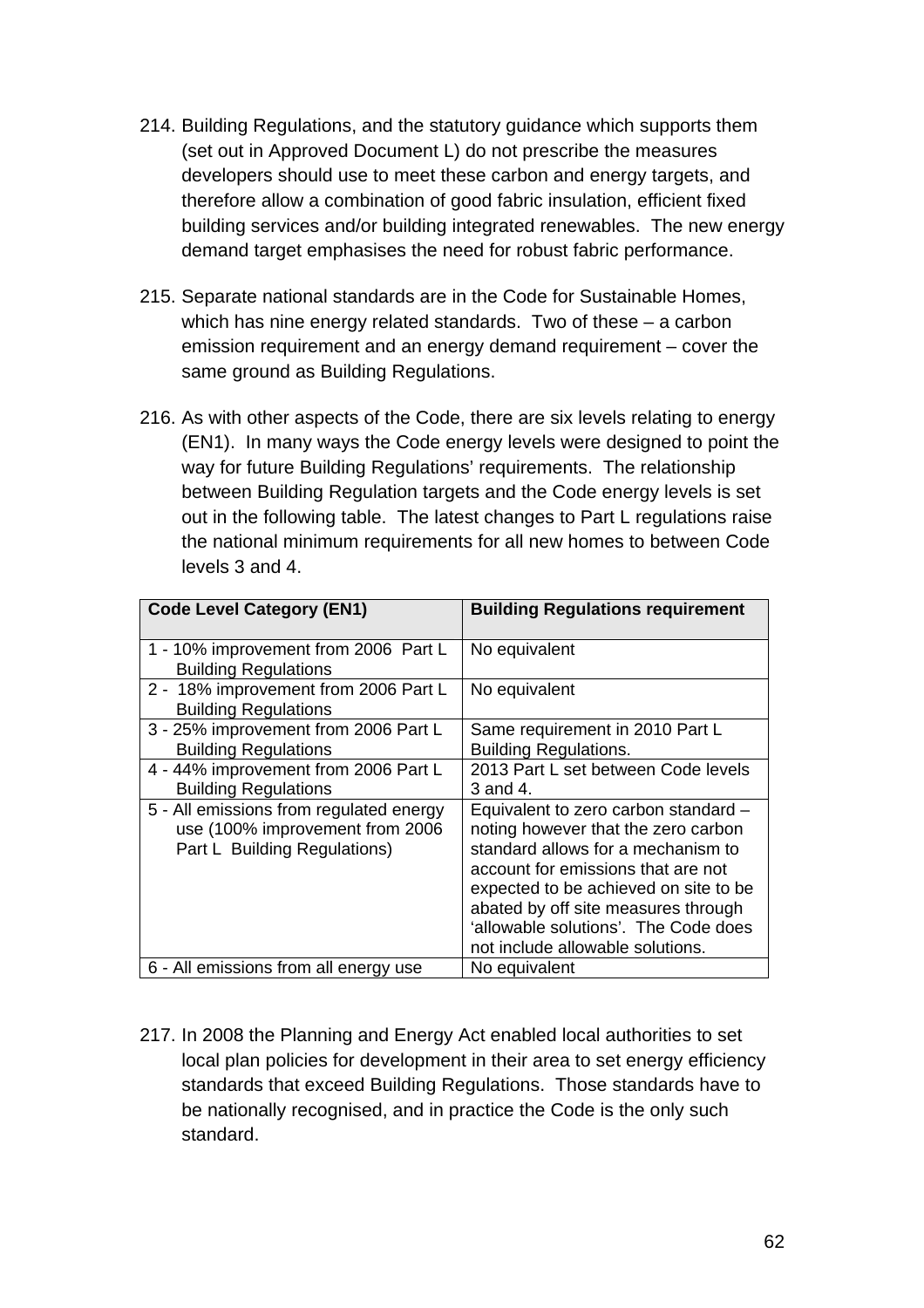214. Building Regulations, and the statutory guidance which supports them (set out in Approved Document L) do not prescribe the measures developers should use to meet these carbon and energy targets, and therefore allow a combination of good fabric insulation, efficient fixed building services and/or building integrated renewables. The new energy demand target emphasises the need for robust fabric performance.

215. Separate national standards are in the Code for Sustainable Homes, which has nine energy related standards. Two of these – a carbon emission requirement and an energy demand requirement – cover the same ground as Building Regulations.

216. As with other aspects of the Code, there are six levels relating to energy (EN1). In many ways the Code energy levels were designed to point the way for future Building Regulations' requirements. The relationship between Building Regulation targets and the Code energy levels is set out in the following table. The latest changes to Part L regulations raise the national minimum requirements for all new homes to between Code levels 3 and 4.

| Code Level Category (EN1) | Building Regulations requirement |
|---|---|
| 1 - 10% improvement from 2006 Part L Building Regulations | No equivalent |
| 2 - 18% improvement from 2006 Part L Building Regulations | No equivalent |
| 3 - 25% improvement from 2006 Part L Building Regulations | Same requirement in 2010 Part L Building Regulations. |
| 4 - 44% improvement from 2006 Part L Building Regulations | 2013 Part L set between Code levels 3 and 4. |
| 5 - All emissions from regulated energy use (100% improvement from 2006 Part L Building Regulations) | Equivalent to zero carbon standard – noting however that the zero carbon standard allows for a mechanism to account for emissions that are not expected to be achieved on site to be abated by off site measures through 'allowable solutions'. The Code does not include allowable solutions. |
| 6 - All emissions from all energy use | No equivalent |

217. In 2008 the Planning and Energy Act enabled local authorities to set local plan policies for development in their area to set energy efficiency standards that exceed Building Regulations. Those standards have to be nationally recognised, and in practice the Code is the only such standard.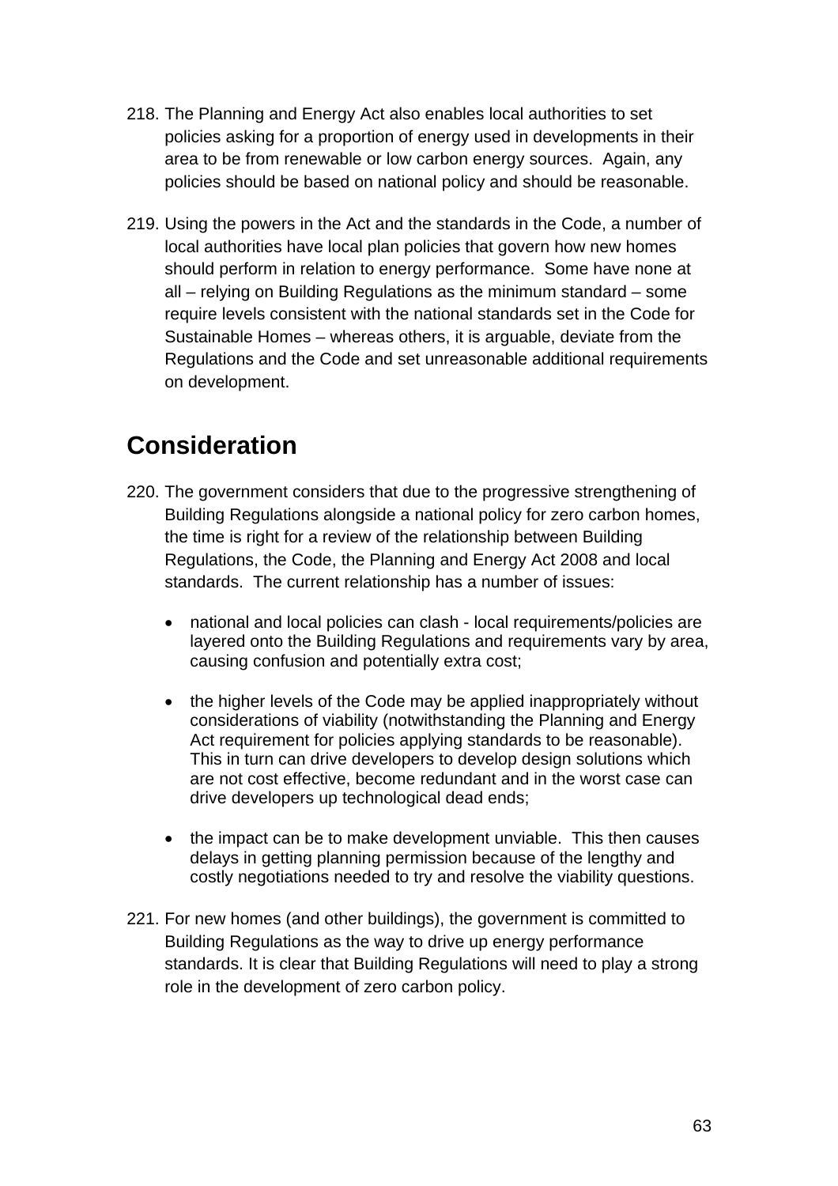218. The Planning and Energy Act also enables local authorities to set policies asking for a proportion of energy used in developments in their area to be from renewable or low carbon energy sources. Again, any policies should be based on national policy and should be reasonable.

219. Using the powers in the Act and the standards in the Code, a number of local authorities have local plan policies that govern how new homes should perform in relation to energy performance. Some have none at all – relying on Building Regulations as the minimum standard – some require levels consistent with the national standards set in the Code for Sustainable Homes – whereas others, it is arguable, deviate from the Regulations and the Code and set unreasonable additional requirements on development.

## Consideration

220. The government considers that due to the progressive strengthening of Building Regulations alongside a national policy for zero carbon homes, the time is right for a review of the relationship between Building Regulations, the Code, the Planning and Energy Act 2008 and local standards. The current relationship has a number of issues:

- national and local policies can clash - local requirements/policies are layered onto the Building Regulations and requirements vary by area, causing confusion and potentially extra cost;
- the higher levels of the Code may be applied inappropriately without considerations of viability (notwithstanding the Planning and Energy Act requirement for policies applying standards to be reasonable). This in turn can drive developers to develop design solutions which are not cost effective, become redundant and in the worst case can drive developers up technological dead ends;
- the impact can be to make development unviable. This then causes delays in getting planning permission because of the lengthy and costly negotiations needed to try and resolve the viability questions.

221. For new homes (and other buildings), the government is committed to Building Regulations as the way to drive up energy performance standards. It is clear that Building Regulations will need to play a strong role in the development of zero carbon policy.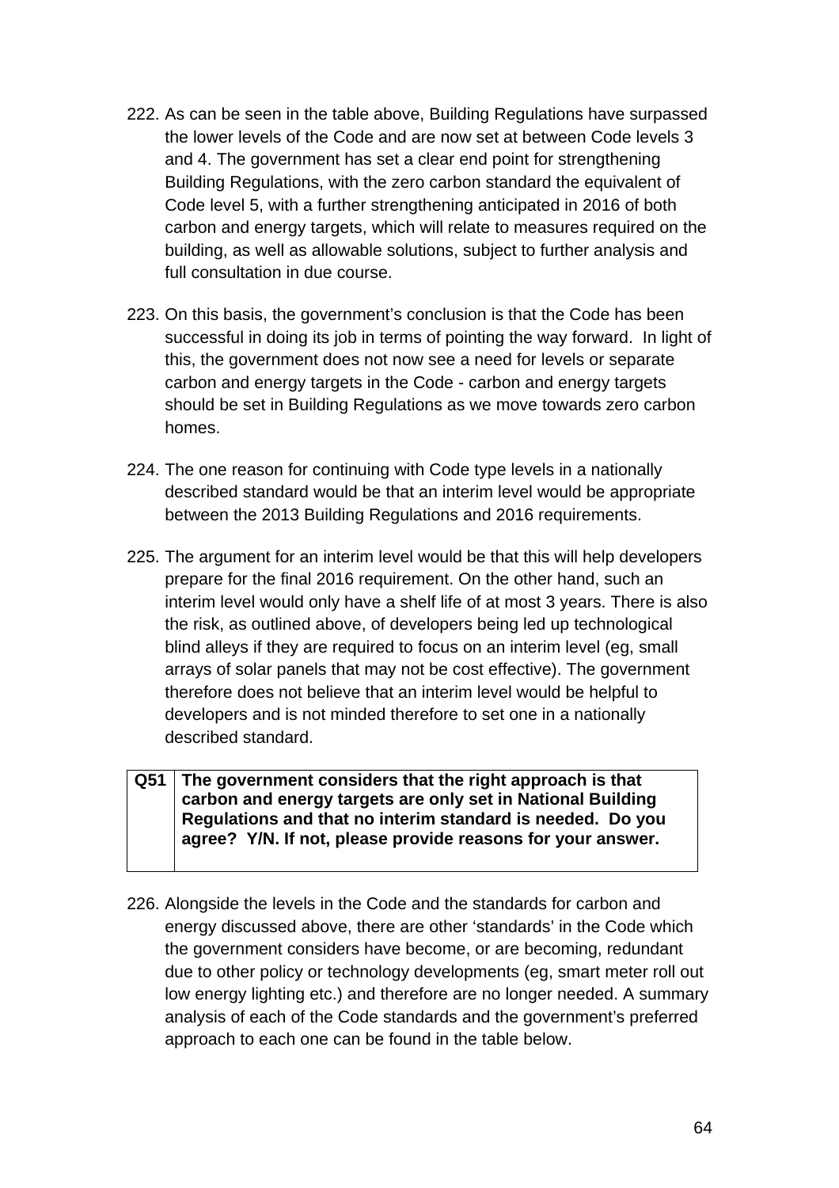222. As can be seen in the table above, Building Regulations have surpassed the lower levels of the Code and are now set at between Code levels 3 and 4. The government has set a clear end point for strengthening Building Regulations, with the zero carbon standard the equivalent of Code level 5, with a further strengthening anticipated in 2016 of both carbon and energy targets, which will relate to measures required on the building, as well as allowable solutions, subject to further analysis and full consultation in due course.

223. On this basis, the government's conclusion is that the Code has been successful in doing its job in terms of pointing the way forward. In light of this, the government does not now see a need for levels or separate carbon and energy targets in the Code - carbon and energy targets should be set in Building Regulations as we move towards zero carbon homes.

224. The one reason for continuing with Code type levels in a nationally described standard would be that an interim level would be appropriate between the 2013 Building Regulations and 2016 requirements.

225. The argument for an interim level would be that this will help developers prepare for the final 2016 requirement. On the other hand, such an interim level would only have a shelf life of at most 3 years. There is also the risk, as outlined above, of developers being led up technological blind alleys if they are required to focus on an interim level (eg, small arrays of solar panels that may not be cost effective). The government therefore does not believe that an interim level would be helpful to developers and is not minded therefore to set one in a nationally described standard.

| **Q51** | **The government considers that the right approach is that carbon and energy targets are only set in National Building Regulations and that no interim standard is needed. Do you agree? Y/N. If not, please provide reasons for your answer.** |
|---|---|

226. Alongside the levels in the Code and the standards for carbon and energy discussed above, there are other 'standards' in the Code which the government considers have become, or are becoming, redundant due to other policy or technology developments (eg, smart meter roll out low energy lighting etc.) and therefore are no longer needed. A summary analysis of each of the Code standards and the government's preferred approach to each one can be found in the table below.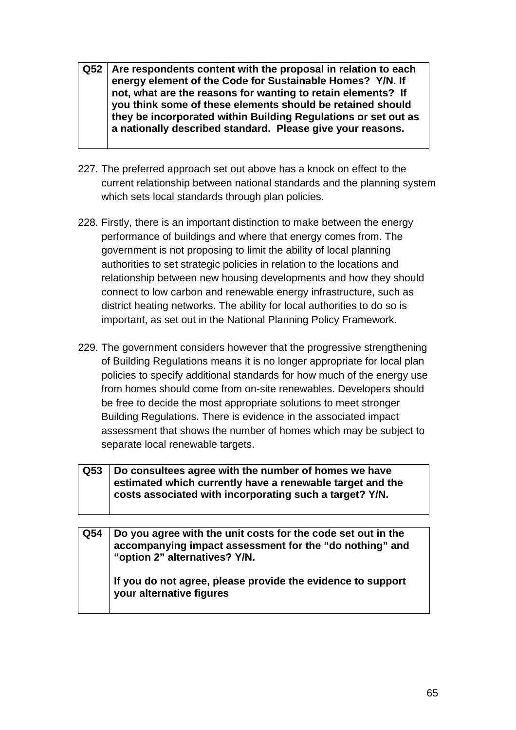| Q52 | **Are respondents content with the proposal in relation to each energy element of the Code for Sustainable Homes? Y/N. If not, what are the reasons for wanting to retain elements? If you think some of these elements should be retained should they be incorporated within Building Regulations or set out as a nationally described standard. Please give your reasons.** |
|---|---|

227. The preferred approach set out above has a knock on effect to the current relationship between national standards and the planning system which sets local standards through plan policies.

228. Firstly, there is an important distinction to make between the energy performance of buildings and where that energy comes from. The government is not proposing to limit the ability of local planning authorities to set strategic policies in relation to the locations and relationship between new housing developments and how they should connect to low carbon and renewable energy infrastructure, such as district heating networks. The ability for local authorities to do so is important, as set out in the National Planning Policy Framework.

229. The government considers however that the progressive strengthening of Building Regulations means it is no longer appropriate for local plan policies to specify additional standards for how much of the energy use from homes should come from on-site renewables. Developers should be free to decide the most appropriate solutions to meet stronger Building Regulations. There is evidence in the associated impact assessment that shows the number of homes which may be subject to separate local renewable targets.

| Q53 | **Do consultees agree with the number of homes we have estimated which currently have a renewable target and the costs associated with incorporating such a target? Y/N.** |
|---|---|

| Q54 | **Do you agree with the unit costs for the code set out in the accompanying impact assessment for the "do nothing" and "option 2" alternatives? Y/N.**<br><br>**If you do not agree, please provide the evidence to support your alternative figures** |
|---|---|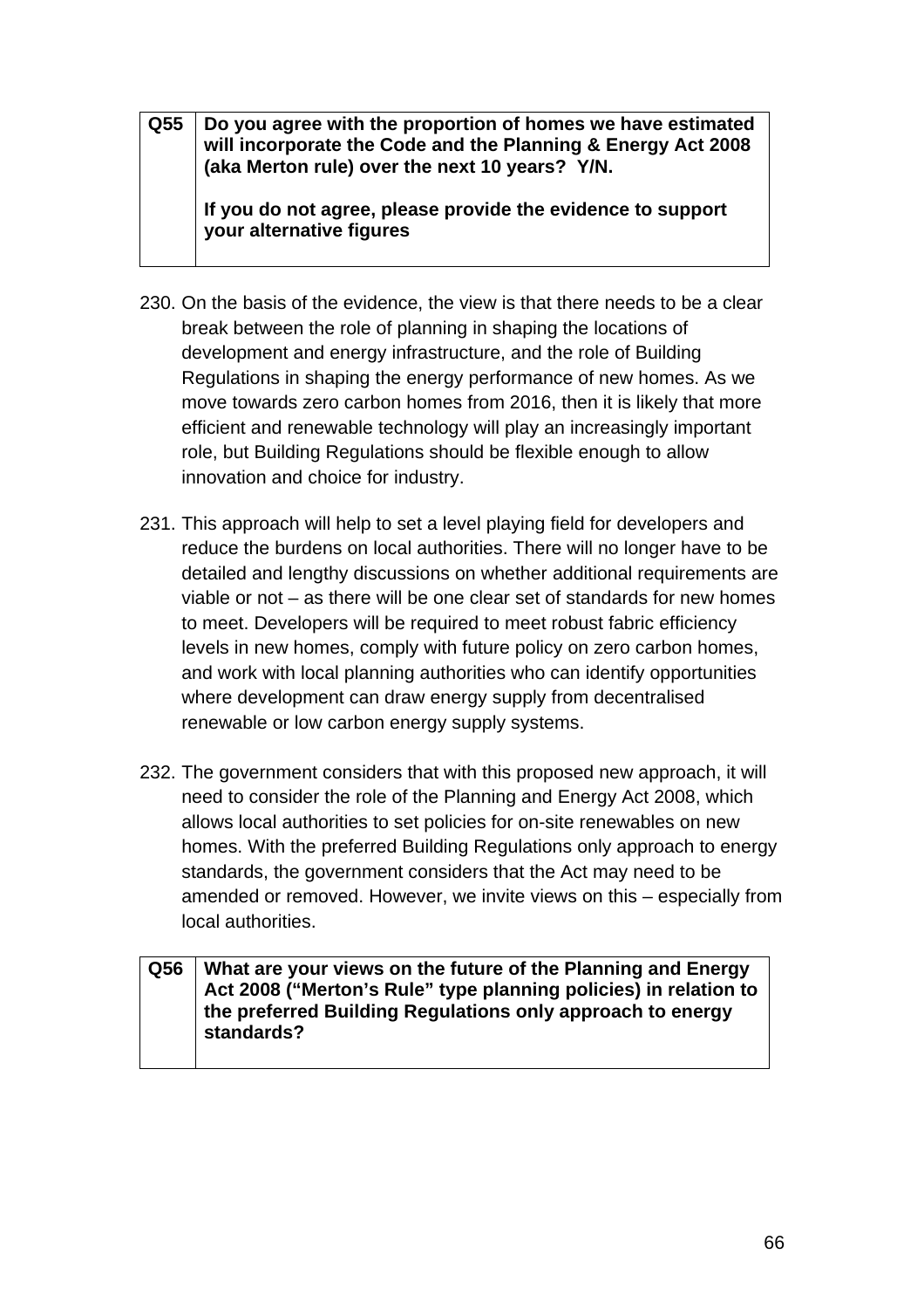| Q55 | **Do you agree with the proportion of homes we have estimated will incorporate the Code and the Planning & Energy Act 2008 (aka Merton rule) over the next 10 years? Y/N.**<br><br>**If you do not agree, please provide the evidence to support your alternative figures** |
|---|---|

230. On the basis of the evidence, the view is that there needs to be a clear break between the role of planning in shaping the locations of development and energy infrastructure, and the role of Building Regulations in shaping the energy performance of new homes. As we move towards zero carbon homes from 2016, then it is likely that more efficient and renewable technology will play an increasingly important role, but Building Regulations should be flexible enough to allow innovation and choice for industry.

231. This approach will help to set a level playing field for developers and reduce the burdens on local authorities. There will no longer have to be detailed and lengthy discussions on whether additional requirements are viable or not – as there will be one clear set of standards for new homes to meet. Developers will be required to meet robust fabric efficiency levels in new homes, comply with future policy on zero carbon homes, and work with local planning authorities who can identify opportunities where development can draw energy supply from decentralised renewable or low carbon energy supply systems.

232. The government considers that with this proposed new approach, it will need to consider the role of the Planning and Energy Act 2008, which allows local authorities to set policies for on-site renewables on new homes. With the preferred Building Regulations only approach to energy standards, the government considers that the Act may need to be amended or removed. However, we invite views on this – especially from local authorities.

| Q56 | **What are your views on the future of the Planning and Energy Act 2008 ("Merton's Rule" type planning policies) in relation to the preferred Building Regulations only approach to energy standards?** |
|---|---|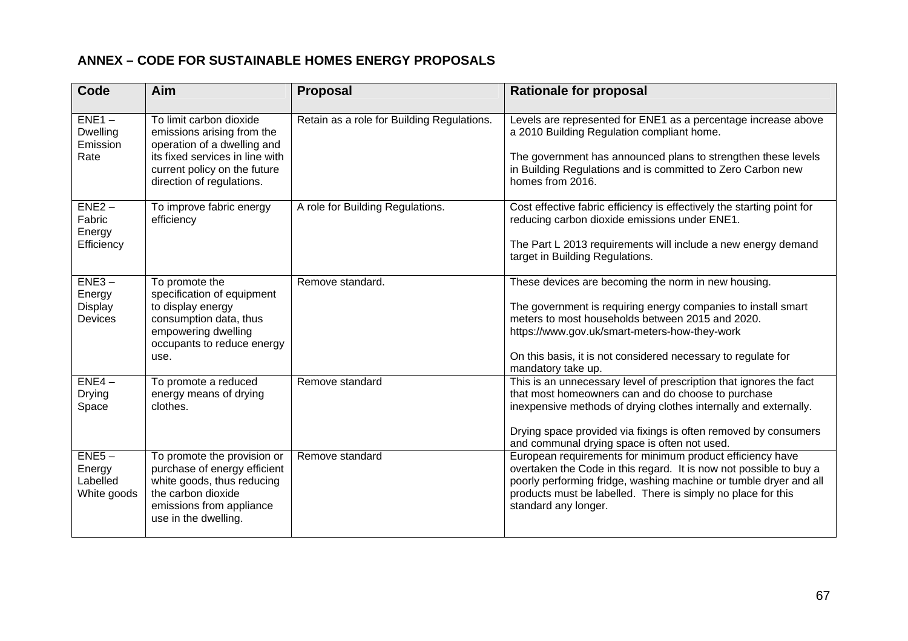## ANNEX – CODE FOR SUSTAINABLE HOMES ENERGY PROPOSALS

| Code | Aim | Proposal | Rationale for proposal |
|---|---|---|---|
| ENE1 – Dwelling Emission Rate | To limit carbon dioxide emissions arising from the operation of a dwelling and its fixed services in line with current policy on the future direction of regulations. | Retain as a role for Building Regulations. | Levels are represented for ENE1 as a percentage increase above a 2010 Building Regulation compliant home.<br><br>The government has announced plans to strengthen these levels in Building Regulations and is committed to Zero Carbon new homes from 2016. |
| ENE2 – Fabric Energy Efficiency | To improve fabric energy efficiency | A role for Building Regulations. | Cost effective fabric efficiency is effectively the starting point for reducing carbon dioxide emissions under ENE1.<br><br>The Part L 2013 requirements will include a new energy demand target in Building Regulations. |
| ENE3 – Energy Display Devices | To promote the specification of equipment to display energy consumption data, thus empowering dwelling occupants to reduce energy use. | Remove standard. | These devices are becoming the norm in new housing.<br><br>The government is requiring energy companies to install smart meters to most households between 2015 and 2020. https://www.gov.uk/smart-meters-how-they-work<br><br>On this basis, it is not considered necessary to regulate for mandatory take up. |
| ENE4 – Drying Space | To promote a reduced energy means of drying clothes. | Remove standard | This is an unnecessary level of prescription that ignores the fact that most homeowners can and do choose to purchase inexpensive methods of drying clothes internally and externally.<br><br>Drying space provided via fixings is often removed by consumers and communal drying space is often not used. |
| ENE5 – Energy Labelled White goods | To promote the provision or purchase of energy efficient white goods, thus reducing the carbon dioxide emissions from appliance use in the dwelling. | Remove standard | European requirements for minimum product efficiency have overtaken the Code in this regard. It is now not possible to buy a poorly performing fridge, washing machine or tumble dryer and all products must be labelled. There is simply no place for this standard any longer. |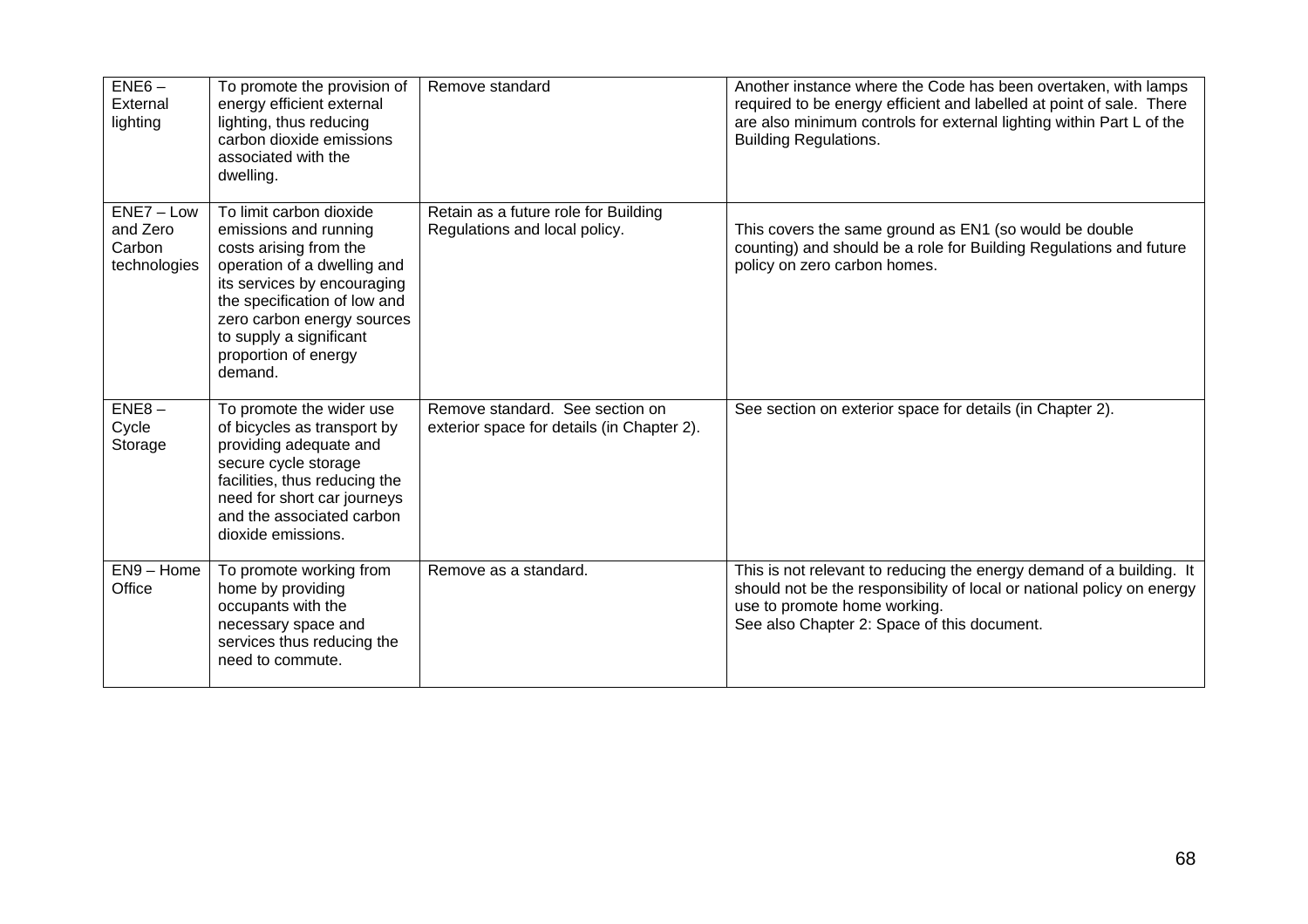| ENE6 – External lighting | To promote the provision of energy efficient external lighting, thus reducing carbon dioxide emissions associated with the dwelling. | Remove standard | Another instance where the Code has been overtaken, with lamps required to be energy efficient and labelled at point of sale. There are also minimum controls for external lighting within Part L of the Building Regulations. |
|---|---|---|---|
| ENE7 – Low and Zero Carbon technologies | To limit carbon dioxide emissions and running costs arising from the operation of a dwelling and its services by encouraging the specification of low and zero carbon energy sources to supply a significant proportion of energy demand. | Retain as a future role for Building Regulations and local policy. | This covers the same ground as EN1 (so would be double counting) and should be a role for Building Regulations and future policy on zero carbon homes. |
| ENE8 – Cycle Storage | To promote the wider use of bicycles as transport by providing adequate and secure cycle storage facilities, thus reducing the need for short car journeys and the associated carbon dioxide emissions. | Remove standard. See section on exterior space for details (in Chapter 2). | See section on exterior space for details (in Chapter 2). |
| EN9 – Home Office | To promote working from home by providing occupants with the necessary space and services thus reducing the need to commute. | Remove as a standard. | This is not relevant to reducing the energy demand of a building. It should not be the responsibility of local or national policy on energy use to promote home working.<br>See also Chapter 2: Space of this document. |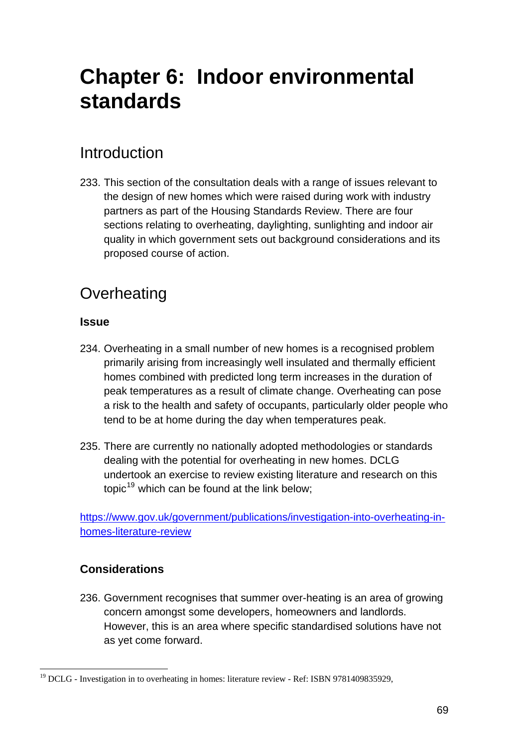# Chapter 6: Indoor environmental standards

## Introduction

233. This section of the consultation deals with a range of issues relevant to the design of new homes which were raised during work with industry partners as part of the Housing Standards Review. There are four sections relating to overheating, daylighting, sunlighting and indoor air quality in which government sets out background considerations and its proposed course of action.

## Overheating

### Issue

234. Overheating in a small number of new homes is a recognised problem primarily arising from increasingly well insulated and thermally efficient homes combined with predicted long term increases in the duration of peak temperatures as a result of climate change. Overheating can pose a risk to the health and safety of occupants, particularly older people who tend to be at home during the day when temperatures peak.

235. There are currently no nationally adopted methodologies or standards dealing with the potential for overheating in new homes. DCLG undertook an exercise to review existing literature and research on this topic[19] which can be found at the link below;

https://www.gov.uk/government/publications/investigation-into-overheating-in-homes-literature-review

### Considerations

236. Government recognises that summer over-heating is an area of growing concern amongst some developers, homeowners and landlords. However, this is an area where specific standardised solutions have not as yet come forward.

---

[19] DCLG - Investigation in to overheating in homes: literature review - Ref: ISBN 9781409835929,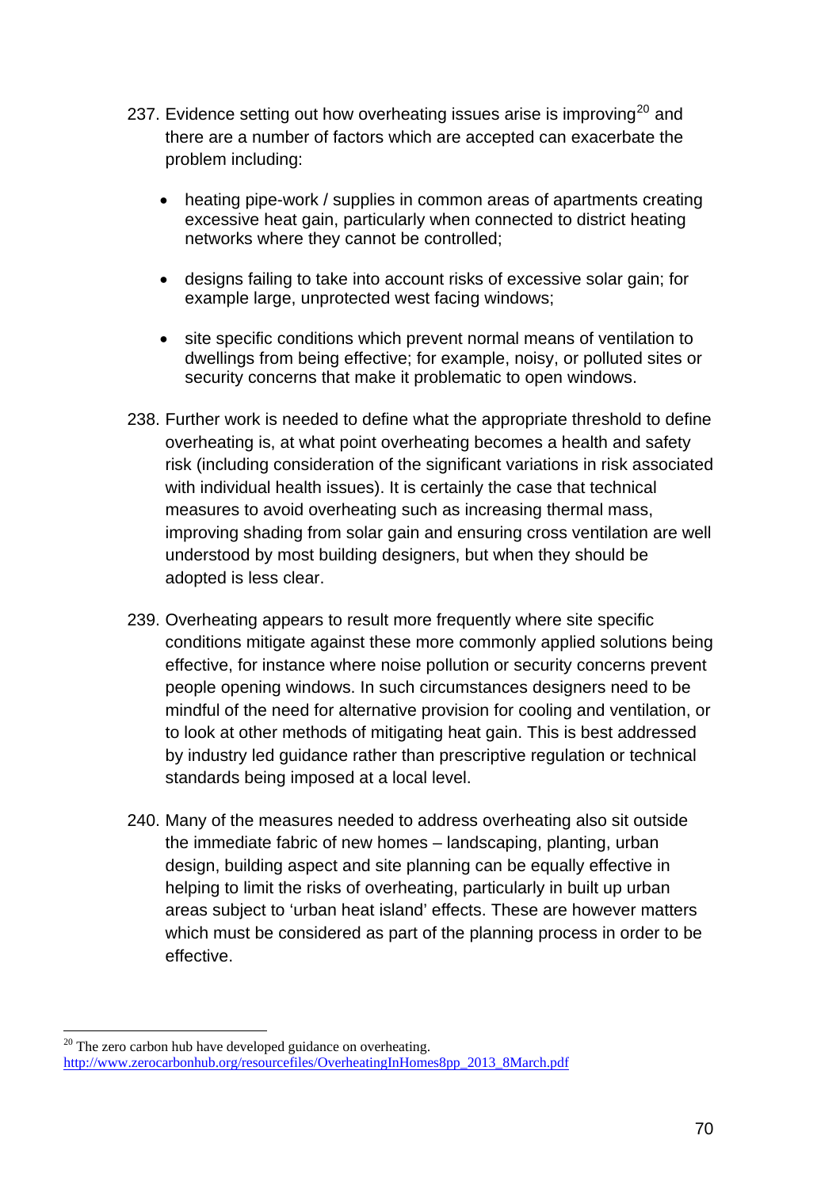237. Evidence setting out how overheating issues arise is improving[20] and there are a number of factors which are accepted can exacerbate the problem including:

    - heating pipe-work / supplies in common areas of apartments creating excessive heat gain, particularly when connected to district heating networks where they cannot be controlled;
    - designs failing to take into account risks of excessive solar gain; for example large, unprotected west facing windows;
    - site specific conditions which prevent normal means of ventilation to dwellings from being effective; for example, noisy, or polluted sites or security concerns that make it problematic to open windows.

238. Further work is needed to define what the appropriate threshold to define overheating is, at what point overheating becomes a health and safety risk (including consideration of the significant variations in risk associated with individual health issues). It is certainly the case that technical measures to avoid overheating such as increasing thermal mass, improving shading from solar gain and ensuring cross ventilation are well understood by most building designers, but when they should be adopted is less clear.

239. Overheating appears to result more frequently where site specific conditions mitigate against these more commonly applied solutions being effective, for instance where noise pollution or security concerns prevent people opening windows. In such circumstances designers need to be mindful of the need for alternative provision for cooling and ventilation, or to look at other methods of mitigating heat gain. This is best addressed by industry led guidance rather than prescriptive regulation or technical standards being imposed at a local level.

240. Many of the measures needed to address overheating also sit outside the immediate fabric of new homes – landscaping, planting, urban design, building aspect and site planning can be equally effective in helping to limit the risks of overheating, particularly in built up urban areas subject to 'urban heat island' effects. These are however matters which must be considered as part of the planning process in order to be effective.

---

[20] The zero carbon hub have developed guidance on overheating. http://www.zerocarbonhub.org/resourcefiles/OverheatingInHomes8pp_2013_8March.pdf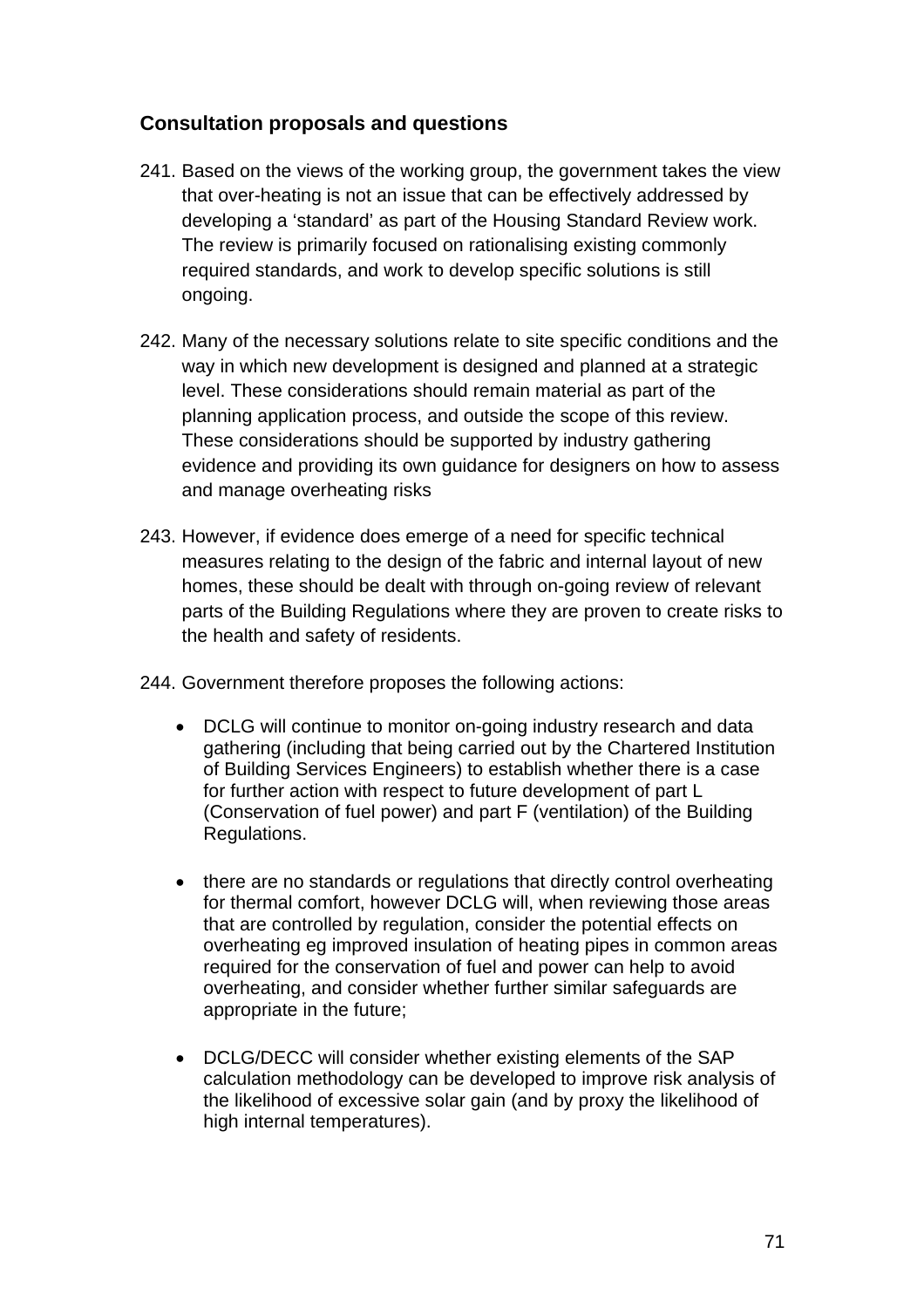## Consultation proposals and questions

241. Based on the views of the working group, the government takes the view that over-heating is not an issue that can be effectively addressed by developing a 'standard' as part of the Housing Standard Review work. The review is primarily focused on rationalising existing commonly required standards, and work to develop specific solutions is still ongoing.

242. Many of the necessary solutions relate to site specific conditions and the way in which new development is designed and planned at a strategic level. These considerations should remain material as part of the planning application process, and outside the scope of this review. These considerations should be supported by industry gathering evidence and providing its own guidance for designers on how to assess and manage overheating risks

243. However, if evidence does emerge of a need for specific technical measures relating to the design of the fabric and internal layout of new homes, these should be dealt with through on-going review of relevant parts of the Building Regulations where they are proven to create risks to the health and safety of residents.

244. Government therefore proposes the following actions:

- DCLG will continue to monitor on-going industry research and data gathering (including that being carried out by the Chartered Institution of Building Services Engineers) to establish whether there is a case for further action with respect to future development of part L (Conservation of fuel power) and part F (ventilation) of the Building Regulations.

- there are no standards or regulations that directly control overheating for thermal comfort, however DCLG will, when reviewing those areas that are controlled by regulation, consider the potential effects on overheating eg improved insulation of heating pipes in common areas required for the conservation of fuel and power can help to avoid overheating, and consider whether further similar safeguards are appropriate in the future;

- DCLG/DECC will consider whether existing elements of the SAP calculation methodology can be developed to improve risk analysis of the likelihood of excessive solar gain (and by proxy the likelihood of high internal temperatures).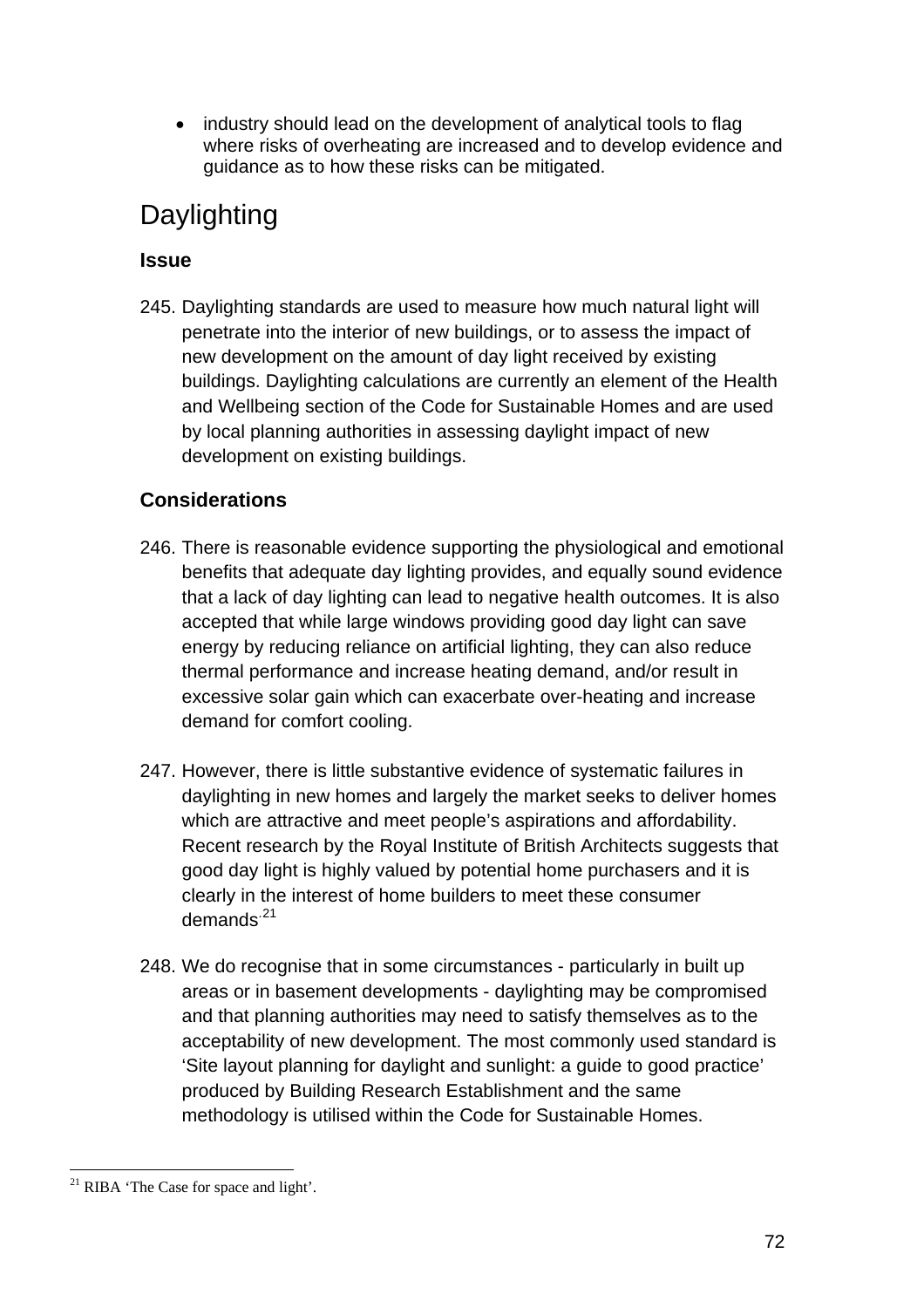- industry should lead on the development of analytical tools to flag where risks of overheating are increased and to develop evidence and guidance as to how these risks can be mitigated.

## Daylighting

### Issue

245. Daylighting standards are used to measure how much natural light will penetrate into the interior of new buildings, or to assess the impact of new development on the amount of day light received by existing buildings. Daylighting calculations are currently an element of the Health and Wellbeing section of the Code for Sustainable Homes and are used by local planning authorities in assessing daylight impact of new development on existing buildings.

### Considerations

246. There is reasonable evidence supporting the physiological and emotional benefits that adequate day lighting provides, and equally sound evidence that a lack of day lighting can lead to negative health outcomes. It is also accepted that while large windows providing good day light can save energy by reducing reliance on artificial lighting, they can also reduce thermal performance and increase heating demand, and/or result in excessive solar gain which can exacerbate over-heating and increase demand for comfort cooling.

247. However, there is little substantive evidence of systematic failures in daylighting in new homes and largely the market seeks to deliver homes which are attractive and meet people's aspirations and affordability. Recent research by the Royal Institute of British Architects suggests that good day light is highly valued by potential home purchasers and it is clearly in the interest of home builders to meet these consumer demands.[21]

248. We do recognise that in some circumstances - particularly in built up areas or in basement developments - daylighting may be compromised and that planning authorities may need to satisfy themselves as to the acceptability of new development. The most commonly used standard is 'Site layout planning for daylight and sunlight: a guide to good practice' produced by Building Research Establishment and the same methodology is utilised within the Code for Sustainable Homes.

---

[21] RIBA 'The Case for space and light'.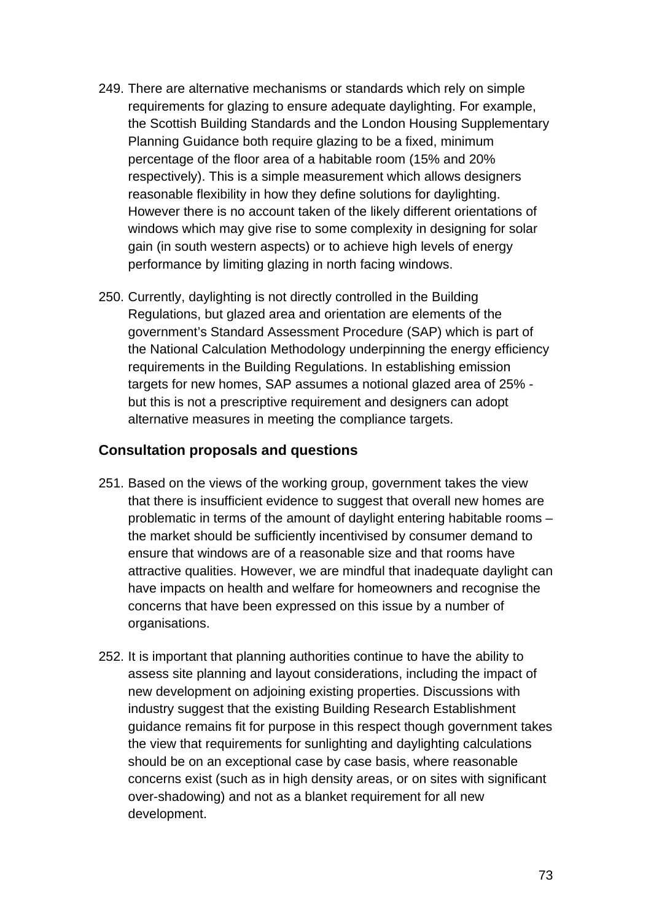249. There are alternative mechanisms or standards which rely on simple requirements for glazing to ensure adequate daylighting. For example, the Scottish Building Standards and the London Housing Supplementary Planning Guidance both require glazing to be a fixed, minimum percentage of the floor area of a habitable room (15% and 20% respectively). This is a simple measurement which allows designers reasonable flexibility in how they define solutions for daylighting. However there is no account taken of the likely different orientations of windows which may give rise to some complexity in designing for solar gain (in south western aspects) or to achieve high levels of energy performance by limiting glazing in north facing windows.

250. Currently, daylighting is not directly controlled in the Building Regulations, but glazed area and orientation are elements of the government's Standard Assessment Procedure (SAP) which is part of the National Calculation Methodology underpinning the energy efficiency requirements in the Building Regulations. In establishing emission targets for new homes, SAP assumes a notional glazed area of 25% - but this is not a prescriptive requirement and designers can adopt alternative measures in meeting the compliance targets.

### Consultation proposals and questions

251. Based on the views of the working group, government takes the view that there is insufficient evidence to suggest that overall new homes are problematic in terms of the amount of daylight entering habitable rooms – the market should be sufficiently incentivised by consumer demand to ensure that windows are of a reasonable size and that rooms have attractive qualities. However, we are mindful that inadequate daylight can have impacts on health and welfare for homeowners and recognise the concerns that have been expressed on this issue by a number of organisations.

252. It is important that planning authorities continue to have the ability to assess site planning and layout considerations, including the impact of new development on adjoining existing properties. Discussions with industry suggest that the existing Building Research Establishment guidance remains fit for purpose in this respect though government takes the view that requirements for sunlighting and daylighting calculations should be on an exceptional case by case basis, where reasonable concerns exist (such as in high density areas, or on sites with significant over-shadowing) and not as a blanket requirement for all new development.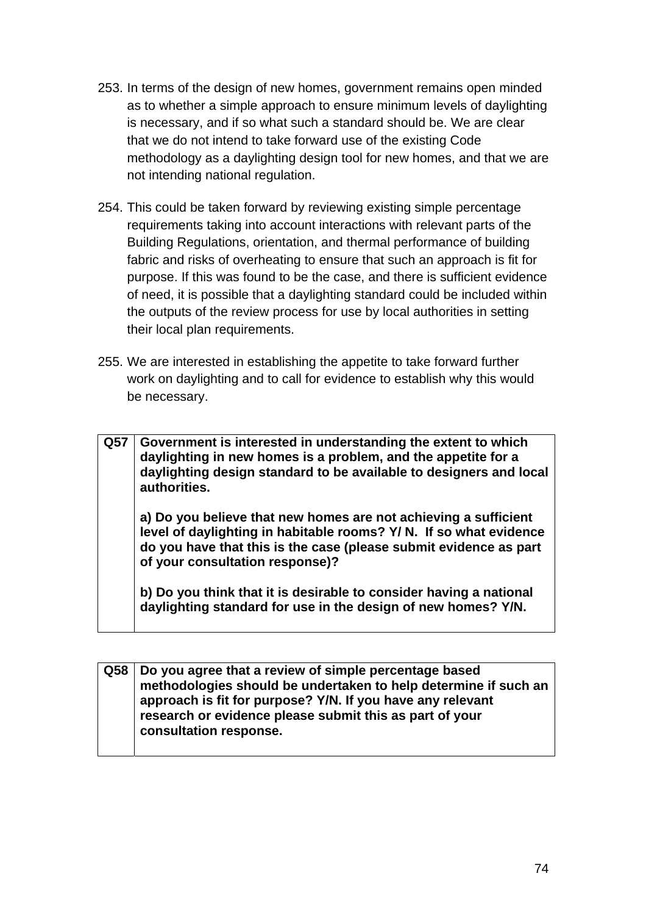253. In terms of the design of new homes, government remains open minded as to whether a simple approach to ensure minimum levels of daylighting is necessary, and if so what such a standard should be. We are clear that we do not intend to take forward use of the existing Code methodology as a daylighting design tool for new homes, and that we are not intending national regulation.

254. This could be taken forward by reviewing existing simple percentage requirements taking into account interactions with relevant parts of the Building Regulations, orientation, and thermal performance of building fabric and risks of overheating to ensure that such an approach is fit for purpose. If this was found to be the case, and there is sufficient evidence of need, it is possible that a daylighting standard could be included within the outputs of the review process for use by local authorities in setting their local plan requirements.

255. We are interested in establishing the appetite to take forward further work on daylighting and to call for evidence to establish why this would be necessary.

| Q57 | **Government is interested in understanding the extent to which daylighting in new homes is a problem, and the appetite for a daylighting design standard to be available to designers and local authorities.**<br><br>**a) Do you believe that new homes are not achieving a sufficient level of daylighting in habitable rooms? Y/ N. If so what evidence do you have that this is the case (please submit evidence as part of your consultation response)?**<br><br>**b) Do you think that it is desirable to consider having a national daylighting standard for use in the design of new homes? Y/N.** |
|---|---|

| Q58 | **Do you agree that a review of simple percentage based methodologies should be undertaken to help determine if such an approach is fit for purpose? Y/N. If you have any relevant research or evidence please submit this as part of your consultation response.** |
|---|---|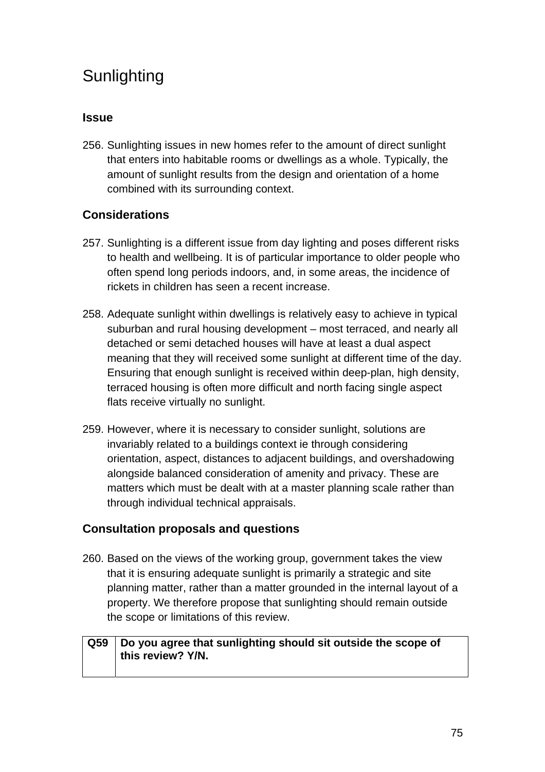# Sunlighting

## Issue

256. Sunlighting issues in new homes refer to the amount of direct sunlight that enters into habitable rooms or dwellings as a whole. Typically, the amount of sunlight results from the design and orientation of a home combined with its surrounding context.

## Considerations

257. Sunlighting is a different issue from day lighting and poses different risks to health and wellbeing. It is of particular importance to older people who often spend long periods indoors, and, in some areas, the incidence of rickets in children has seen a recent increase.

258. Adequate sunlight within dwellings is relatively easy to achieve in typical suburban and rural housing development – most terraced, and nearly all detached or semi detached houses will have at least a dual aspect meaning that they will received some sunlight at different time of the day. Ensuring that enough sunlight is received within deep-plan, high density, terraced housing is often more difficult and north facing single aspect flats receive virtually no sunlight.

259. However, where it is necessary to consider sunlight, solutions are invariably related to a buildings context ie through considering orientation, aspect, distances to adjacent buildings, and overshadowing alongside balanced consideration of amenity and privacy. These are matters which must be dealt with at a master planning scale rather than through individual technical appraisals.

## Consultation proposals and questions

260. Based on the views of the working group, government takes the view that it is ensuring adequate sunlight is primarily a strategic and site planning matter, rather than a matter grounded in the internal layout of a property. We therefore propose that sunlighting should remain outside the scope or limitations of this review.

| **Q59** | **Do you agree that sunlighting should sit outside the scope of this review? Y/N.** |
|---|---|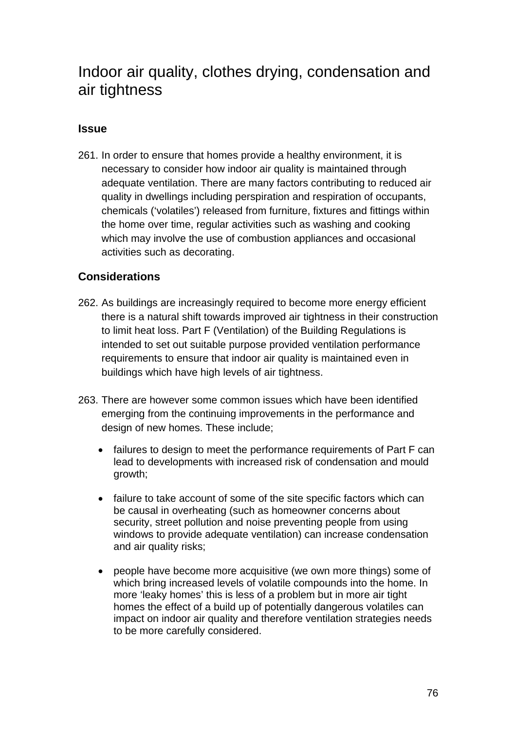# Indoor air quality, clothes drying, condensation and air tightness

### Issue

261. In order to ensure that homes provide a healthy environment, it is necessary to consider how indoor air quality is maintained through adequate ventilation. There are many factors contributing to reduced air quality in dwellings including perspiration and respiration of occupants, chemicals ('volatiles') released from furniture, fixtures and fittings within the home over time, regular activities such as washing and cooking which may involve the use of combustion appliances and occasional activities such as decorating.

### Considerations

262. As buildings are increasingly required to become more energy efficient there is a natural shift towards improved air tightness in their construction to limit heat loss. Part F (Ventilation) of the Building Regulations is intended to set out suitable purpose provided ventilation performance requirements to ensure that indoor air quality is maintained even in buildings which have high levels of air tightness.

263. There are however some common issues which have been identified emerging from the continuing improvements in the performance and design of new homes. These include;

    - failures to design to meet the performance requirements of Part F can lead to developments with increased risk of condensation and mould growth;

    - failure to take account of some of the site specific factors which can be causal in overheating (such as homeowner concerns about security, street pollution and noise preventing people from using windows to provide adequate ventilation) can increase condensation and air quality risks;

    - people have become more acquisitive (we own more things) some of which bring increased levels of volatile compounds into the home. In more 'leaky homes' this is less of a problem but in more air tight homes the effect of a build up of potentially dangerous volatiles can impact on indoor air quality and therefore ventilation strategies needs to be more carefully considered.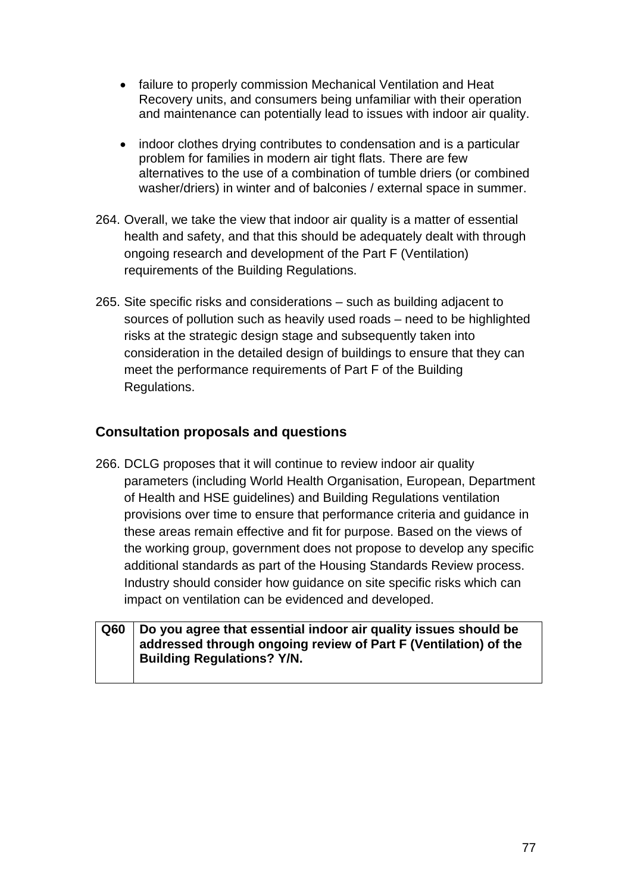- failure to properly commission Mechanical Ventilation and Heat Recovery units, and consumers being unfamiliar with their operation and maintenance can potentially lead to issues with indoor air quality.

- indoor clothes drying contributes to condensation and is a particular problem for families in modern air tight flats. There are few alternatives to the use of a combination of tumble driers (or combined washer/driers) in winter and of balconies / external space in summer.

264. Overall, we take the view that indoor air quality is a matter of essential health and safety, and that this should be adequately dealt with through ongoing research and development of the Part F (Ventilation) requirements of the Building Regulations.

265. Site specific risks and considerations – such as building adjacent to sources of pollution such as heavily used roads – need to be highlighted risks at the strategic design stage and subsequently taken into consideration in the detailed design of buildings to ensure that they can meet the performance requirements of Part F of the Building Regulations.

## Consultation proposals and questions

266. DCLG proposes that it will continue to review indoor air quality parameters (including World Health Organisation, European, Department of Health and HSE guidelines) and Building Regulations ventilation provisions over time to ensure that performance criteria and guidance in these areas remain effective and fit for purpose. Based on the views of the working group, government does not propose to develop any specific additional standards as part of the Housing Standards Review process. Industry should consider how guidance on site specific risks which can impact on ventilation can be evidenced and developed.

| **Q60** | **Do you agree that essential indoor air quality issues should be addressed through ongoing review of Part F (Ventilation) of the Building Regulations? Y/N.** |
|---|---|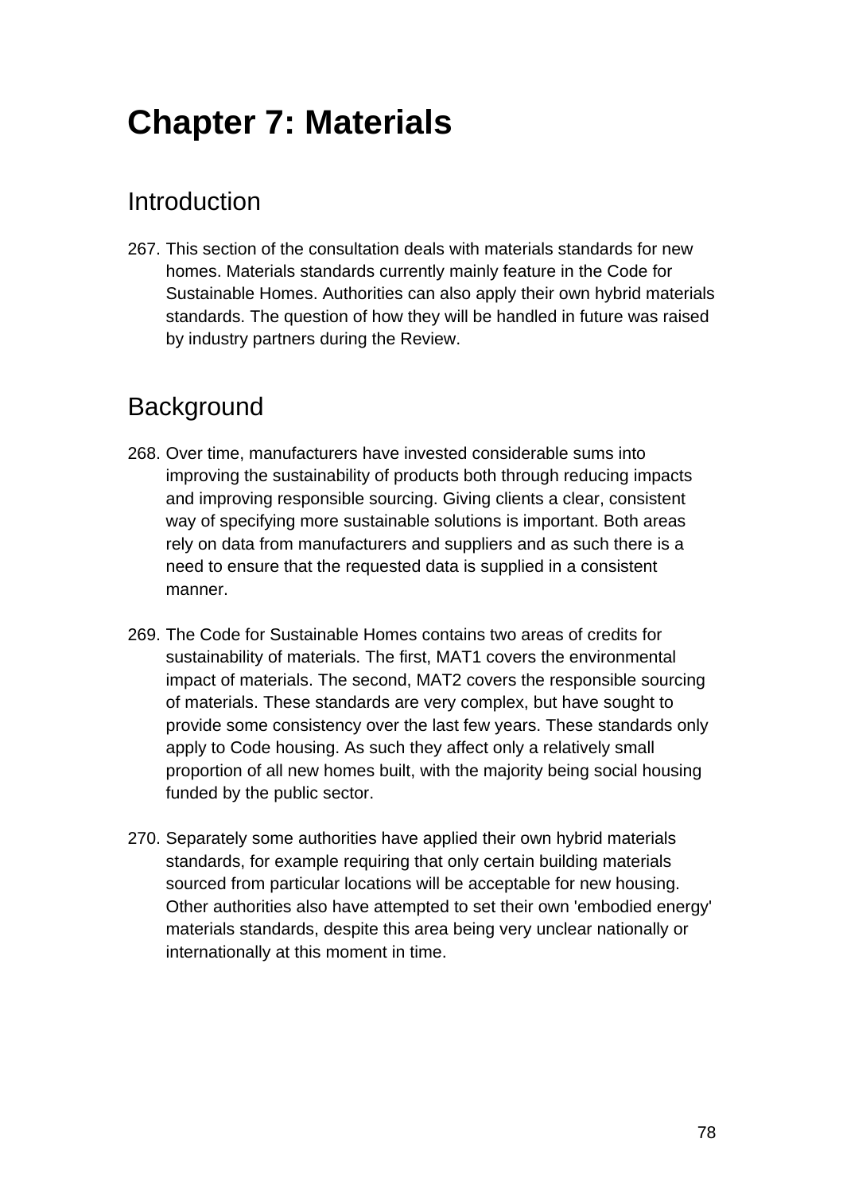# Chapter 7: Materials

## Introduction

267. This section of the consultation deals with materials standards for new homes. Materials standards currently mainly feature in the Code for Sustainable Homes. Authorities can also apply their own hybrid materials standards. The question of how they will be handled in future was raised by industry partners during the Review.

## Background

268. Over time, manufacturers have invested considerable sums into improving the sustainability of products both through reducing impacts and improving responsible sourcing. Giving clients a clear, consistent way of specifying more sustainable solutions is important. Both areas rely on data from manufacturers and suppliers and as such there is a need to ensure that the requested data is supplied in a consistent manner.

269. The Code for Sustainable Homes contains two areas of credits for sustainability of materials. The first, MAT1 covers the environmental impact of materials. The second, MAT2 covers the responsible sourcing of materials. These standards are very complex, but have sought to provide some consistency over the last few years. These standards only apply to Code housing. As such they affect only a relatively small proportion of all new homes built, with the majority being social housing funded by the public sector.

270. Separately some authorities have applied their own hybrid materials standards, for example requiring that only certain building materials sourced from particular locations will be acceptable for new housing. Other authorities also have attempted to set their own 'embodied energy' materials standards, despite this area being very unclear nationally or internationally at this moment in time.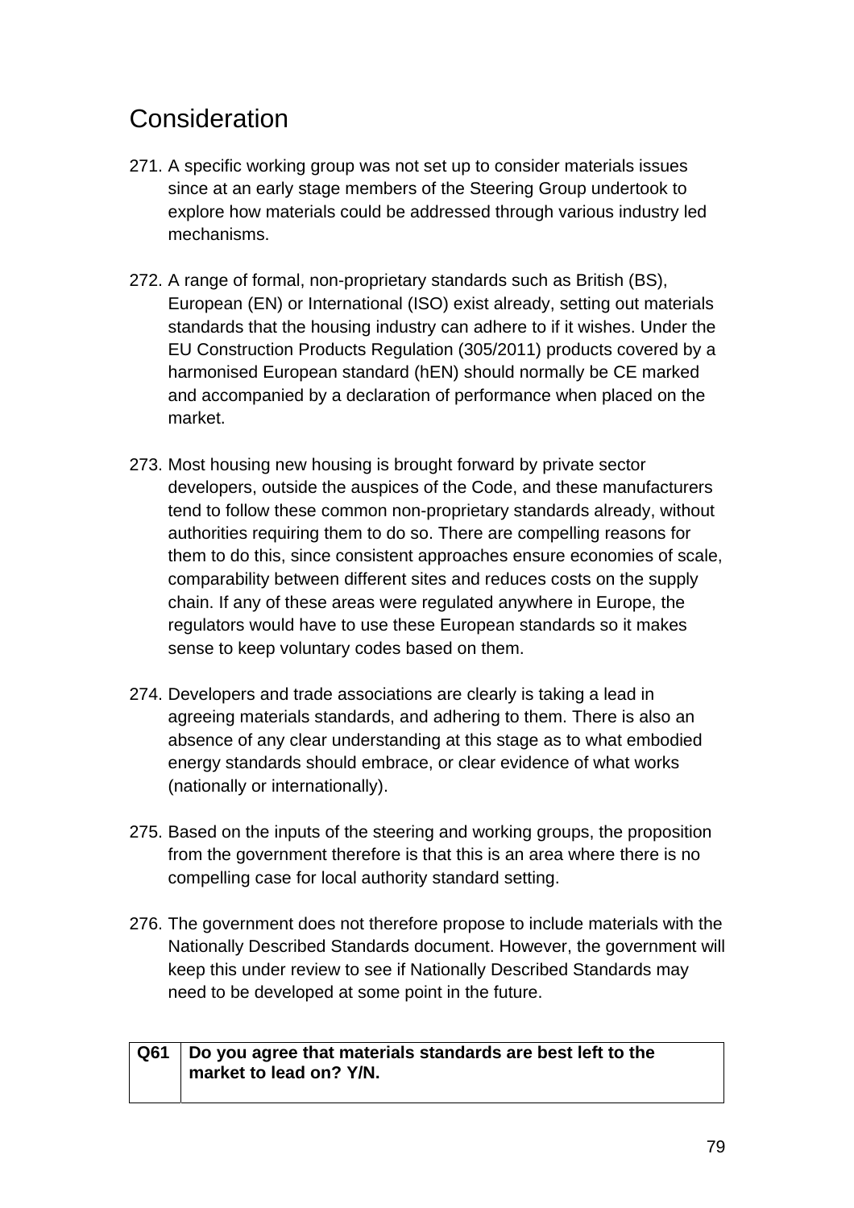## Consideration

271. A specific working group was not set up to consider materials issues since at an early stage members of the Steering Group undertook to explore how materials could be addressed through various industry led mechanisms.

272. A range of formal, non-proprietary standards such as British (BS), European (EN) or International (ISO) exist already, setting out materials standards that the housing industry can adhere to if it wishes. Under the EU Construction Products Regulation (305/2011) products covered by a harmonised European standard (hEN) should normally be CE marked and accompanied by a declaration of performance when placed on the market.

273. Most housing new housing is brought forward by private sector developers, outside the auspices of the Code, and these manufacturers tend to follow these common non-proprietary standards already, without authorities requiring them to do so. There are compelling reasons for them to do this, since consistent approaches ensure economies of scale, comparability between different sites and reduces costs on the supply chain. If any of these areas were regulated anywhere in Europe, the regulators would have to use these European standards so it makes sense to keep voluntary codes based on them.

274. Developers and trade associations are clearly is taking a lead in agreeing materials standards, and adhering to them. There is also an absence of any clear understanding at this stage as to what embodied energy standards should embrace, or clear evidence of what works (nationally or internationally).

275. Based on the inputs of the steering and working groups, the proposition from the government therefore is that this is an area where there is no compelling case for local authority standard setting.

276. The government does not therefore propose to include materials with the Nationally Described Standards document. However, the government will keep this under review to see if Nationally Described Standards may need to be developed at some point in the future.

| **Q61** | **Do you agree that materials standards are best left to the market to lead on? Y/N.** |
|---|---|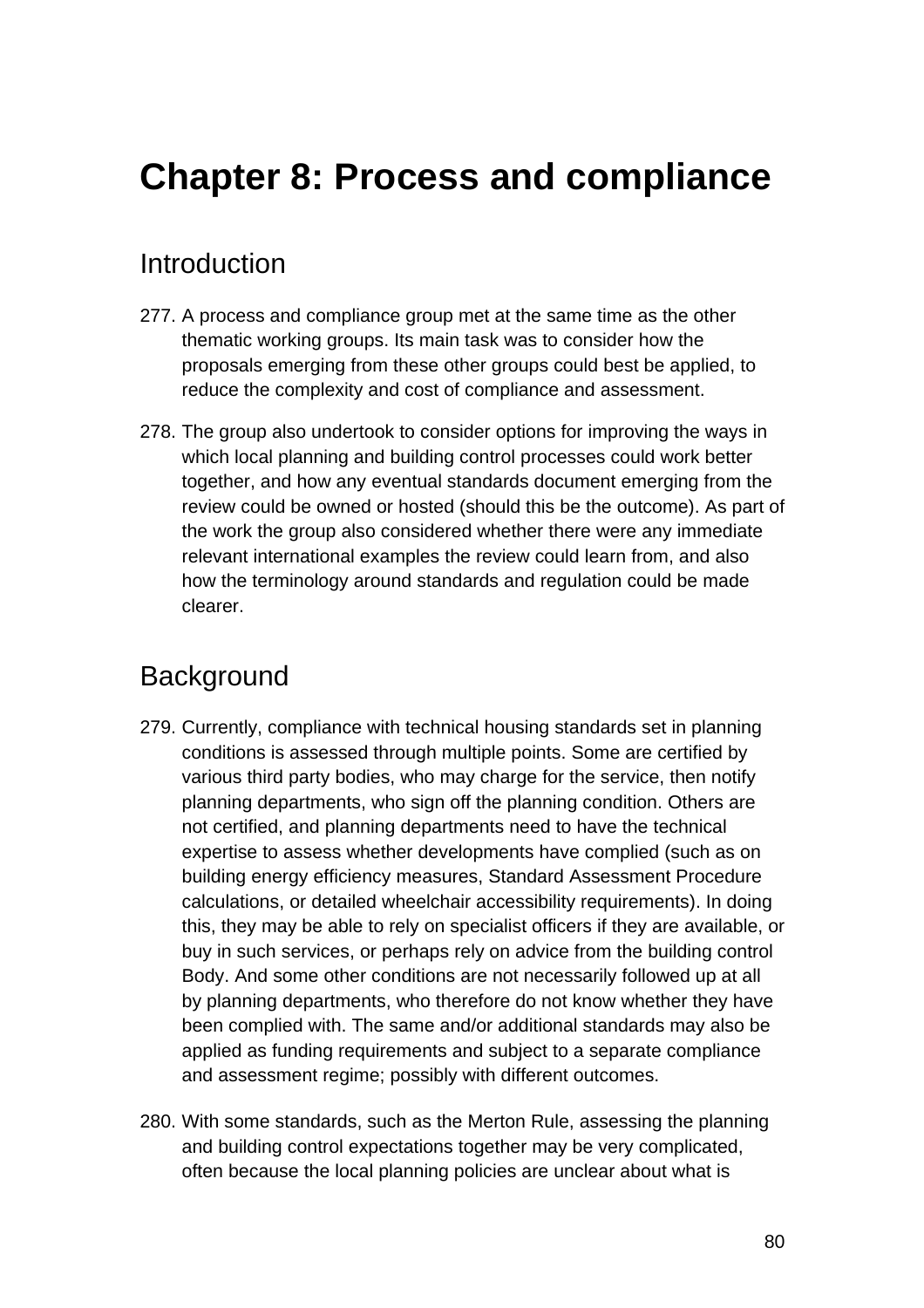# Chapter 8: Process and compliance

## Introduction

277. A process and compliance group met at the same time as the other thematic working groups. Its main task was to consider how the proposals emerging from these other groups could best be applied, to reduce the complexity and cost of compliance and assessment.

278. The group also undertook to consider options for improving the ways in which local planning and building control processes could work better together, and how any eventual standards document emerging from the review could be owned or hosted (should this be the outcome). As part of the work the group also considered whether there were any immediate relevant international examples the review could learn from, and also how the terminology around standards and regulation could be made clearer.

## Background

279. Currently, compliance with technical housing standards set in planning conditions is assessed through multiple points. Some are certified by various third party bodies, who may charge for the service, then notify planning departments, who sign off the planning condition. Others are not certified, and planning departments need to have the technical expertise to assess whether developments have complied (such as on building energy efficiency measures, Standard Assessment Procedure calculations, or detailed wheelchair accessibility requirements). In doing this, they may be able to rely on specialist officers if they are available, or buy in such services, or perhaps rely on advice from the building control Body. And some other conditions are not necessarily followed up at all by planning departments, who therefore do not know whether they have been complied with. The same and/or additional standards may also be applied as funding requirements and subject to a separate compliance and assessment regime; possibly with different outcomes.

280. With some standards, such as the Merton Rule, assessing the planning and building control expectations together may be very complicated, often because the local planning policies are unclear about what is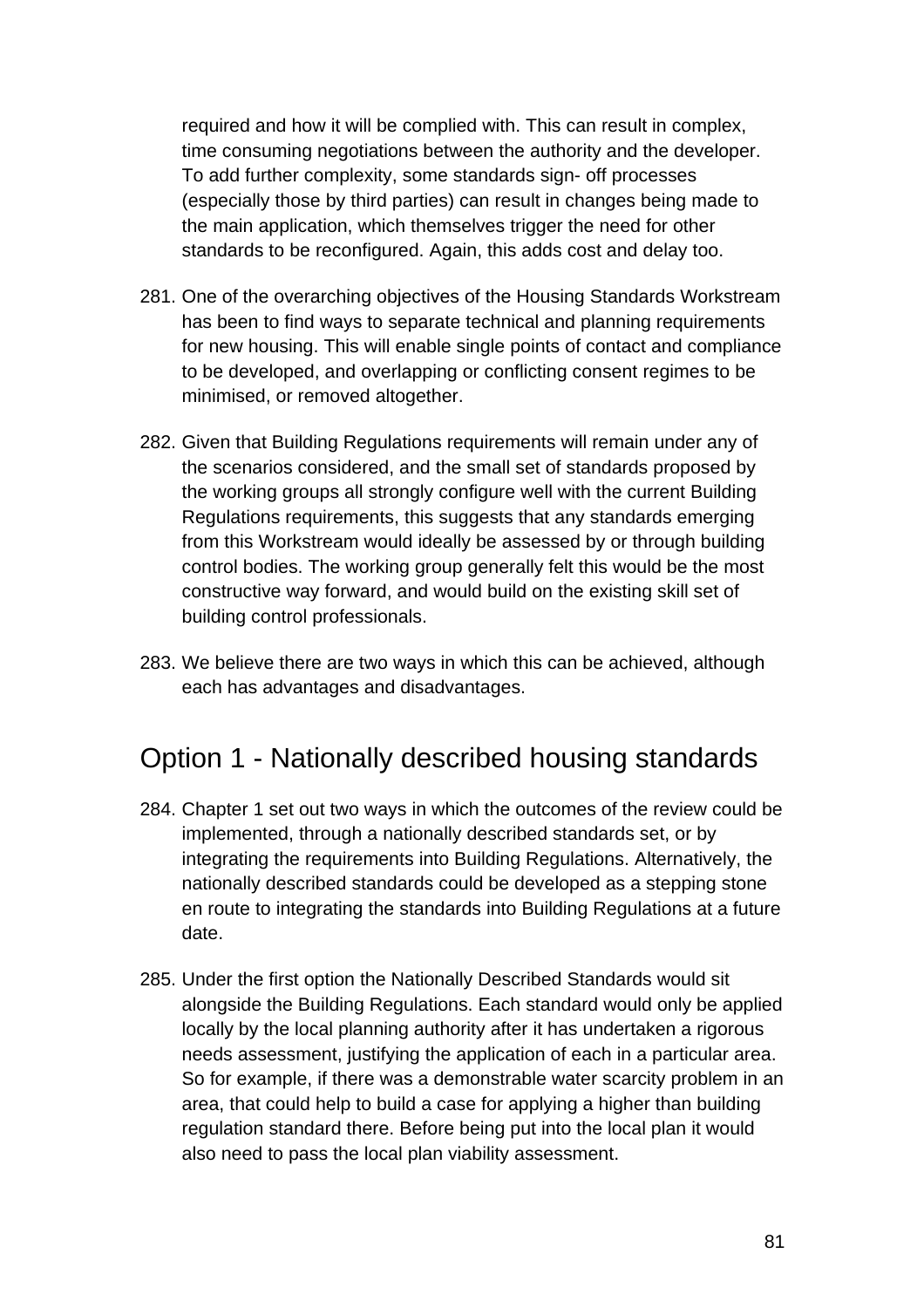required and how it will be complied with. This can result in complex, time consuming negotiations between the authority and the developer. To add further complexity, some standards sign- off processes (especially those by third parties) can result in changes being made to the main application, which themselves trigger the need for other standards to be reconfigured. Again, this adds cost and delay too.

281. One of the overarching objectives of the Housing Standards Workstream has been to find ways to separate technical and planning requirements for new housing. This will enable single points of contact and compliance to be developed, and overlapping or conflicting consent regimes to be minimised, or removed altogether.

282. Given that Building Regulations requirements will remain under any of the scenarios considered, and the small set of standards proposed by the working groups all strongly configure well with the current Building Regulations requirements, this suggests that any standards emerging from this Workstream would ideally be assessed by or through building control bodies. The working group generally felt this would be the most constructive way forward, and would build on the existing skill set of building control professionals.

283. We believe there are two ways in which this can be achieved, although each has advantages and disadvantages.

## Option 1 - Nationally described housing standards

284. Chapter 1 set out two ways in which the outcomes of the review could be implemented, through a nationally described standards set, or by integrating the requirements into Building Regulations. Alternatively, the nationally described standards could be developed as a stepping stone en route to integrating the standards into Building Regulations at a future date.

285. Under the first option the Nationally Described Standards would sit alongside the Building Regulations. Each standard would only be applied locally by the local planning authority after it has undertaken a rigorous needs assessment, justifying the application of each in a particular area. So for example, if there was a demonstrable water scarcity problem in an area, that could help to build a case for applying a higher than building regulation standard there. Before being put into the local plan it would also need to pass the local plan viability assessment.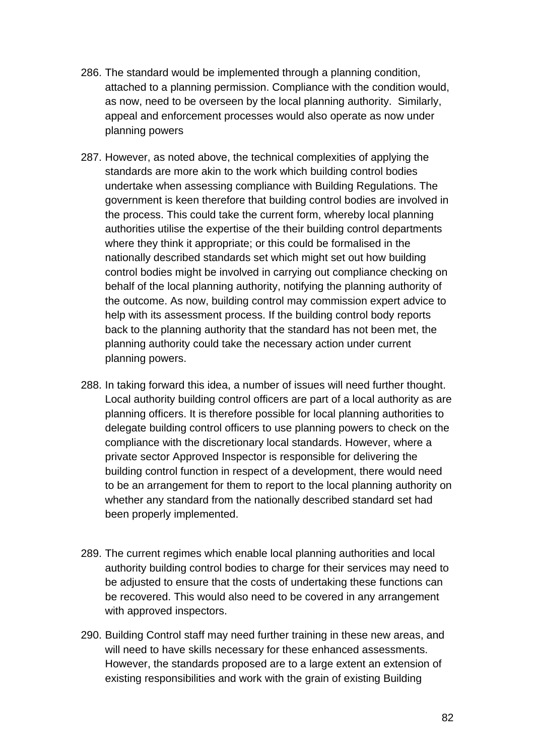286. The standard would be implemented through a planning condition, attached to a planning permission. Compliance with the condition would, as now, need to be overseen by the local planning authority. Similarly, appeal and enforcement processes would also operate as now under planning powers

287. However, as noted above, the technical complexities of applying the standards are more akin to the work which building control bodies undertake when assessing compliance with Building Regulations. The government is keen therefore that building control bodies are involved in the process. This could take the current form, whereby local planning authorities utilise the expertise of the their building control departments where they think it appropriate; or this could be formalised in the nationally described standards set which might set out how building control bodies might be involved in carrying out compliance checking on behalf of the local planning authority, notifying the planning authority of the outcome. As now, building control may commission expert advice to help with its assessment process. If the building control body reports back to the planning authority that the standard has not been met, the planning authority could take the necessary action under current planning powers.

288. In taking forward this idea, a number of issues will need further thought. Local authority building control officers are part of a local authority as are planning officers. It is therefore possible for local planning authorities to delegate building control officers to use planning powers to check on the compliance with the discretionary local standards. However, where a private sector Approved Inspector is responsible for delivering the building control function in respect of a development, there would need to be an arrangement for them to report to the local planning authority on whether any standard from the nationally described standard set had been properly implemented.

289. The current regimes which enable local planning authorities and local authority building control bodies to charge for their services may need to be adjusted to ensure that the costs of undertaking these functions can be recovered. This would also need to be covered in any arrangement with approved inspectors.

290. Building Control staff may need further training in these new areas, and will need to have skills necessary for these enhanced assessments. However, the standards proposed are to a large extent an extension of existing responsibilities and work with the grain of existing Building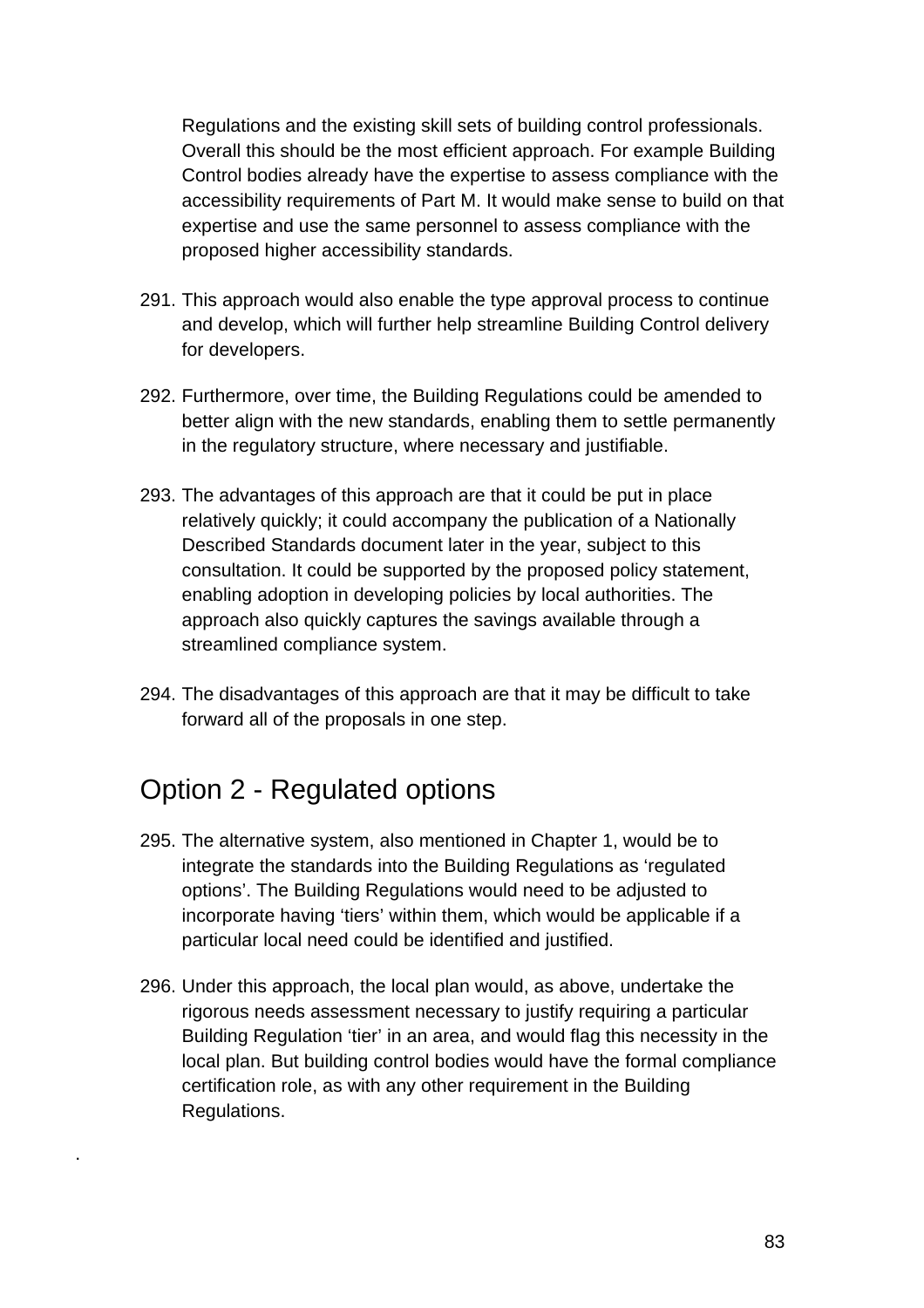Regulations and the existing skill sets of building control professionals. Overall this should be the most efficient approach. For example Building Control bodies already have the expertise to assess compliance with the accessibility requirements of Part M. It would make sense to build on that expertise and use the same personnel to assess compliance with the proposed higher accessibility standards.

291. This approach would also enable the type approval process to continue and develop, which will further help streamline Building Control delivery for developers.

292. Furthermore, over time, the Building Regulations could be amended to better align with the new standards, enabling them to settle permanently in the regulatory structure, where necessary and justifiable.

293. The advantages of this approach are that it could be put in place relatively quickly; it could accompany the publication of a Nationally Described Standards document later in the year, subject to this consultation. It could be supported by the proposed policy statement, enabling adoption in developing policies by local authorities. The approach also quickly captures the savings available through a streamlined compliance system.

294. The disadvantages of this approach are that it may be difficult to take forward all of the proposals in one step.

## Option 2 - Regulated options

295. The alternative system, also mentioned in Chapter 1, would be to integrate the standards into the Building Regulations as 'regulated options'. The Building Regulations would need to be adjusted to incorporate having 'tiers' within them, which would be applicable if a particular local need could be identified and justified.

296. Under this approach, the local plan would, as above, undertake the rigorous needs assessment necessary to justify requiring a particular Building Regulation 'tier' in an area, and would flag this necessity in the local plan. But building control bodies would have the formal compliance certification role, as with any other requirement in the Building Regulations.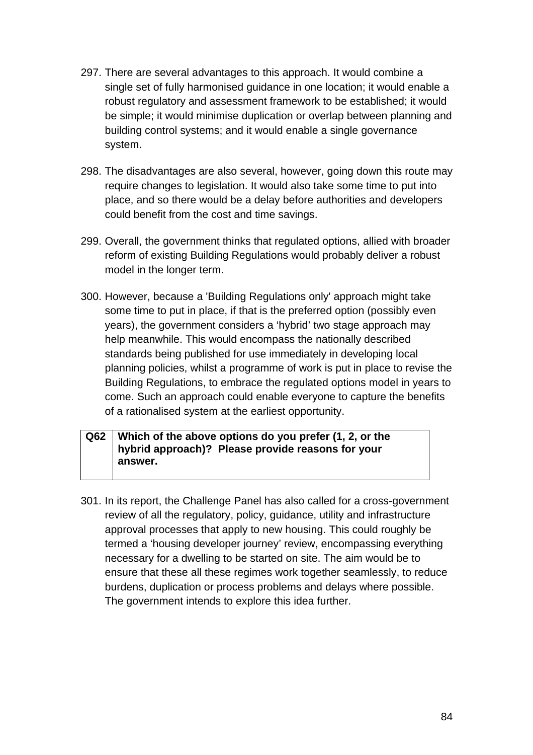297. There are several advantages to this approach. It would combine a single set of fully harmonised guidance in one location; it would enable a robust regulatory and assessment framework to be established; it would be simple; it would minimise duplication or overlap between planning and building control systems; and it would enable a single governance system.

298. The disadvantages are also several, however, going down this route may require changes to legislation. It would also take some time to put into place, and so there would be a delay before authorities and developers could benefit from the cost and time savings.

299. Overall, the government thinks that regulated options, allied with broader reform of existing Building Regulations would probably deliver a robust model in the longer term.

300. However, because a 'Building Regulations only' approach might take some time to put in place, if that is the preferred option (possibly even years), the government considers a 'hybrid' two stage approach may help meanwhile. This would encompass the nationally described standards being published for use immediately in developing local planning policies, whilst a programme of work is put in place to revise the Building Regulations, to embrace the regulated options model in years to come. Such an approach could enable everyone to capture the benefits of a rationalised system at the earliest opportunity.

| **Q62** | **Which of the above options do you prefer (1, 2, or the hybrid approach)? Please provide reasons for your answer.** |
|---|---|

301. In its report, the Challenge Panel has also called for a cross-government review of all the regulatory, policy, guidance, utility and infrastructure approval processes that apply to new housing. This could roughly be termed a 'housing developer journey' review, encompassing everything necessary for a dwelling to be started on site. The aim would be to ensure that these all these regimes work together seamlessly, to reduce burdens, duplication or process problems and delays where possible. The government intends to explore this idea further.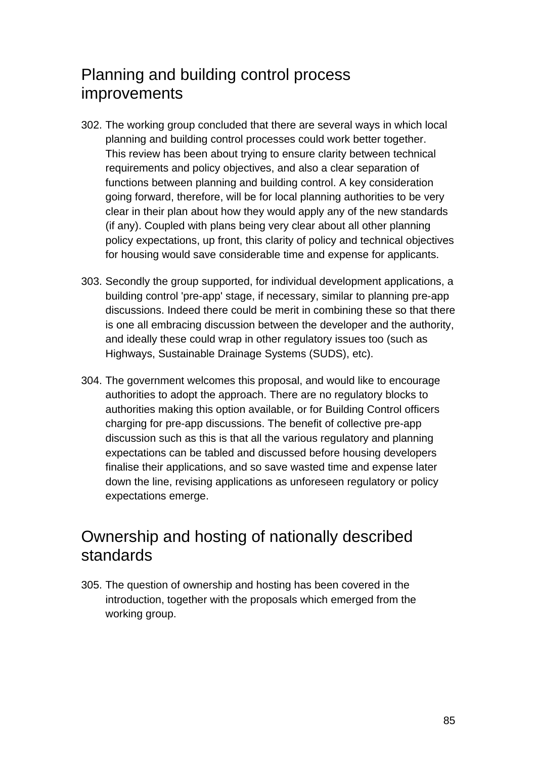## Planning and building control process improvements

302. The working group concluded that there are several ways in which local planning and building control processes could work better together. This review has been about trying to ensure clarity between technical requirements and policy objectives, and also a clear separation of functions between planning and building control. A key consideration going forward, therefore, will be for local planning authorities to be very clear in their plan about how they would apply any of the new standards (if any). Coupled with plans being very clear about all other planning policy expectations, up front, this clarity of policy and technical objectives for housing would save considerable time and expense for applicants.

303. Secondly the group supported, for individual development applications, a building control 'pre-app' stage, if necessary, similar to planning pre-app discussions. Indeed there could be merit in combining these so that there is one all embracing discussion between the developer and the authority, and ideally these could wrap in other regulatory issues too (such as Highways, Sustainable Drainage Systems (SUDS), etc).

304. The government welcomes this proposal, and would like to encourage authorities to adopt the approach. There are no regulatory blocks to authorities making this option available, or for Building Control officers charging for pre-app discussions. The benefit of collective pre-app discussion such as this is that all the various regulatory and planning expectations can be tabled and discussed before housing developers finalise their applications, and so save wasted time and expense later down the line, revising applications as unforeseen regulatory or policy expectations emerge.

## Ownership and hosting of nationally described standards

305. The question of ownership and hosting has been covered in the introduction, together with the proposals which emerged from the working group.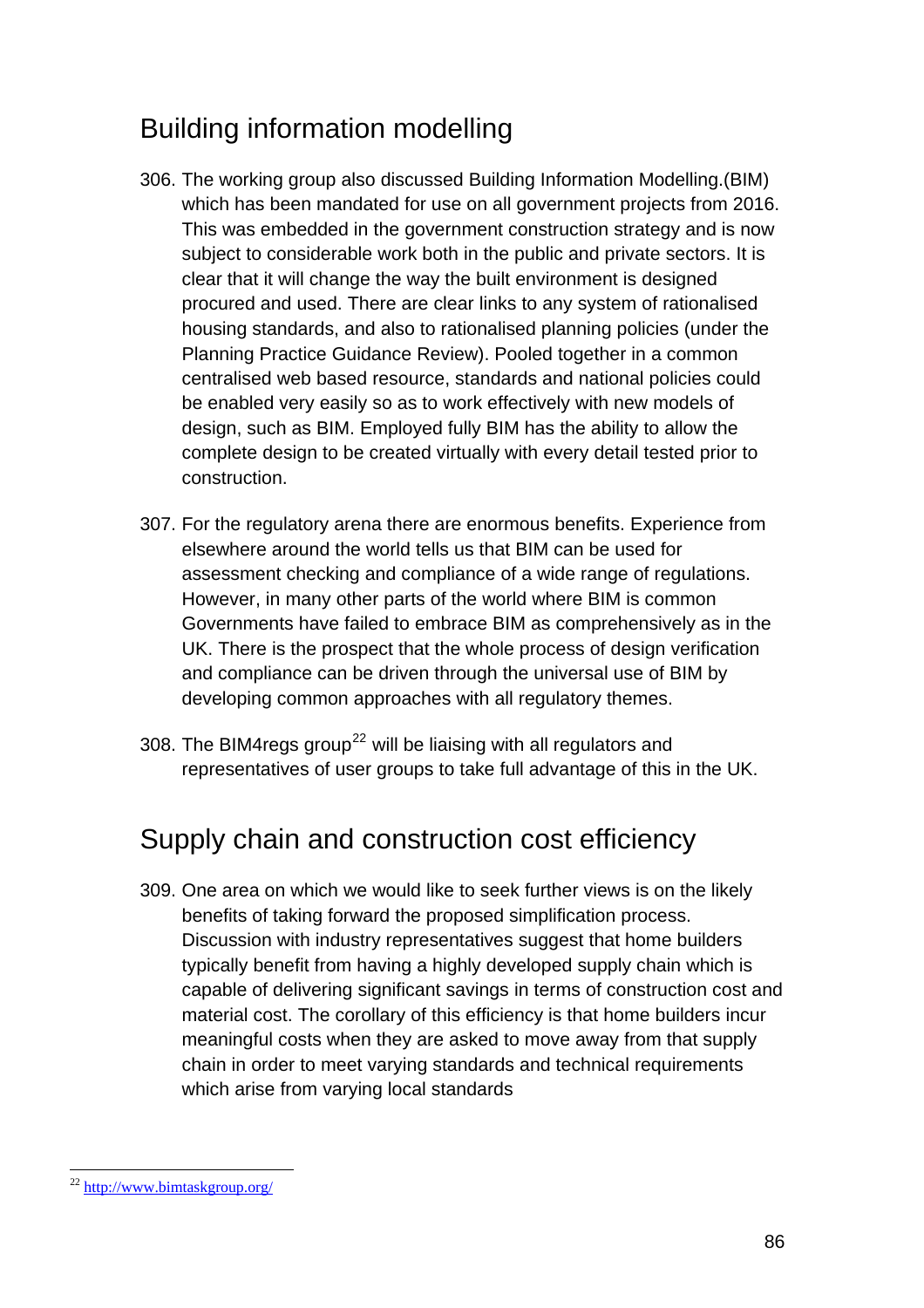## Building information modelling

306. The working group also discussed Building Information Modelling.(BIM) which has been mandated for use on all government projects from 2016. This was embedded in the government construction strategy and is now subject to considerable work both in the public and private sectors. It is clear that it will change the way the built environment is designed procured and used. There are clear links to any system of rationalised housing standards, and also to rationalised planning policies (under the Planning Practice Guidance Review). Pooled together in a common centralised web based resource, standards and national policies could be enabled very easily so as to work effectively with new models of design, such as BIM. Employed fully BIM has the ability to allow the complete design to be created virtually with every detail tested prior to construction.

307. For the regulatory arena there are enormous benefits. Experience from elsewhere around the world tells us that BIM can be used for assessment checking and compliance of a wide range of regulations. However, in many other parts of the world where BIM is common Governments have failed to embrace BIM as comprehensively as in the UK. There is the prospect that the whole process of design verification and compliance can be driven through the universal use of BIM by developing common approaches with all regulatory themes.

308. The BIM4regs group[22] will be liaising with all regulators and representatives of user groups to take full advantage of this in the UK.

## Supply chain and construction cost efficiency

309. One area on which we would like to seek further views is on the likely benefits of taking forward the proposed simplification process. Discussion with industry representatives suggest that home builders typically benefit from having a highly developed supply chain which is capable of delivering significant savings in terms of construction cost and material cost. The corollary of this efficiency is that home builders incur meaningful costs when they are asked to move away from that supply chain in order to meet varying standards and technical requirements which arise from varying local standards

[22] http://www.bimtaskgroup.org/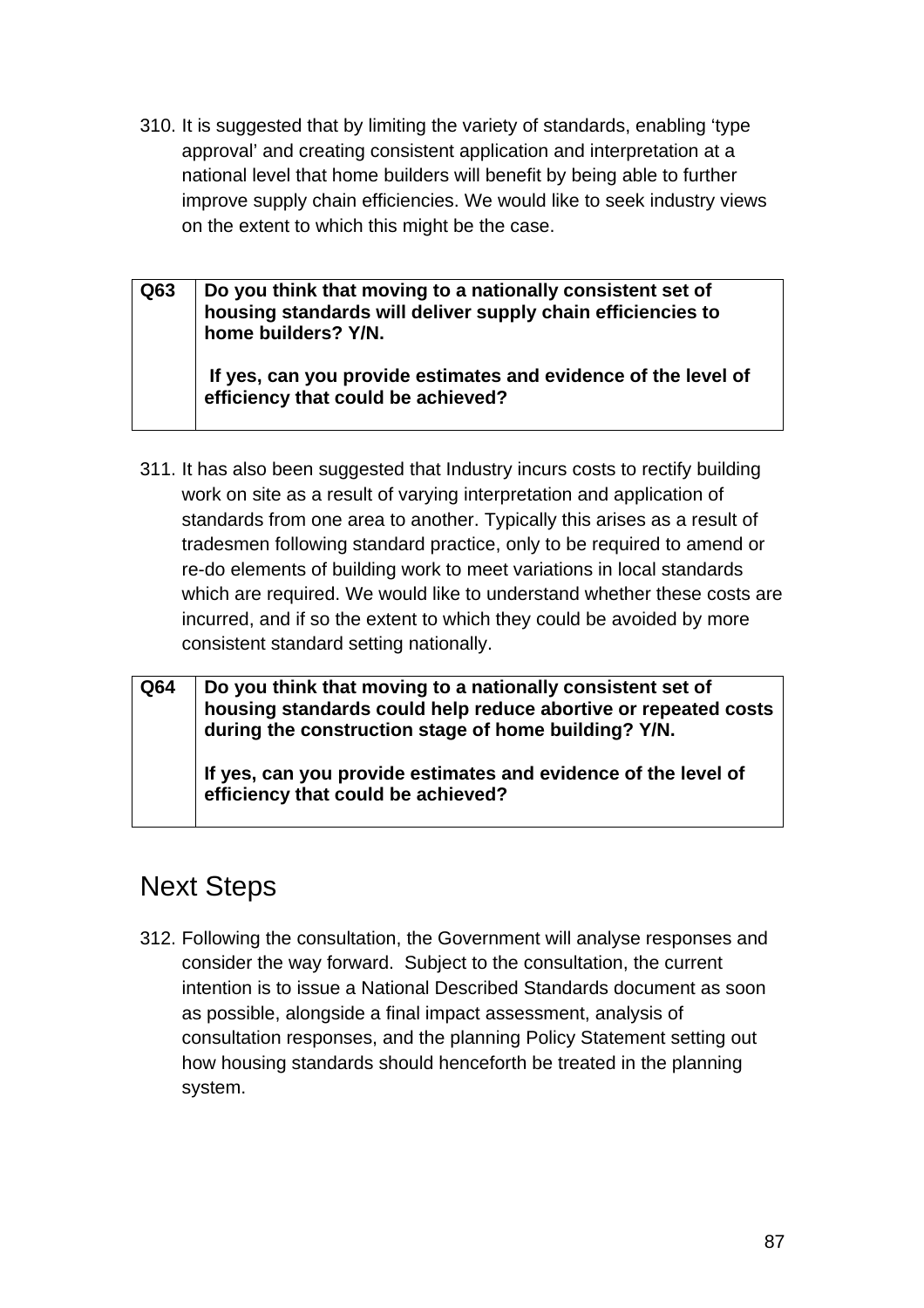310. It is suggested that by limiting the variety of standards, enabling 'type approval' and creating consistent application and interpretation at a national level that home builders will benefit by being able to further improve supply chain efficiencies. We would like to seek industry views on the extent to which this might be the case.

| Q63 | **Do you think that moving to a nationally consistent set of housing standards will deliver supply chain efficiencies to home builders? Y/N.** <br><br> **If yes, can you provide estimates and evidence of the level of efficiency that could be achieved?** |
|---|---|

311. It has also been suggested that Industry incurs costs to rectify building work on site as a result of varying interpretation and application of standards from one area to another. Typically this arises as a result of tradesmen following standard practice, only to be required to amend or re-do elements of building work to meet variations in local standards which are required. We would like to understand whether these costs are incurred, and if so the extent to which they could be avoided by more consistent standard setting nationally.

| Q64 | **Do you think that moving to a nationally consistent set of housing standards could help reduce abortive or repeated costs during the construction stage of home building? Y/N.** <br><br> **If yes, can you provide estimates and evidence of the level of efficiency that could be achieved?** |
|---|---|

## Next Steps

312. Following the consultation, the Government will analyse responses and consider the way forward. Subject to the consultation, the current intention is to issue a National Described Standards document as soon as possible, alongside a final impact assessment, analysis of consultation responses, and the planning Policy Statement setting out how housing standards should henceforth be treated in the planning system.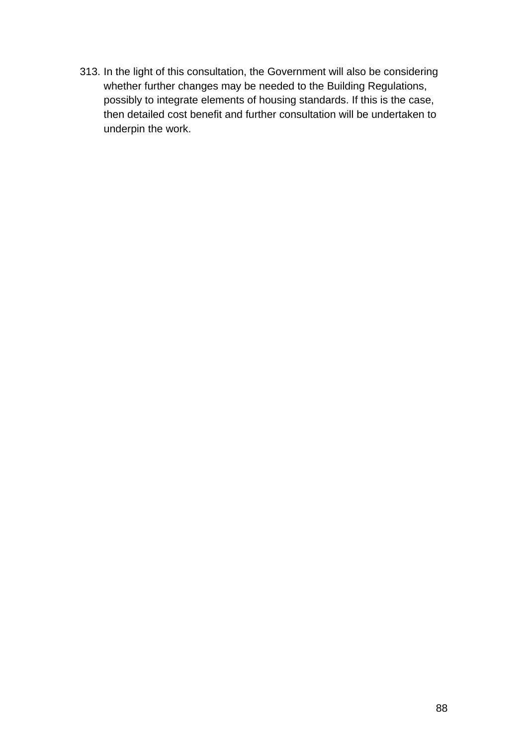313. In the light of this consultation, the Government will also be considering whether further changes may be needed to the Building Regulations, possibly to integrate elements of housing standards. If this is the case, then detailed cost benefit and further consultation will be undertaken to underpin the work.